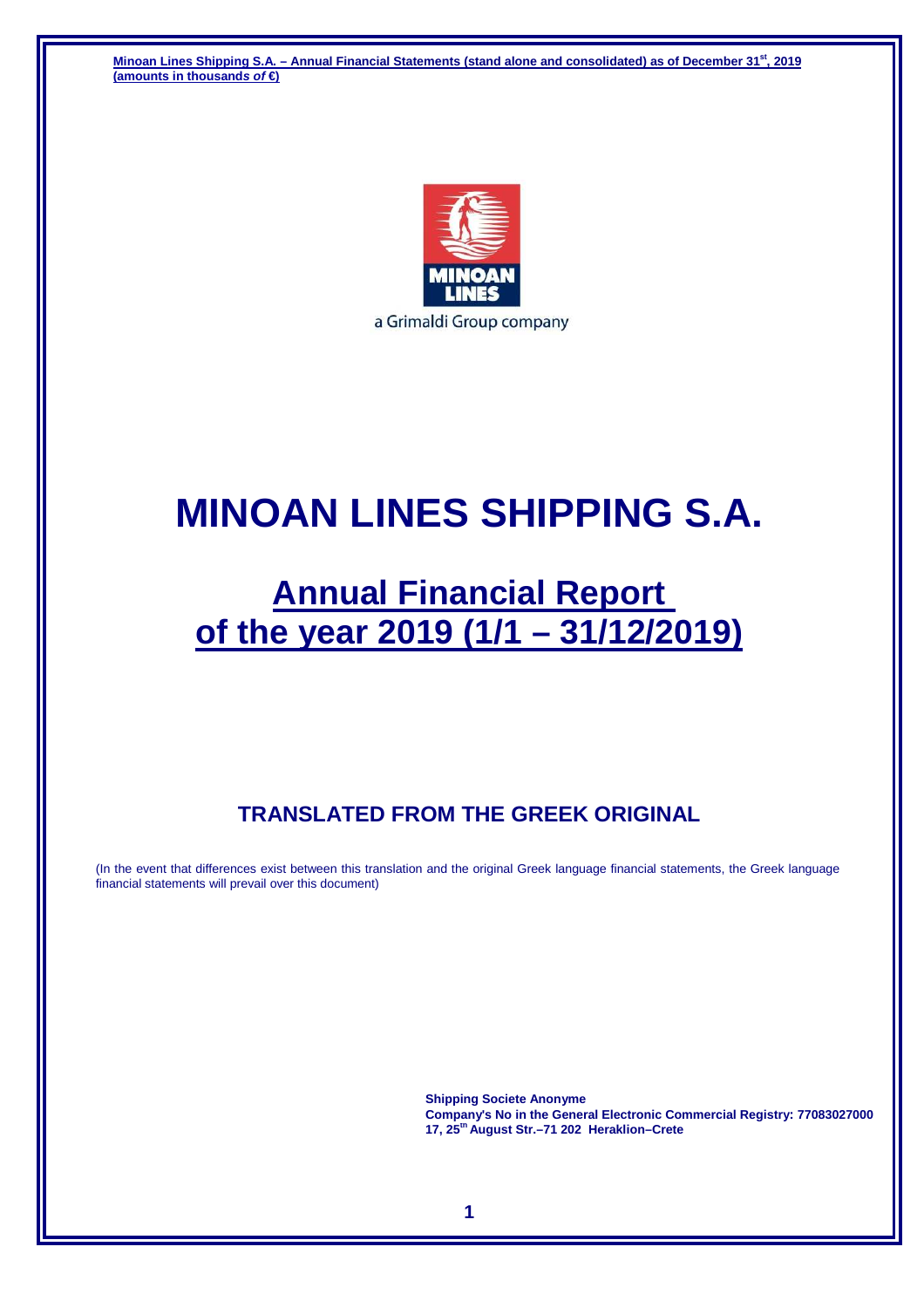a Grimaldi Group company

# MINOAN LINES SHIPPING S.A.

## Annual Financial Report of the year 2019 (1/1 – 31/12/2019)

### TRANSLATED FROM THE GREEK ORIGINAL

(In the event that differences exist between this translation and the original Greek language financial statements, the Greek language financial statements will prevail over this document)

**Shipping Societe Anonyme**
**Company's No in the General Electronic Commercial Registry: 77083027000**
**17, 25th August Str.–71 202 Heraklion–Crete**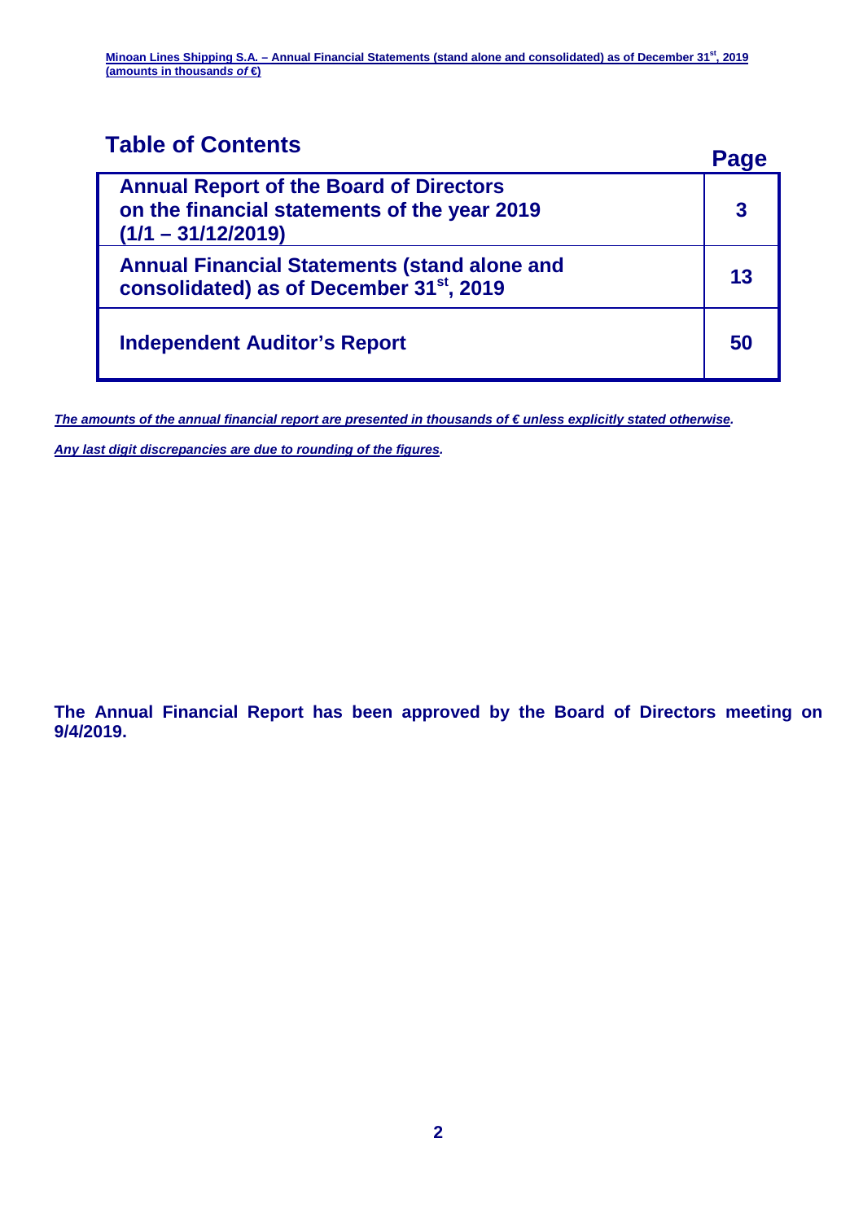# Table of Contents

| | Page |
|---|---|
| **Annual Report of the Board of Directors on the financial statements of the year 2019 (1/1 – 31/12/2019)** | **3** |
| **Annual Financial Statements (stand alone and consolidated) as of December 31st, 2019** | **13** |
| **Independent Auditor's Report** | **50** |

***The amounts of the annual financial report are presented in thousands of € unless explicitly stated otherwise.***

***Any last digit discrepancies are due to rounding of the figures.***

**The Annual Financial Report has been approved by the Board of Directors meeting on 9/4/2019.**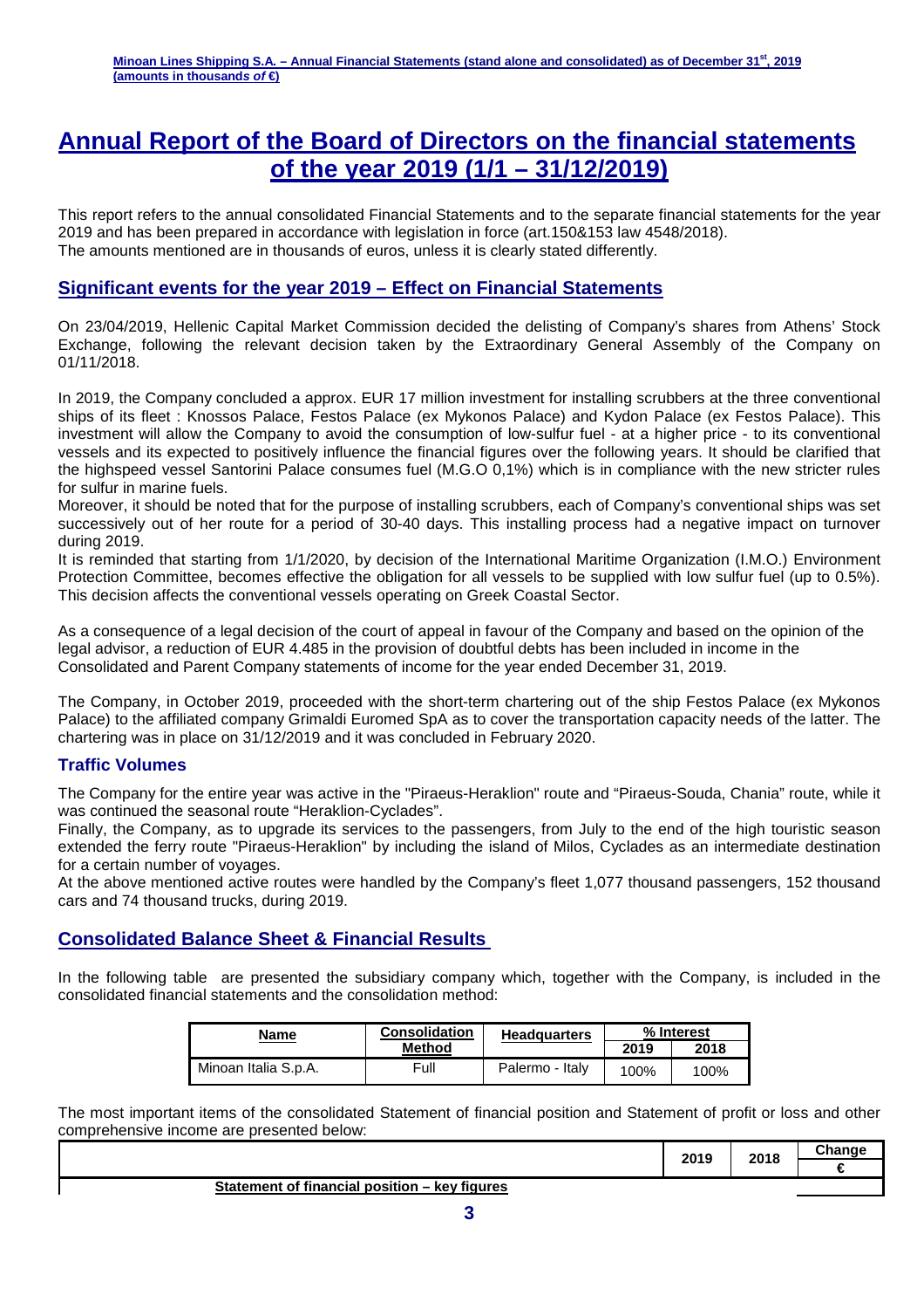# Annual Report of the Board of Directors on the financial statements of the year 2019 (1/1 – 31/12/2019)

This report refers to the annual consolidated Financial Statements and to the separate financial statements for the year 2019 and has been prepared in accordance with legislation in force (art.150&153 law 4548/2018).
The amounts mentioned are in thousands of euros, unless it is clearly stated differently.

## Significant events for the year 2019 – Effect on Financial Statements

On 23/04/2019, Hellenic Capital Market Commission decided the delisting of Company's shares from Athens' Stock Exchange, following the relevant decision taken by the Extraordinary General Assembly of the Company on 01/11/2018.

In 2019, the Company concluded a approx. EUR 17 million investment for installing scrubbers at the three conventional ships of its fleet : Knossos Palace, Festos Palace (ex Mykonos Palace) and Kydon Palace (ex Festos Palace). This investment will allow the Company to avoid the consumption of low-sulfur fuel - at a higher price - to its conventional vessels and its expected to positively influence the financial figures over the following years. It should be clarified that the highspeed vessel Santorini Palace consumes fuel (M.G.O 0,1%) which is in compliance with the new stricter rules for sulfur in marine fuels.
Moreover, it should be noted that for the purpose of installing scrubbers, each of Company's conventional ships was set successively out of her route for a period of 30-40 days. This installing process had a negative impact on turnover during 2019.
It is reminded that starting from 1/1/2020, by decision of the International Maritime Organization (I.M.O.) Environment Protection Committee, becomes effective the obligation for all vessels to be supplied with low sulfur fuel (up to 0.5%). This decision affects the conventional vessels operating on Greek Coastal Sector.

As a consequence of a legal decision of the court of appeal in favour of the Company and based on the opinion of the legal advisor, a reduction of EUR 4.485 in the provision of doubtful debts has been included in income in the Consolidated and Parent Company statements of income for the year ended December 31, 2019.

The Company, in October 2019, proceeded with the short-term chartering out of the ship Festos Palace (ex Mykonos Palace) to the affiliated company Grimaldi Euromed SpA as to cover the transportation capacity needs of the latter. The chartering was in place on 31/12/2019 and it was concluded in February 2020.

### Traffic Volumes

The Company for the entire year was active in the "Piraeus-Heraklion" route and "Piraeus-Souda, Chania" route, while it was continued the seasonal route "Heraklion-Cyclades".
Finally, the Company, as to upgrade its services to the passengers, from July to the end of the high touristic season extended the ferry route "Piraeus-Heraklion" by including the island of Milos, Cyclades as an intermediate destination for a certain number of voyages.
At the above mentioned active routes were handled by the Company's fleet 1,077 thousand passengers, 152 thousand cars and 74 thousand trucks, during 2019.

## Consolidated Balance Sheet & Financial Results

In the following table are presented the subsidiary company which, together with the Company, is included in the consolidated financial statements and the consolidation method:

| Name | Consolidation Method | Headquarters | % Interest | |
|---|---|---|---|---|
| | | | 2019 | 2018 |
| Minoan Italia S.p.A. | Full | Palermo - Italy | 100% | 100% |

The most important items of the consolidated Statement of financial position and Statement of profit or loss and other comprehensive income are presented below:

| | 2019 | 2018 | Change |
|---|---|---|---|
| | | | € |
| **Statement of financial position – key figures** | | | |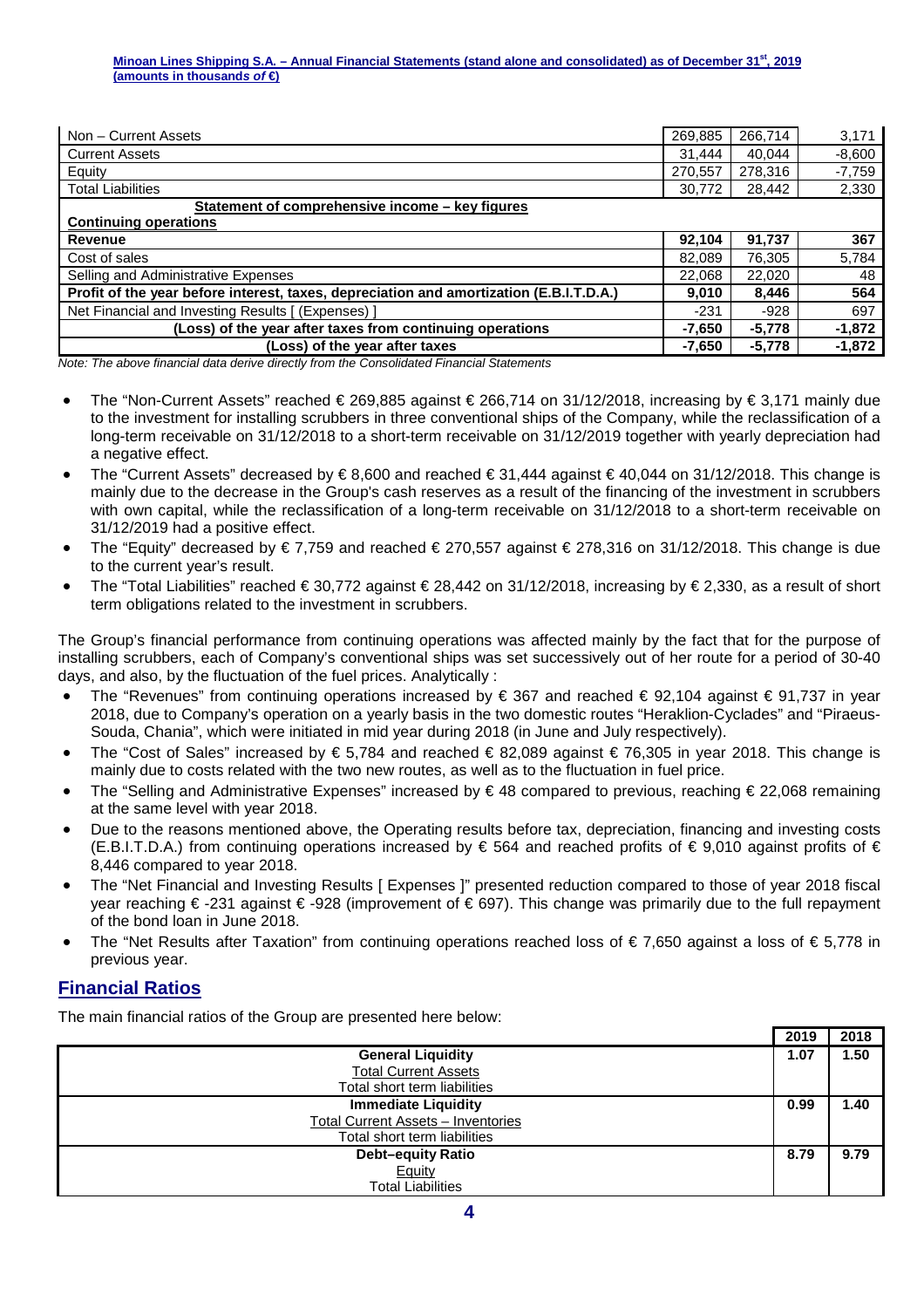| | | | |
|---|---|---|---|
| Non – Current Assets | 269,885 | 266,714 | 3,171 |
| Current Assets | 31,444 | 40,044 | -8,600 |
| Equity | 270,557 | 278,316 | -7,759 |
| Total Liabilities | 30,772 | 28,442 | 2,330 |
| **Statement of comprehensive income – key figures** | | | |
| **Continuing operations** | | | |
| **Revenue** | **92,104** | **91,737** | **367** |
| Cost of sales | 82,089 | 76,305 | 5,784 |
| Selling and Administrative Expenses | 22,068 | 22,020 | 48 |
| **Profit of the year before interest, taxes, depreciation and amortization (E.B.I.T.D.A.)** | **9,010** | **8,446** | **564** |
| Net Financial and Investing Results [ (Expenses) ] | -231 | -928 | 697 |
| **(Loss) of the year after taxes from continuing operations** | **-7,650** | **-5,778** | **-1,872** |
| **(Loss) of the year after taxes** | **-7,650** | **-5,778** | **-1,872** |

*Note: The above financial data derive directly from the Consolidated Financial Statements*

- The "Non-Current Assets" reached € 269,885 against € 266,714 on 31/12/2018, increasing by € 3,171 mainly due to the investment for installing scrubbers in three conventional ships of the Company, while the reclassification of a long-term receivable on 31/12/2018 to a short-term receivable on 31/12/2019 together with yearly depreciation had a negative effect.
- The "Current Assets" decreased by € 8,600 and reached € 31,444 against € 40,044 on 31/12/2018. This change is mainly due to the decrease in the Group's cash reserves as a result of the financing of the investment in scrubbers with own capital, while the reclassification of a long-term receivable on 31/12/2018 to a short-term receivable on 31/12/2019 had a positive effect.
- The "Equity" decreased by € 7,759 and reached € 270,557 against € 278,316 on 31/12/2018. This change is due to the current year's result.
- The "Total Liabilities" reached € 30,772 against € 28,442 on 31/12/2018, increasing by € 2,330, as a result of short term obligations related to the investment in scrubbers.

The Group's financial performance from continuing operations was affected mainly by the fact that for the purpose of installing scrubbers, each of Company's conventional ships was set successively out of her route for a period of 30-40 days, and also, by the fluctuation of the fuel prices. Analytically :

- The "Revenues" from continuing operations increased by € 367 and reached € 92,104 against € 91,737 in year 2018, due to Company's operation on a yearly basis in the two domestic routes "Heraklion-Cyclades" and "Piraeus-Souda, Chania", which were initiated in mid year during 2018 (in June and July respectively).
- The "Cost of Sales" increased by € 5,784 and reached € 82,089 against € 76,305 in year 2018. This change is mainly due to costs related with the two new routes, as well as to the fluctuation in fuel price.
- The "Selling and Administrative Expenses" increased by € 48 compared to previous, reaching € 22,068 remaining at the same level with year 2018.
- Due to the reasons mentioned above, the Operating results before tax, depreciation, financing and investing costs (E.B.I.T.D.A.) from continuing operations increased by € 564 and reached profits of € 9,010 against profits of € 8,446 compared to year 2018.
- The "Net Financial and Investing Results [ Expenses ]" presented reduction compared to those of year 2018 fiscal year reaching € -231 against € -928 (improvement of € 697). This change was primarily due to the full repayment of the bond loan in June 2018.
- The "Net Results after Taxation" from continuing operations reached loss of € 7,650 against a loss of € 5,778 in previous year.

## Financial Ratios

The main financial ratios of the Group are presented here below:

| | 2019 | 2018 |
|---|---|---|
| **General Liquidity**<br>Total Current Assets<br>Total short term liabilities | **1.07** | **1.50** |
| **Immediate Liquidity**<br>Total Current Assets – Inventories<br>Total short term liabilities | **0.99** | **1.40** |
| **Debt–equity Ratio**<br>Equity<br>Total Liabilities | **8.79** | **9.79** |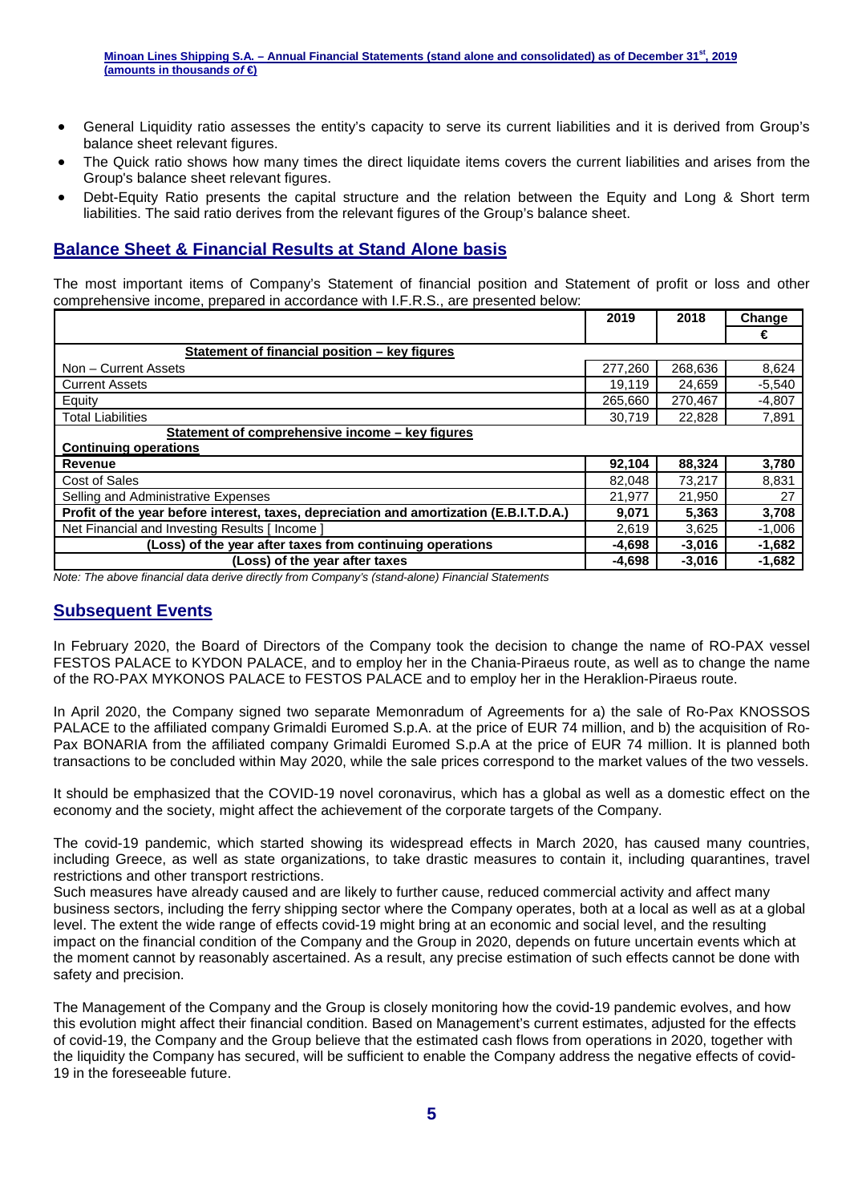- General Liquidity ratio assesses the entity's capacity to serve its current liabilities and it is derived from Group's balance sheet relevant figures.
- The Quick ratio shows how many times the direct liquidate items covers the current liabilities and arises from the Group's balance sheet relevant figures.
- Debt-Equity Ratio presents the capital structure and the relation between the Equity and Long & Short term liabilities. The said ratio derives from the relevant figures of the Group's balance sheet.

## Balance Sheet & Financial Results at Stand Alone basis

The most important items of Company's Statement of financial position and Statement of profit or loss and other comprehensive income, prepared in accordance with I.F.R.S., are presented below:

| | 2019 | 2018 | Change € |
|---|---|---|---|
| **Statement of financial position – key figures** | | | |
| Non – Current Assets | 277,260 | 268,636 | 8,624 |
| Current Assets | 19,119 | 24,659 | -5,540 |
| Equity | 265,660 | 270,467 | -4,807 |
| Total Liabilities | 30,719 | 22,828 | 7,891 |
| **Statement of comprehensive income – key figures** | | | |
| **Continuing operations** | | | |
| **Revenue** | **92,104** | **88,324** | **3,780** |
| Cost of Sales | 82,048 | 73,217 | 8,831 |
| Selling and Administrative Expenses | 21,977 | 21,950 | 27 |
| **Profit of the year before interest, taxes, depreciation and amortization (E.B.I.T.D.A.)** | **9,071** | **5,363** | **3,708** |
| Net Financial and Investing Results [ Income ] | 2,619 | 3,625 | -1,006 |
| **(Loss) of the year after taxes from continuing operations** | **-4,698** | **-3,016** | **-1,682** |
| **(Loss) of the year after taxes** | **-4,698** | **-3,016** | **-1,682** |

*Note: The above financial data derive directly from Company's (stand-alone) Financial Statements*

## Subsequent Events

In February 2020, the Board of Directors of the Company took the decision to change the name of RO-PAX vessel FESTOS PALACE to KYDON PALACE, and to employ her in the Chania-Piraeus route, as well as to change the name of the RO-PAX MYKONOS PALACE to FESTOS PALACE and to employ her in the Heraklion-Piraeus route.

In April 2020, the Company signed two separate Memonradum of Agreements for a) the sale of Ro-Pax KNOSSOS PALACE to the affiliated company Grimaldi Euromed S.p.A. at the price of EUR 74 million, and b) the acquisition of Ro-Pax BONARIA from the affiliated company Grimaldi Euromed S.p.A at the price of EUR 74 million. It is planned both transactions to be concluded within May 2020, while the sale prices correspond to the market values of the two vessels.

It should be emphasized that the COVID-19 novel coronavirus, which has a global as well as a domestic effect on the economy and the society, might affect the achievement of the corporate targets of the Company.

The covid-19 pandemic, which started showing its widespread effects in March 2020, has caused many countries, including Greece, as well as state organizations, to take drastic measures to contain it, including quarantines, travel restrictions and other transport restrictions.
Such measures have already caused and are likely to further cause, reduced commercial activity and affect many business sectors, including the ferry shipping sector where the Company operates, both at a local as well as at a global level. The extent the wide range of effects covid-19 might bring at an economic and social level, and the resulting impact on the financial condition of the Company and the Group in 2020, depends on future uncertain events which at the moment cannot by reasonably ascertained. As a result, any precise estimation of such effects cannot be done with safety and precision.

The Management of the Company and the Group is closely monitoring how the covid-19 pandemic evolves, and how this evolution might affect their financial condition. Based on Management's current estimates, adjusted for the effects of covid-19, the Company and the Group believe that the estimated cash flows from operations in 2020, together with the liquidity the Company has secured, will be sufficient to enable the Company address the negative effects of covid-19 in the foreseeable future.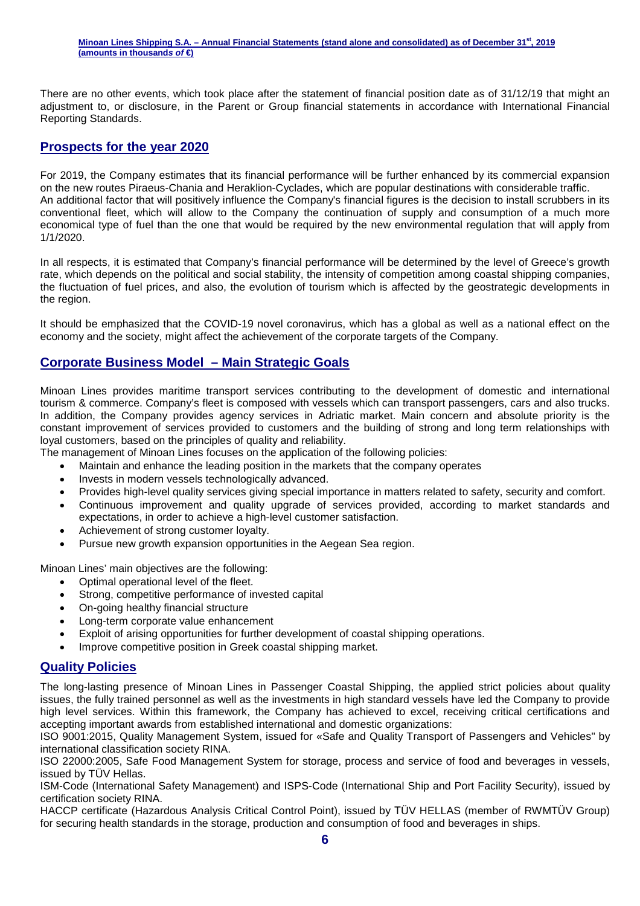There are no other events, which took place after the statement of financial position date as of 31/12/19 that might an adjustment to, or disclosure, in the Parent or Group financial statements in accordance with International Financial Reporting Standards.

## Prospects for the year 2020

For 2019, the Company estimates that its financial performance will be further enhanced by its commercial expansion on the new routes Piraeus-Chania and Heraklion-Cyclades, which are popular destinations with considerable traffic.
An additional factor that will positively influence the Company's financial figures is the decision to install scrubbers in its conventional fleet, which will allow to the Company the continuation of supply and consumption of a much more economical type of fuel than the one that would be required by the new environmental regulation that will apply from 1/1/2020.

In all respects, it is estimated that Company's financial performance will be determined by the level of Greece's growth rate, which depends on the political and social stability, the intensity of competition among coastal shipping companies, the fluctuation of fuel prices, and also, the evolution of tourism which is affected by the geostrategic developments in the region.

It should be emphasized that the COVID-19 novel coronavirus, which has a global as well as a national effect on the economy and the society, might affect the achievement of the corporate targets of the Company.

## Corporate Business Model – Main Strategic Goals

Minoan Lines provides maritime transport services contributing to the development of domestic and international tourism & commerce. Company's fleet is composed with vessels which can transport passengers, cars and also trucks. In addition, the Company provides agency services in Adriatic market. Main concern and absolute priority is the constant improvement of services provided to customers and the building of strong and long term relationships with loyal customers, based on the principles of quality and reliability.
The management of Minoan Lines focuses on the application of the following policies:

- Maintain and enhance the leading position in the markets that the company operates
- Invests in modern vessels technologically advanced.
- Provides high-level quality services giving special importance in matters related to safety, security and comfort.
- Continuous improvement and quality upgrade of services provided, according to market standards and expectations, in order to achieve a high-level customer satisfaction.
- Achievement of strong customer loyalty.
- Pursue new growth expansion opportunities in the Aegean Sea region.

Minoan Lines' main objectives are the following:

- Optimal operational level of the fleet.
- Strong, competitive performance of invested capital
- On-going healthy financial structure
- Long-term corporate value enhancement
- Exploit of arising opportunities for further development of coastal shipping operations.
- Improve competitive position in Greek coastal shipping market.

## Quality Policies

The long-lasting presence of Minoan Lines in Passenger Coastal Shipping, the applied strict policies about quality issues, the fully trained personnel as well as the investments in high standard vessels have led the Company to provide high level services. Within this framework, the Company has achieved to excel, receiving critical certifications and accepting important awards from established international and domestic organizations:
ISO 9001:2015, Quality Management System, issued for «Safe and Quality Transport of Passengers and Vehicles" by international classification society RINA.
ISO 22000:2005, Safe Food Management System for storage, process and service of food and beverages in vessels, issued by TÜV Hellas.
ISM-Code (International Safety Management) and ISPS-Code (International Ship and Port Facility Security), issued by certification society RINA.
HACCP certificate (Hazardous Analysis Critical Control Point), issued by TÜV HELLAS (member of RWMTÜV Group) for securing health standards in the storage, production and consumption of food and beverages in ships.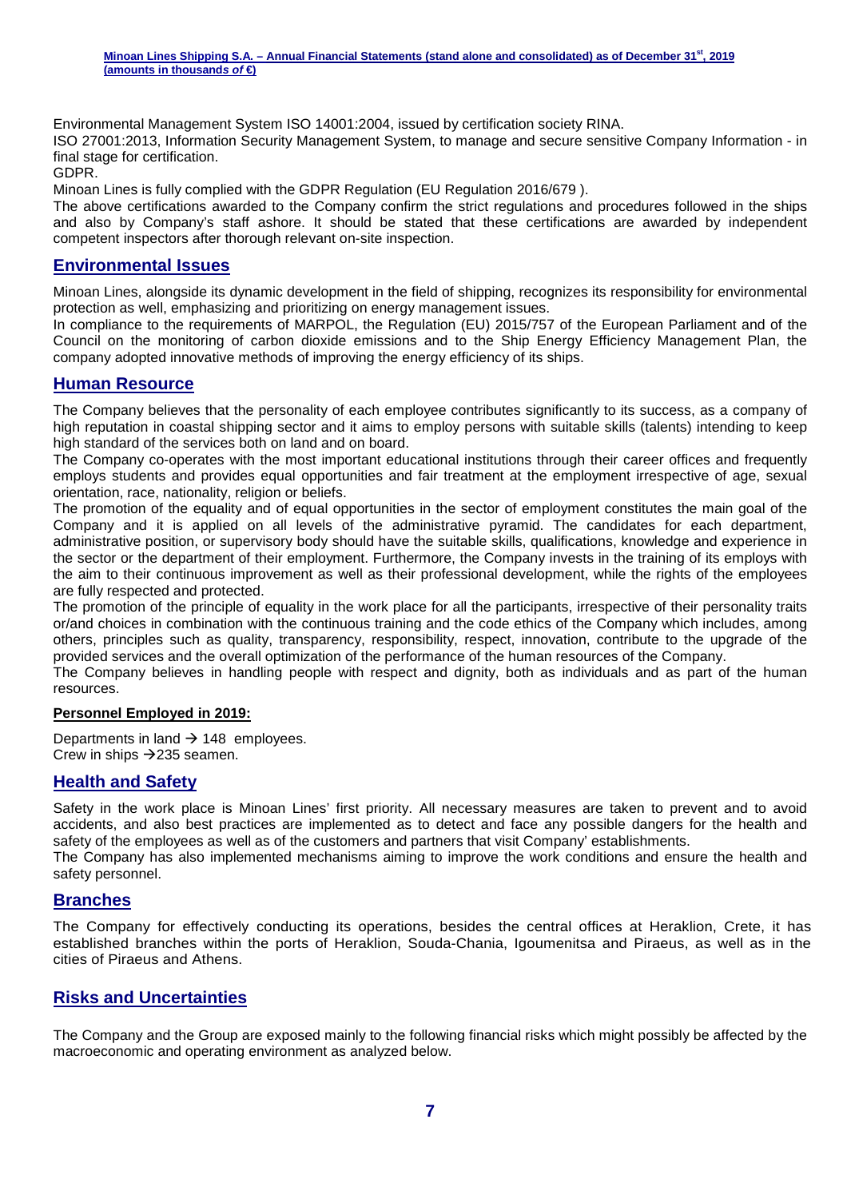Environmental Management System ISO 14001:2004, issued by certification society RINA.

ISO 27001:2013, Information Security Management System, to manage and secure sensitive Company Information - in final stage for certification.

GDPR.

Minoan Lines is fully complied with the GDPR Regulation (EU Regulation 2016/679 ).

The above certifications awarded to the Company confirm the strict regulations and procedures followed in the ships and also by Company's staff ashore. It should be stated that these certifications are awarded by independent competent inspectors after thorough relevant on-site inspection.

## Environmental Issues

Minoan Lines, alongside its dynamic development in the field of shipping, recognizes its responsibility for environmental protection as well, emphasizing and prioritizing on energy management issues.

In compliance to the requirements of MARPOL, the Regulation (EU) 2015/757 of the European Parliament and of the Council on the monitoring of carbon dioxide emissions and to the Ship Energy Efficiency Management Plan, the company adopted innovative methods of improving the energy efficiency of its ships.

## Human Resource

The Company believes that the personality of each employee contributes significantly to its success, as a company of high reputation in coastal shipping sector and it aims to employ persons with suitable skills (talents) intending to keep high standard of the services both on land and on board.

The Company co-operates with the most important educational institutions through their career offices and frequently employs students and provides equal opportunities and fair treatment at the employment irrespective of age, sexual orientation, race, nationality, religion or beliefs.

The promotion of the equality and of equal opportunities in the sector of employment constitutes the main goal of the Company and it is applied on all levels of the administrative pyramid. The candidates for each department, administrative position, or supervisory body should have the suitable skills, qualifications, knowledge and experience in the sector or the department of their employment. Furthermore, the Company invests in the training of its employs with the aim to their continuous improvement as well as their professional development, while the rights of the employees are fully respected and protected.

The promotion of the principle of equality in the work place for all the participants, irrespective of their personality traits or/and choices in combination with the continuous training and the code ethics of the Company which includes, among others, principles such as quality, transparency, responsibility, respect, innovation, contribute to the upgrade of the provided services and the overall optimization of the performance of the human resources of the Company.

The Company believes in handling people with respect and dignity, both as individuals and as part of the human resources.

**Personnel Employed in 2019:**

Departments in land → 148 employees.
Crew in ships →235 seamen.

## Health and Safety

Safety in the work place is Minoan Lines' first priority. All necessary measures are taken to prevent and to avoid accidents, and also best practices are implemented as to detect and face any possible dangers for the health and safety of the employees as well as of the customers and partners that visit Company' establishments.

The Company has also implemented mechanisms aiming to improve the work conditions and ensure the health and safety personnel.

## Branches

The Company for effectively conducting its operations, besides the central offices at Heraklion, Crete, it has established branches within the ports of Heraklion, Souda-Chania, Igoumenitsa and Piraeus, as well as in the cities of Piraeus and Athens.

## Risks and Uncertainties

The Company and the Group are exposed mainly to the following financial risks which might possibly be affected by the macroeconomic and operating environment as analyzed below.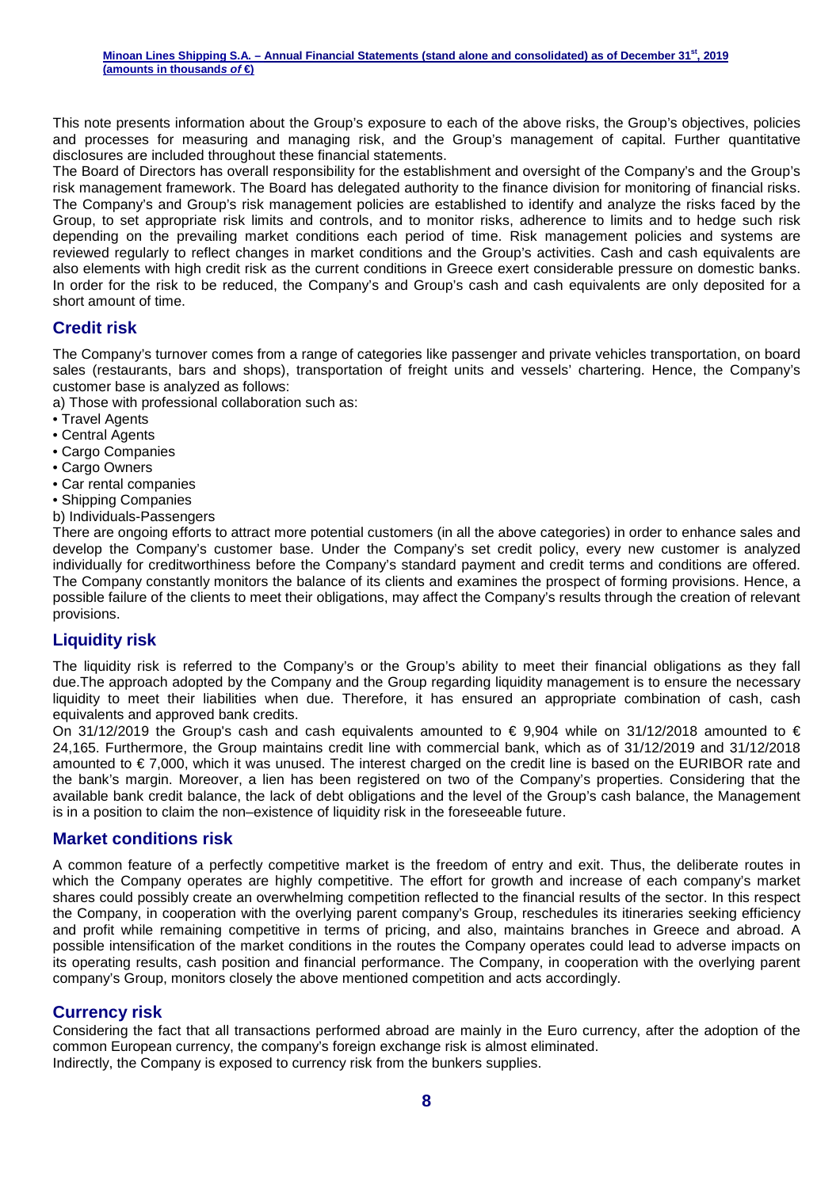This note presents information about the Group's exposure to each of the above risks, the Group's objectives, policies and processes for measuring and managing risk, and the Group's management of capital. Further quantitative disclosures are included throughout these financial statements.

The Board of Directors has overall responsibility for the establishment and oversight of the Company's and the Group's risk management framework. The Board has delegated authority to the finance division for monitoring of financial risks. The Company's and Group's risk management policies are established to identify and analyze the risks faced by the Group, to set appropriate risk limits and controls, and to monitor risks, adherence to limits and to hedge such risk depending on the prevailing market conditions each period of time. Risk management policies and systems are reviewed regularly to reflect changes in market conditions and the Group's activities. Cash and cash equivalents are also elements with high credit risk as the current conditions in Greece exert considerable pressure on domestic banks. In order for the risk to be reduced, the Company's and Group's cash and cash equivalents are only deposited for a short amount of time.

## Credit risk

The Company's turnover comes from a range of categories like passenger and private vehicles transportation, on board sales (restaurants, bars and shops), transportation of freight units and vessels' chartering. Hence, the Company's customer base is analyzed as follows:

a) Those with professional collaboration such as:

- Travel Agents
- Central Agents
- Cargo Companies
- Cargo Owners
- Car rental companies
- Shipping Companies

b) Individuals-Passengers

There are ongoing efforts to attract more potential customers (in all the above categories) in order to enhance sales and develop the Company's customer base. Under the Company's set credit policy, every new customer is analyzed individually for creditworthiness before the Company's standard payment and credit terms and conditions are offered. The Company constantly monitors the balance of its clients and examines the prospect of forming provisions. Hence, a possible failure of the clients to meet their obligations, may affect the Company's results through the creation of relevant provisions.

## Liquidity risk

The liquidity risk is referred to the Company's or the Group's ability to meet their financial obligations as they fall due.The approach adopted by the Company and the Group regarding liquidity management is to ensure the necessary liquidity to meet their liabilities when due. Therefore, it has ensured an appropriate combination of cash, cash equivalents and approved bank credits.

On 31/12/2019 the Group's cash and cash equivalents amounted to € 9,904 while on 31/12/2018 amounted to € 24,165. Furthermore, the Group maintains credit line with commercial bank, which as of 31/12/2019 and 31/12/2018 amounted to € 7,000, which it was unused. The interest charged on the credit line is based on the EURIBOR rate and the bank's margin. Moreover, a lien has been registered on two of the Company's properties. Considering that the available bank credit balance, the lack of debt obligations and the level of the Group's cash balance, the Management is in a position to claim the non–existence of liquidity risk in the foreseeable future.

## Market conditions risk

A common feature of a perfectly competitive market is the freedom of entry and exit. Thus, the deliberate routes in which the Company operates are highly competitive. The effort for growth and increase of each company's market shares could possibly create an overwhelming competition reflected to the financial results of the sector. In this respect the Company, in cooperation with the overlying parent company's Group, reschedules its itineraries seeking efficiency and profit while remaining competitive in terms of pricing, and also, maintains branches in Greece and abroad. A possible intensification of the market conditions in the routes the Company operates could lead to adverse impacts on its operating results, cash position and financial performance. The Company, in cooperation with the overlying parent company's Group, monitors closely the above mentioned competition and acts accordingly.

## Currency risk

Considering the fact that all transactions performed abroad are mainly in the Euro currency, after the adoption of the common European currency, the company's foreign exchange risk is almost eliminated.
Indirectly, the Company is exposed to currency risk from the bunkers supplies.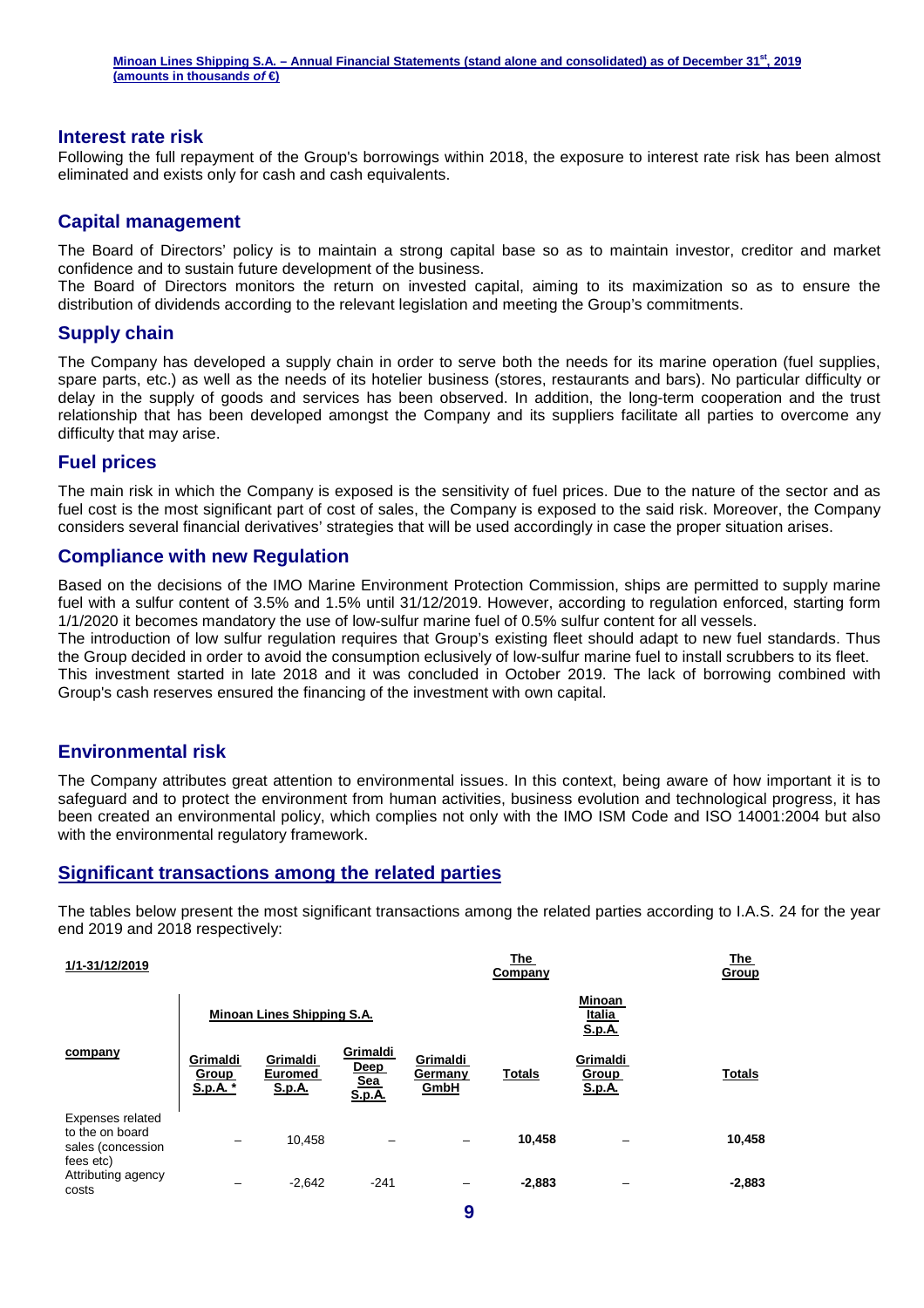## Interest rate risk

Following the full repayment of the Group's borrowings within 2018, the exposure to interest rate risk has been almost eliminated and exists only for cash and cash equivalents.

## Capital management

The Board of Directors' policy is to maintain a strong capital base so as to maintain investor, creditor and market confidence and to sustain future development of the business.

The Board of Directors monitors the return on invested capital, aiming to its maximization so as to ensure the distribution of dividends according to the relevant legislation and meeting the Group's commitments.

## Supply chain

The Company has developed a supply chain in order to serve both the needs for its marine operation (fuel supplies, spare parts, etc.) as well as the needs of its hotelier business (stores, restaurants and bars). No particular difficulty or delay in the supply of goods and services has been observed. In addition, the long-term cooperation and the trust relationship that has been developed amongst the Company and its suppliers facilitate all parties to overcome any difficulty that may arise.

## Fuel prices

The main risk in which the Company is exposed is the sensitivity of fuel prices. Due to the nature of the sector and as fuel cost is the most significant part of cost of sales, the Company is exposed to the said risk. Moreover, the Company considers several financial derivatives' strategies that will be used accordingly in case the proper situation arises.

## Compliance with new Regulation

Based on the decisions of the IMO Marine Environment Protection Commission, ships are permitted to supply marine fuel with a sulfur content of 3.5% and 1.5% until 31/12/2019. However, according to regulation enforced, starting form 1/1/2020 it becomes mandatory the use of low-sulfur marine fuel of 0.5% sulfur content for all vessels.

The introduction of low sulfur regulation requires that Group's existing fleet should adapt to new fuel standards. Thus the Group decided in order to avoid the consumption eclusively of low-sulfur marine fuel to install scrubbers to its fleet.

This investment started in late 2018 and it was concluded in October 2019. The lack of borrowing combined with Group's cash reserves ensured the financing of the investment with own capital.

## Environmental risk

The Company attributes great attention to environmental issues. In this context, being aware of how important it is to safeguard and to protect the environment from human activities, business evolution and technological progress, it has been created an environmental policy, which complies not only with the IMO ISM Code and ISO 14001:2004 but also with the environmental regulatory framework.

## Significant transactions among the related parties

The tables below present the most significant transactions among the related parties according to I.A.S. 24 for the year end 2019 and 2018 respectively:

| 1/1-31/12/2019 | | | | | The Company | | The Group |
|---|---|---|---|---|---|---|---|
| | Minoan Lines Shipping S.A. | | | | | Minoan Italia S.p.A. | |
| company | Grimaldi Group S.p.A. * | Grimaldi Euromed S.p.A. | Grimaldi Deep Sea S.p.A. | Grimaldi Germany GmbH | Totals | Grimaldi Group S.p.A. | Totals |
| Expenses related to the on board sales (concession fees etc) | – | 10,458 | – | – | 10,458 | – | 10,458 |
| Attributing agency costs | – | -2,642 | -241 | – | -2,883 | – | -2,883 |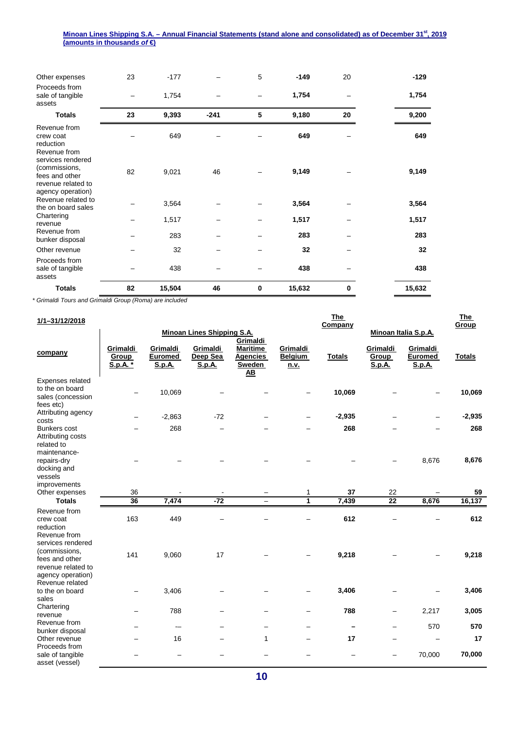| | | | | | | | |
|---|---|---|---|---|---|---|---|
| Other expenses | 23 | -177 | – | 5 | **-149** | 20 | **-129** |
| Proceeds from sale of tangible assets | – | 1,754 | – | – | **1,754** | – | **1,754** |
| **Totals** | **23** | **9,393** | **-241** | **5** | **9,180** | **20** | **9,200** |
| Revenue from crew coat reduction | – | 649 | – | – | **649** | – | **649** |
| Revenue from services rendered (commissions, fees and other revenue related to agency operation) | 82 | 9,021 | 46 | – | **9,149** | – | **9,149** |
| Revenue related to the on board sales | – | 3,564 | – | – | **3,564** | – | **3,564** |
| Chartering revenue | – | 1,517 | – | – | **1,517** | – | **1,517** |
| Revenue from bunker disposal | – | 283 | – | – | **283** | – | **283** |
| Other revenue | – | 32 | – | – | **32** | – | **32** |
| Proceeds from sale of tangible assets | – | 438 | – | – | **438** | – | **438** |
| **Totals** | **82** | **15,504** | **46** | **0** | **15,632** | **0** | **15,632** |

*\* Grimaldi Tours and Grimaldi Group (Roma) are included*

| **1/1–31/12/2018** | Minoan Lines Shipping S.A. | | | | | **The Company** | Minoan Italia S.p.A. | | **The Group** |
|---|---|---|---|---|---|---|---|---|---|
| **company** | **Grimaldi Group S.p.A. \*** | **Grimaldi Euromed S.p.A.** | **Grimaldi Deep Sea S.p.A.** | **Grimaldi Maritime Agencies Sweden AB** | **Grimaldi Belgium n.v.** | **Totals** | **Grimaldi Group S.p.A.** | **Grimaldi Euromed S.p.A.** | **Totals** |
| Expenses related to the on board sales (concession fees etc) | – | 10,069 | – | – | – | **10,069** | – | – | **10,069** |
| Attributing agency costs | – | -2,863 | -72 | – | – | **-2,935** | – | – | **-2,935** |
| Bunkers cost | – | 268 | – | – | – | **268** | – | – | **268** |
| Attributing costs related to maintenance-repairs-dry docking and vessels improvements | – | – | – | – | – | – | – | 8,676 | **8,676** |
| Other expenses | 36 | - | - | – | 1 | **37** | 22 | – | **59** |
| **Totals** | **36** | **7,474** | **-72** | **–** | **1** | **7,439** | **22** | **8,676** | **16,137** |
| Revenue from crew coat reduction | 163 | 449 | – | – | – | **612** | – | – | **612** |
| Revenue from services rendered (commissions, fees and other revenue related to agency operation) | 141 | 9,060 | 17 | – | – | **9,218** | – | – | **9,218** |
| Revenue related to the on board sales | – | 3,406 | – | – | – | **3,406** | – | – | **3,406** |
| Chartering revenue | – | 788 | – | – | – | **788** | – | 2,217 | **3,005** |
| Revenue from bunker disposal | – | – | – | – | – | **–** | – | 570 | **570** |
| Other revenue | – | 16 | – | 1 | – | **17** | – | – | **17** |
| Proceeds from sale of tangible asset (vessel) | – | – | – | – | – | – | – | 70,000 | **70,000** |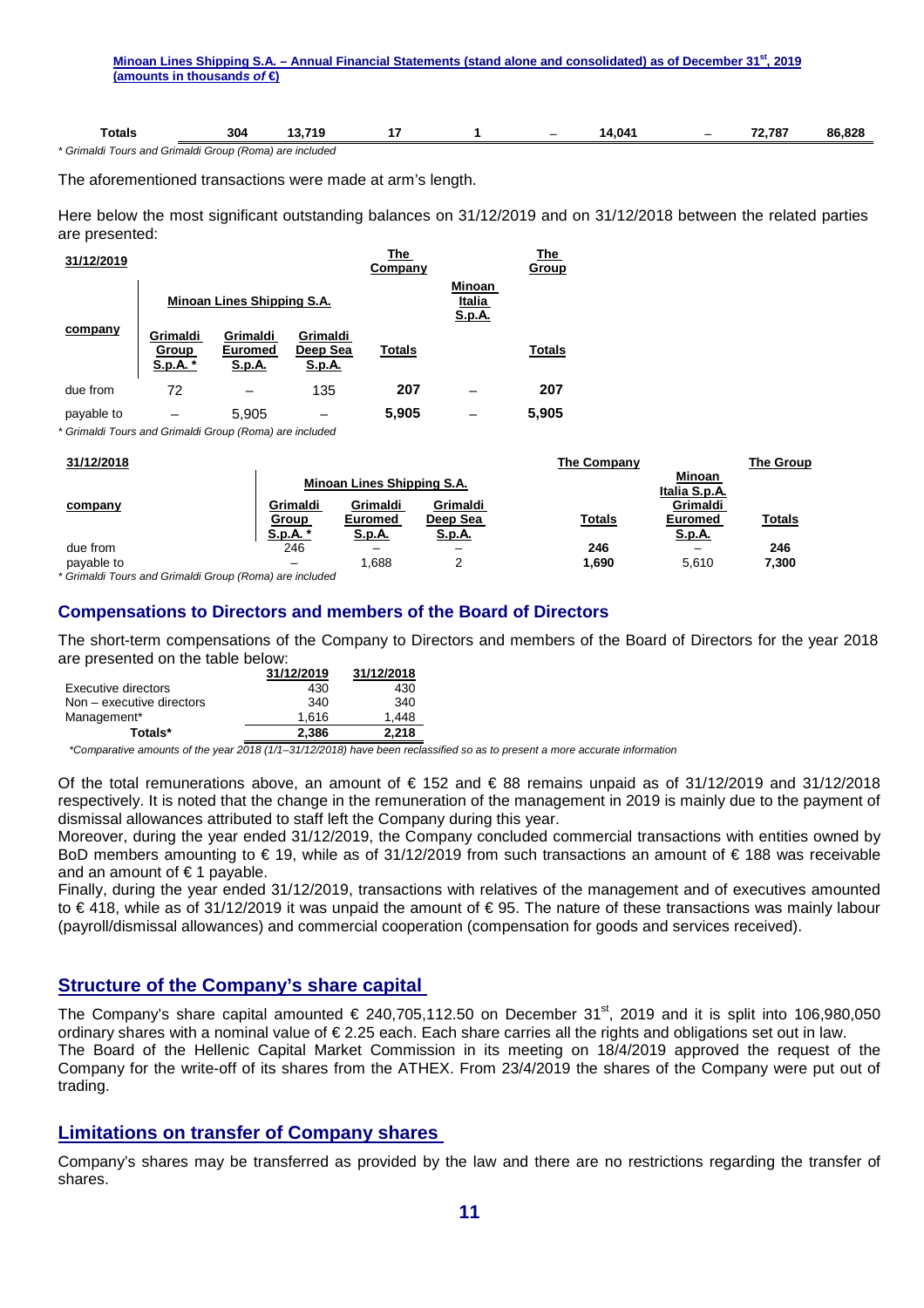| Totals | 304 | 13,719 | 17 | 1 | – | 14,041 | – | 72,787 | 86,828 |
|---|---|---|---|---|---|---|---|---|---|

*\* Grimaldi Tours and Grimaldi Group (Roma) are included*

The aforementioned transactions were made at arm's length.

Here below the most significant outstanding balances on 31/12/2019 and on 31/12/2018 between the related parties are presented:

| 31/12/2019 | | | | The Company | | The Group |
|---|---|---|---|---|---|---|
| | Minoan Lines Shipping S.A. | | | | Minoan Italia S.p.A. | |
| company | Grimaldi Group S.p.A. * | Grimaldi Euromed S.p.A. | Grimaldi Deep Sea S.p.A. | Totals | | Totals |
| due from | 72 | – | 135 | **207** | – | **207** |
| payable to | – | 5,905 | – | **5,905** | – | **5,905** |

*\* Grimaldi Tours and Grimaldi Group (Roma) are included*

| 31/12/2018 | | | | The Company | | The Group |
|---|---|---|---|---|---|---|
| | Minoan Lines Shipping S.A. | | | | Minoan Italia S.p.A. | |
| company | Grimaldi Group S.p.A. * | Grimaldi Euromed S.p.A. | Grimaldi Deep Sea S.p.A. | Totals | Grimaldi Euromed S.p.A. | Totals |
| due from | 246 | – | – | **246** | – | **246** |
| payable to | – | 1,688 | 2 | **1,690** | 5,610 | **7,300** |

*\* Grimaldi Tours and Grimaldi Group (Roma) are included*

### Compensations to Directors and members of the Board of Directors

The short-term compensations of the Company to Directors and members of the Board of Directors for the year 2018 are presented on the table below:

| | 31/12/2019 | 31/12/2018 |
|---|---|---|
| Executive directors | 430 | 430 |
| Non – executive directors | 340 | 340 |
| Management* | 1,616 | 1,448 |
| **Totals*** | **2,386** | **2,218** |

*\*Comparative amounts of the year 2018 (1/1–31/12/2018) have been reclassified so as to present a more accurate information*

Of the total remunerations above, an amount of € 152 and € 88 remains unpaid as of 31/12/2019 and 31/12/2018 respectively. It is noted that the change in the remuneration of the management in 2019 is mainly due to the payment of dismissal allowances attributed to staff left the Company during this year.

Moreover, during the year ended 31/12/2019, the Company concluded commercial transactions with entities owned by BoD members amounting to € 19, while as of 31/12/2019 from such transactions an amount of € 188 was receivable and an amount of € 1 payable.

Finally, during the year ended 31/12/2019, transactions with relatives of the management and of executives amounted to € 418, while as of 31/12/2019 it was unpaid the amount of € 95. The nature of these transactions was mainly labour (payroll/dismissal allowances) and commercial cooperation (compensation for goods and services received).

## Structure of the Company's share capital

The Company's share capital amounted € 240,705,112.50 on December 31st, 2019 and it is split into 106,980,050 ordinary shares with a nominal value of € 2.25 each. Each share carries all the rights and obligations set out in law.

The Board of the Hellenic Capital Market Commission in its meeting on 18/4/2019 approved the request of the Company for the write-off of its shares from the ATHEX. From 23/4/2019 the shares of the Company were put out of trading.

## Limitations on transfer of Company shares

Company's shares may be transferred as provided by the law and there are no restrictions regarding the transfer of shares.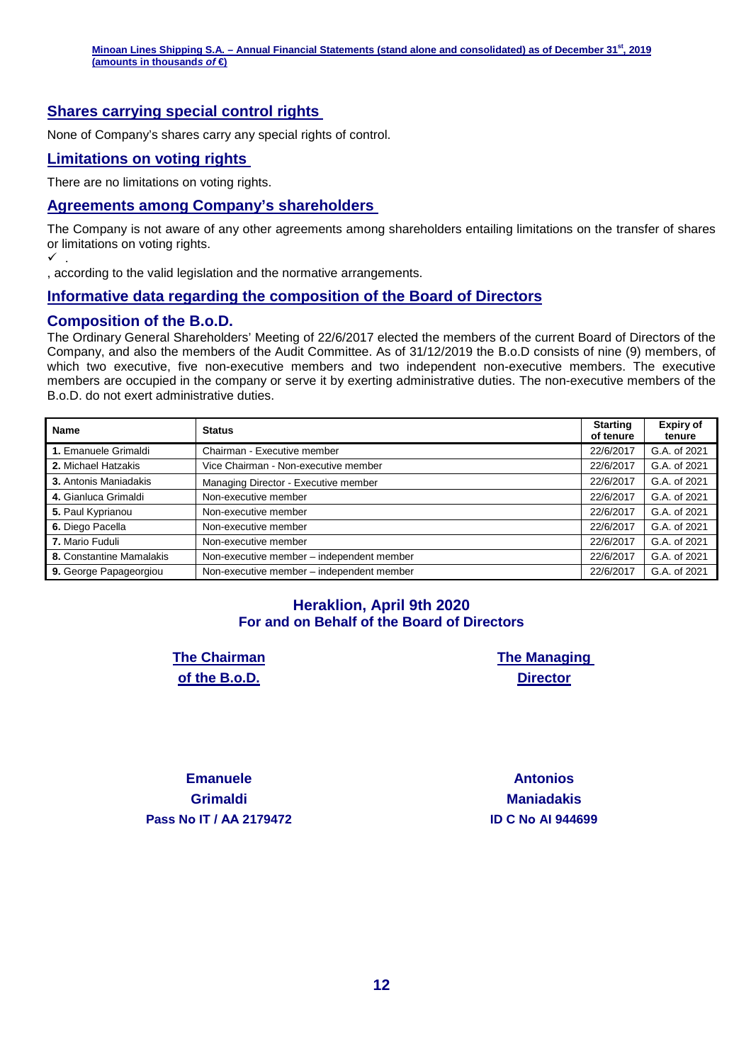## Shares carrying special control rights

None of Company's shares carry any special rights of control.

## Limitations on voting rights

There are no limitations on voting rights.

## Agreements among Company's shareholders

The Company is not aware of any other agreements among shareholders entailing limitations on the transfer of shares or limitations on voting rights.

✓ .

, according to the valid legislation and the normative arrangements.

## Informative data regarding the composition of the Board of Directors

## Composition of the B.o.D.

The Ordinary General Shareholders' Meeting of 22/6/2017 elected the members of the current Board of Directors of the Company, and also the members of the Audit Committee. As of 31/12/2019 the B.o.D consists of nine (9) members, of which two executive, five non-executive members and two independent non-executive members. The executive members are occupied in the company or serve it by exerting administrative duties. The non-executive members of the B.o.D. do not exert administrative duties.

| Name | Status | Starting of tenure | Expiry of tenure |
|---|---|---|---|
| **1.** Emanuele Grimaldi | Chairman - Executive member | 22/6/2017 | G.A. of 2021 |
| **2.** Michael Hatzakis | Vice Chairman - Non-executive member | 22/6/2017 | G.A. of 2021 |
| **3.** Antonis Maniadakis | Managing Director - Executive member | 22/6/2017 | G.A. of 2021 |
| **4.** Gianluca Grimaldi | Non-executive member | 22/6/2017 | G.A. of 2021 |
| **5.** Paul Kyprianou | Non-executive member | 22/6/2017 | G.A. of 2021 |
| **6.** Diego Pacella | Non-executive member | 22/6/2017 | G.A. of 2021 |
| **7.** Mario Fuduli | Non-executive member | 22/6/2017 | G.A. of 2021 |
| **8.** Constantine Mamalakis | Non-executive member – independent member | 22/6/2017 | G.A. of 2021 |
| **9.** George Papageorgiou | Non-executive member – independent member | 22/6/2017 | G.A. of 2021 |

**Heraklion, April 9th 2020**
**For and on Behalf of the Board of Directors**

**The Chairman of the B.o.D.**

**Emanuele Grimaldi**
**Pass No IT / AA 2179472**

**The Managing Director**

**Antonios Maniadakis**
**ID C No AI 944699**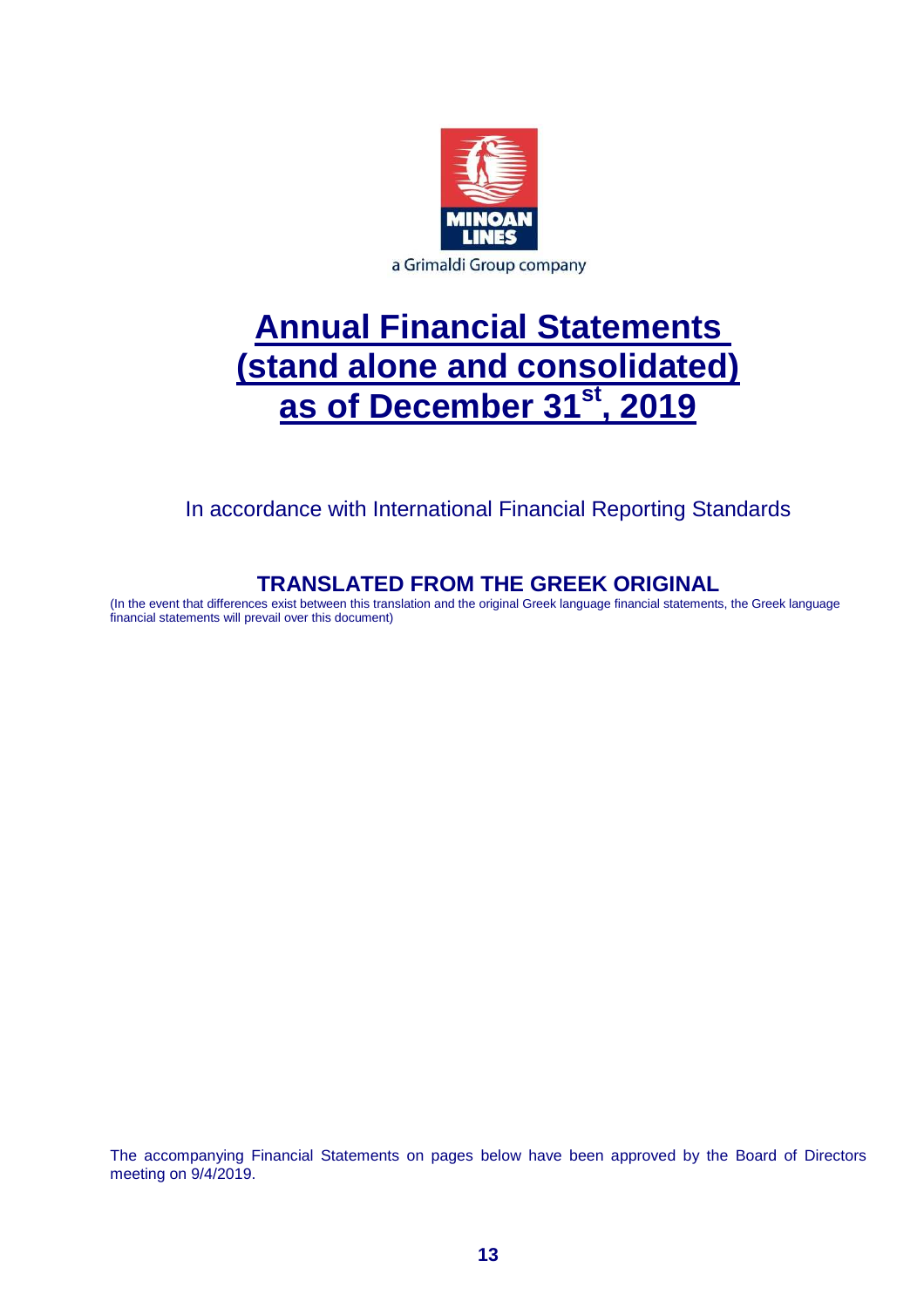MINOAN LINES

a Grimaldi Group company

# Annual Financial Statements (stand alone and consolidated) as of December 31st, 2019

In accordance with International Financial Reporting Standards

## TRANSLATED FROM THE GREEK ORIGINAL

(In the event that differences exist between this translation and the original Greek language financial statements, the Greek language financial statements will prevail over this document)

The accompanying Financial Statements on pages below have been approved by the Board of Directors meeting on 9/4/2019.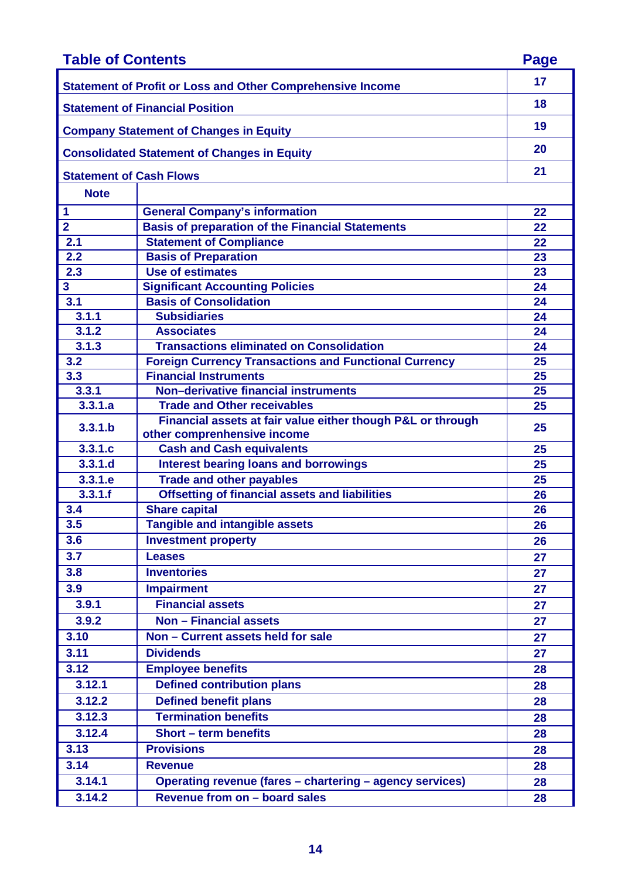## Table of Contents

| | | Page |
|---|---|---|
| **Statement of Profit or Loss and Other Comprehensive Income** | | 17 |
| **Statement of Financial Position** | | 18 |
| **Company Statement of Changes in Equity** | | 19 |
| **Consolidated Statement of Changes in Equity** | | 20 |
| **Statement of Cash Flows** | | 21 |
| **Note** | | |
| 1 | General Company's information | 22 |
| 2 | Basis of preparation of the Financial Statements | 22 |
| 2.1 | Statement of Compliance | 22 |
| 2.2 | Basis of Preparation | 23 |
| 2.3 | Use of estimates | 23 |
| 3 | Significant Accounting Policies | 24 |
| 3.1 | Basis of Consolidation | 24 |
| 3.1.1 | Subsidiaries | 24 |
| 3.1.2 | Associates | 24 |
| 3.1.3 | Transactions eliminated on Consolidation | 24 |
| 3.2 | Foreign Currency Transactions and Functional Currency | 25 |
| 3.3 | Financial Instruments | 25 |
| 3.3.1 | Non–derivative financial instruments | 25 |
| 3.3.1.a | Trade and Other receivables | 25 |
| 3.3.1.b | Financial assets at fair value either though P&L or through other comprenhensive income | 25 |
| 3.3.1.c | Cash and Cash equivalents | 25 |
| 3.3.1.d | Interest bearing loans and borrowings | 25 |
| 3.3.1.e | Trade and other payables | 25 |
| 3.3.1.f | Offsetting of financial assets and liabilities | 26 |
| 3.4 | Share capital | 26 |
| 3.5 | Tangible and intangible assets | 26 |
| 3.6 | Investment property | 26 |
| 3.7 | Leases | 27 |
| 3.8 | Inventories | 27 |
| 3.9 | Impairment | 27 |
| 3.9.1 | Financial assets | 27 |
| 3.9.2 | Non – Financial assets | 27 |
| 3.10 | Non – Current assets held for sale | 27 |
| 3.11 | Dividends | 27 |
| 3.12 | Employee benefits | 28 |
| 3.12.1 | Defined contribution plans | 28 |
| 3.12.2 | Defined benefit plans | 28 |
| 3.12.3 | Termination benefits | 28 |
| 3.12.4 | Short – term benefits | 28 |
| 3.13 | Provisions | 28 |
| 3.14 | Revenue | 28 |
| 3.14.1 | Operating revenue (fares – chartering – agency services) | 28 |
| 3.14.2 | Revenue from on – board sales | 28 |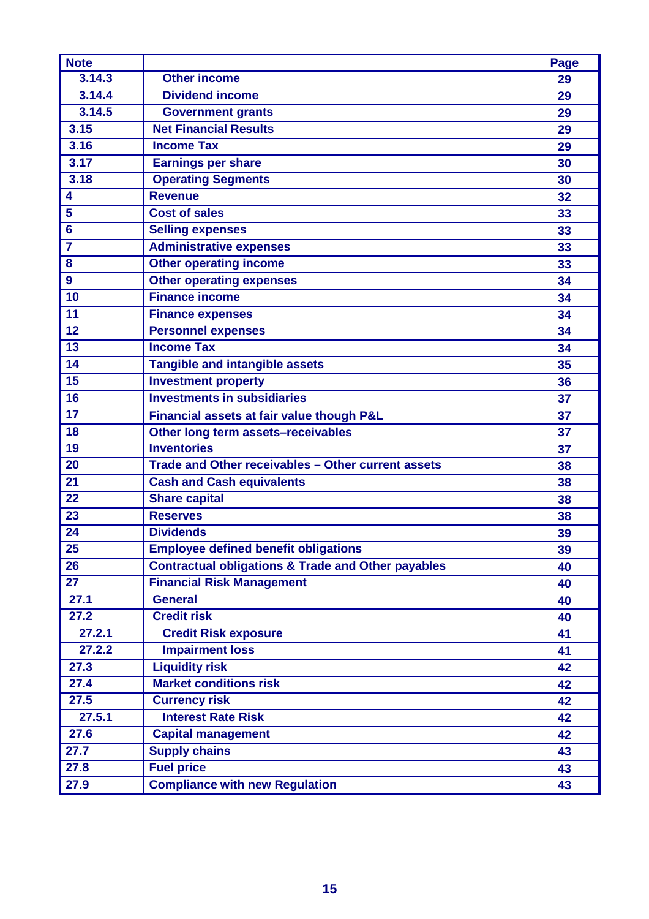| Note | | Page |
|---|---|---|
| 3.14.3 | Other income | 29 |
| 3.14.4 | Dividend income | 29 |
| 3.14.5 | Government grants | 29 |
| 3.15 | Net Financial Results | 29 |
| 3.16 | Income Tax | 29 |
| 3.17 | Earnings per share | 30 |
| 3.18 | Operating Segments | 30 |
| 4 | Revenue | 32 |
| 5 | Cost of sales | 33 |
| 6 | Selling expenses | 33 |
| 7 | Administrative expenses | 33 |
| 8 | Other operating income | 33 |
| 9 | Other operating expenses | 34 |
| 10 | Finance income | 34 |
| 11 | Finance expenses | 34 |
| 12 | Personnel expenses | 34 |
| 13 | Income Tax | 34 |
| 14 | Tangible and intangible assets | 35 |
| 15 | Investment property | 36 |
| 16 | Investments in subsidiaries | 37 |
| 17 | Financial assets at fair value though P&L | 37 |
| 18 | Other long term assets–receivables | 37 |
| 19 | Inventories | 37 |
| 20 | Trade and Other receivables – Other current assets | 38 |
| 21 | Cash and Cash equivalents | 38 |
| 22 | Share capital | 38 |
| 23 | Reserves | 38 |
| 24 | Dividends | 39 |
| 25 | Employee defined benefit obligations | 39 |
| 26 | Contractual obligations & Trade and Other payables | 40 |
| 27 | Financial Risk Management | 40 |
| 27.1 | General | 40 |
| 27.2 | Credit risk | 40 |
| 27.2.1 | Credit Risk exposure | 41 |
| 27.2.2 | Impairment loss | 41 |
| 27.3 | Liquidity risk | 42 |
| 27.4 | Market conditions risk | 42 |
| 27.5 | Currency risk | 42 |
| 27.5.1 | Interest Rate Risk | 42 |
| 27.6 | Capital management | 42 |
| 27.7 | Supply chains | 43 |
| 27.8 | Fuel price | 43 |
| 27.9 | Compliance with new Regulation | 43 |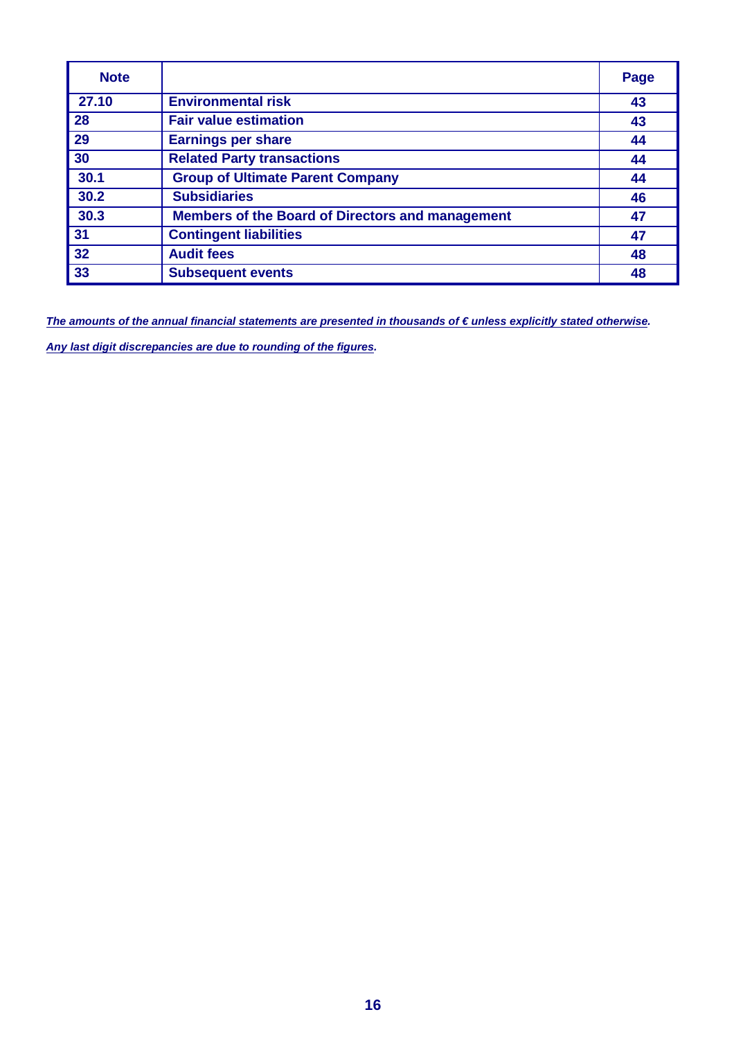| Note | | Page |
|---|---|---|
| 27.10 | **Environmental risk** | 43 |
| 28 | **Fair value estimation** | 43 |
| 29 | **Earnings per share** | 44 |
| 30 | **Related Party transactions** | 44 |
| 30.1 | **Group of Ultimate Parent Company** | 44 |
| 30.2 | **Subsidiaries** | 46 |
| 30.3 | **Members of the Board of Directors and management** | 47 |
| 31 | **Contingent liabilities** | 47 |
| 32 | **Audit fees** | 48 |
| 33 | **Subsequent events** | 48 |

***The amounts of the annual financial statements are presented in thousands of € unless explicitly stated otherwise.***

***Any last digit discrepancies are due to rounding of the figures.***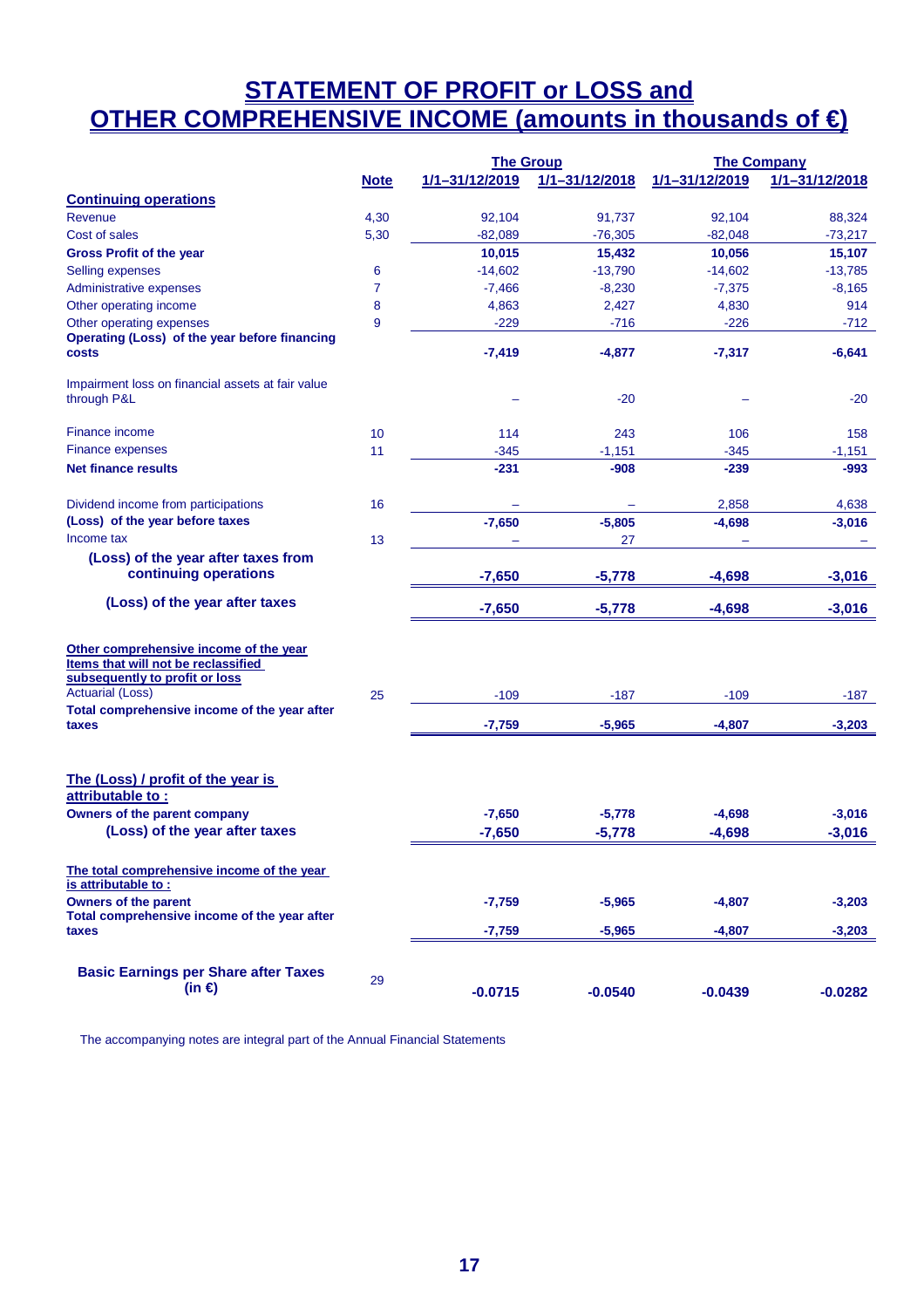# STATEMENT OF PROFIT or LOSS and OTHER COMPREHENSIVE INCOME (amounts in thousands of €)

| | Note | The Group | | The Company | |
|---|---|---|---|---|---|
| | | 1/1–31/12/2019 | 1/1–31/12/2018 | 1/1–31/12/2019 | 1/1–31/12/2018 |
| **Continuing operations** | | | | | |
| Revenue | 4,30 | 92,104 | 91,737 | 92,104 | 88,324 |
| Cost of sales | 5,30 | -82,089 | -76,305 | -82,048 | -73,217 |
| **Gross Profit of the year** | | **10,015** | **15,432** | **10,056** | **15,107** |
| Selling expenses | 6 | -14,602 | -13,790 | -14,602 | -13,785 |
| Administrative expenses | 7 | -7,466 | -8,230 | -7,375 | -8,165 |
| Other operating income | 8 | 4,863 | 2,427 | 4,830 | 914 |
| Other operating expenses | 9 | -229 | -716 | -226 | -712 |
| **Operating (Loss) of the year before financing costs** | | **-7,419** | **-4,877** | **-7,317** | **-6,641** |
| Impairment loss on financial assets at fair value through P&L | | – | -20 | – | -20 |
| Finance income | 10 | 114 | 243 | 106 | 158 |
| Finance expenses | 11 | -345 | -1,151 | -345 | -1,151 |
| **Net finance results** | | **-231** | **-908** | **-239** | **-993** |
| Dividend income from participations | 16 | – | – | 2,858 | 4,638 |
| **(Loss) of the year before taxes** | | **-7,650** | **-5,805** | **-4,698** | **-3,016** |
| Income tax | 13 | – | 27 | – | – |
| **(Loss) of the year after taxes from continuing operations** | | **-7,650** | **-5,778** | **-4,698** | **-3,016** |
| **(Loss) of the year after taxes** | | **-7,650** | **-5,778** | **-4,698** | **-3,016** |
| **Other comprehensive income of the year** | | | | | |
| **Items that will not be reclassified subsequently to profit or loss** | | | | | |
| Actuarial (Loss) | 25 | -109 | -187 | -109 | -187 |
| **Total comprehensive income of the year after taxes** | | **-7,759** | **-5,965** | **-4,807** | **-3,203** |
| **The (Loss) / profit of the year is attributable to :** | | | | | |
| **Owners of the parent company** | | **-7,650** | **-5,778** | **-4,698** | **-3,016** |
| **(Loss) of the year after taxes** | | **-7,650** | **-5,778** | **-4,698** | **-3,016** |
| **The total comprehensive income of the year is attributable to :** | | | | | |
| **Owners of the parent** | | **-7,759** | **-5,965** | **-4,807** | **-3,203** |
| **Total comprehensive income of the year after taxes** | | **-7,759** | **-5,965** | **-4,807** | **-3,203** |
| **Basic Earnings per Share after Taxes (in €)** | 29 | **-0.0715** | **-0.0540** | **-0.0439** | **-0.0282** |

The accompanying notes are integral part of the Annual Financial Statements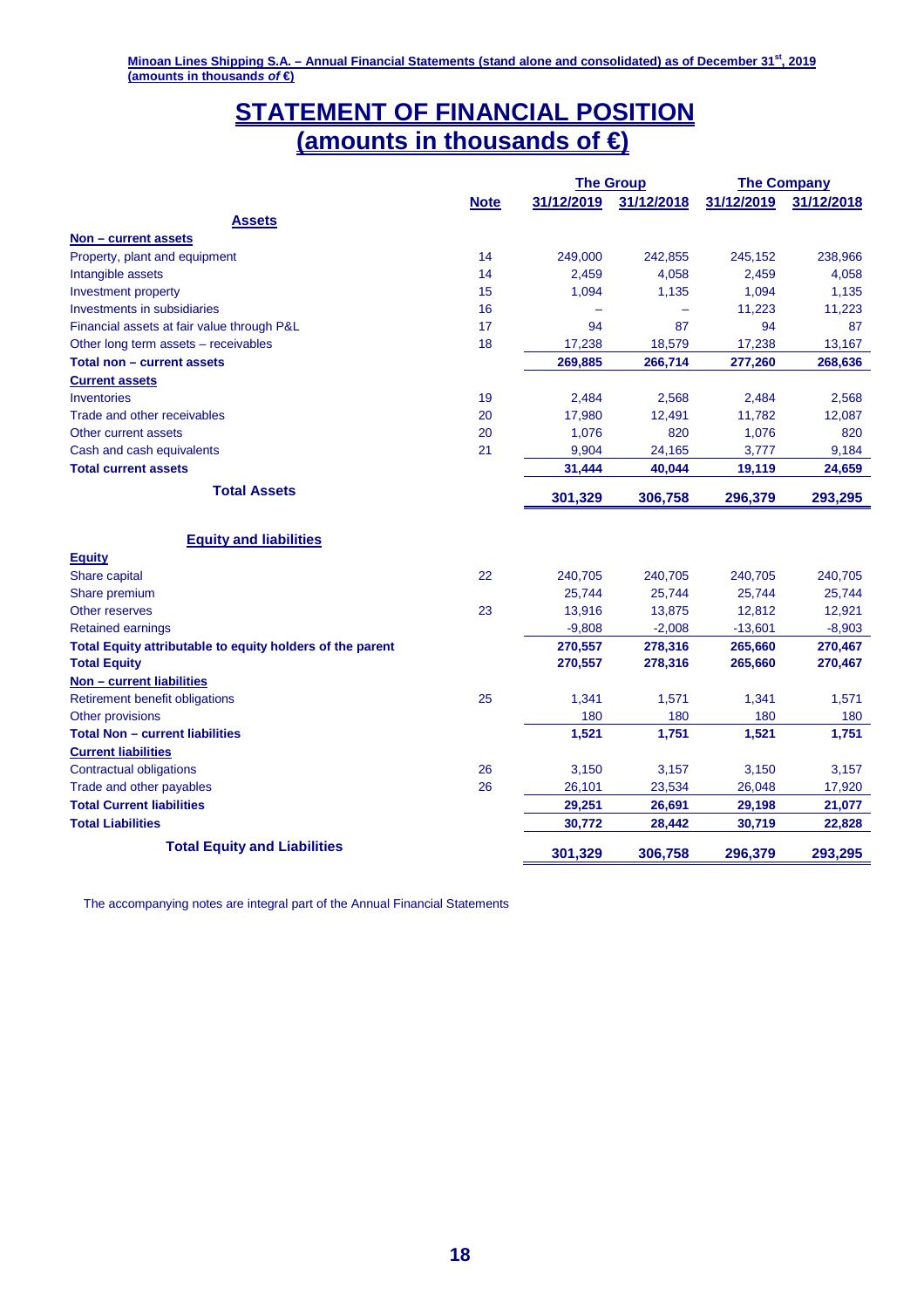# STATEMENT OF FINANCIAL POSITION
## (amounts in thousands of €)

| | Note | The Group | | The Company | |
|---|---|---|---|---|---|
| | | 31/12/2019 | 31/12/2018 | 31/12/2019 | 31/12/2018 |
| **Assets** | | | | | |
| **Non – current assets** | | | | | |
| Property, plant and equipment | 14 | 249,000 | 242,855 | 245,152 | 238,966 |
| Intangible assets | 14 | 2,459 | 4,058 | 2,459 | 4,058 |
| Investment property | 15 | 1,094 | 1,135 | 1,094 | 1,135 |
| Investments in subsidiaries | 16 | – | – | 11,223 | 11,223 |
| Financial assets at fair value through P&L | 17 | 94 | 87 | 94 | 87 |
| Other long term assets – receivables | 18 | 17,238 | 18,579 | 17,238 | 13,167 |
| **Total non – current assets** | | **269,885** | **266,714** | **277,260** | **268,636** |
| **Current assets** | | | | | |
| Inventories | 19 | 2,484 | 2,568 | 2,484 | 2,568 |
| Trade and other receivables | 20 | 17,980 | 12,491 | 11,782 | 12,087 |
| Other current assets | 20 | 1,076 | 820 | 1,076 | 820 |
| Cash and cash equivalents | 21 | 9,904 | 24,165 | 3,777 | 9,184 |
| **Total current assets** | | **31,444** | **40,044** | **19,119** | **24,659** |
| **Total Assets** | | **301,329** | **306,758** | **296,379** | **293,295** |
| **Equity and liabilities** | | | | | |
| **Equity** | | | | | |
| Share capital | 22 | 240,705 | 240,705 | 240,705 | 240,705 |
| Share premium | | 25,744 | 25,744 | 25,744 | 25,744 |
| Other reserves | 23 | 13,916 | 13,875 | 12,812 | 12,921 |
| Retained earnings | | -9,808 | -2,008 | -13,601 | -8,903 |
| **Total Equity attributable to equity holders of the parent** | | **270,557** | **278,316** | **265,660** | **270,467** |
| **Total Equity** | | **270,557** | **278,316** | **265,660** | **270,467** |
| **Non – current liabilities** | | | | | |
| Retirement benefit obligations | 25 | 1,341 | 1,571 | 1,341 | 1,571 |
| Other provisions | | 180 | 180 | 180 | 180 |
| **Total Non – current liabilities** | | **1,521** | **1,751** | **1,521** | **1,751** |
| **Current liabilities** | | | | | |
| Contractual obligations | 26 | 3,150 | 3,157 | 3,150 | 3,157 |
| Trade and other payables | 26 | 26,101 | 23,534 | 26,048 | 17,920 |
| **Total Current liabilities** | | **29,251** | **26,691** | **29,198** | **21,077** |
| **Total Liabilities** | | **30,772** | **28,442** | **30,719** | **22,828** |
| **Total Equity and Liabilities** | | **301,329** | **306,758** | **296,379** | **293,295** |

The accompanying notes are integral part of the Annual Financial Statements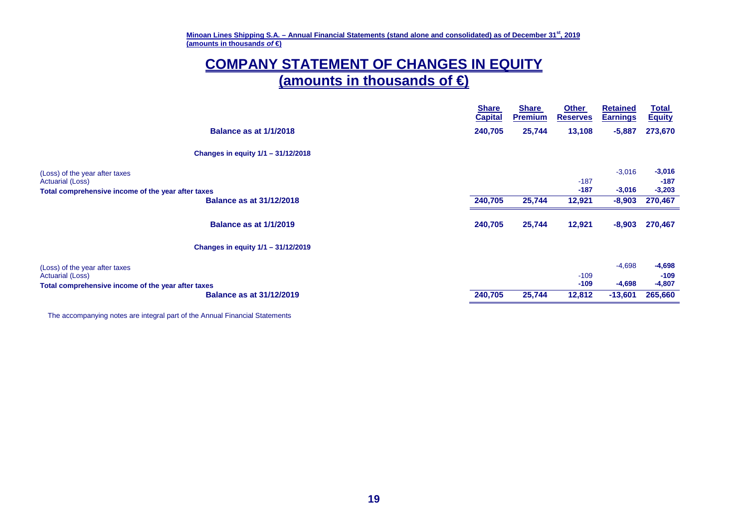# COMPANY STATEMENT OF CHANGES IN EQUITY

## (amounts in thousands of €)

| | Share Capital | Share Premium | Other Reserves | Retained Earnings | Total Equity |
|---|---|---|---|---|---|
| **Balance as at 1/1/2018** | **240,705** | **25,744** | **13,108** | **-5,887** | **273,670** |
| **Changes in equity 1/1 – 31/12/2018** | | | | | |
| (Loss) of the year after taxes | | | | -3,016 | **-3,016** |
| Actuarial (Loss) | | | -187 | | **-187** |
| **Total comprehensive income of the year after taxes** | | | **-187** | **-3,016** | **-3,203** |
| **Balance as at 31/12/2018** | **240,705** | **25,744** | **12,921** | **-8,903** | **270,467** |
| **Balance as at 1/1/2019** | **240,705** | **25,744** | **12,921** | **-8,903** | **270,467** |
| **Changes in equity 1/1 – 31/12/2019** | | | | | |
| (Loss) of the year after taxes | | | | -4,698 | **-4,698** |
| Actuarial (Loss) | | | -109 | | **-109** |
| **Total comprehensive income of the year after taxes** | | | **-109** | **-4,698** | **-4,807** |
| **Balance as at 31/12/2019** | **240,705** | **25,744** | **12,812** | **-13,601** | **265,660** |

The accompanying notes are integral part of the Annual Financial Statements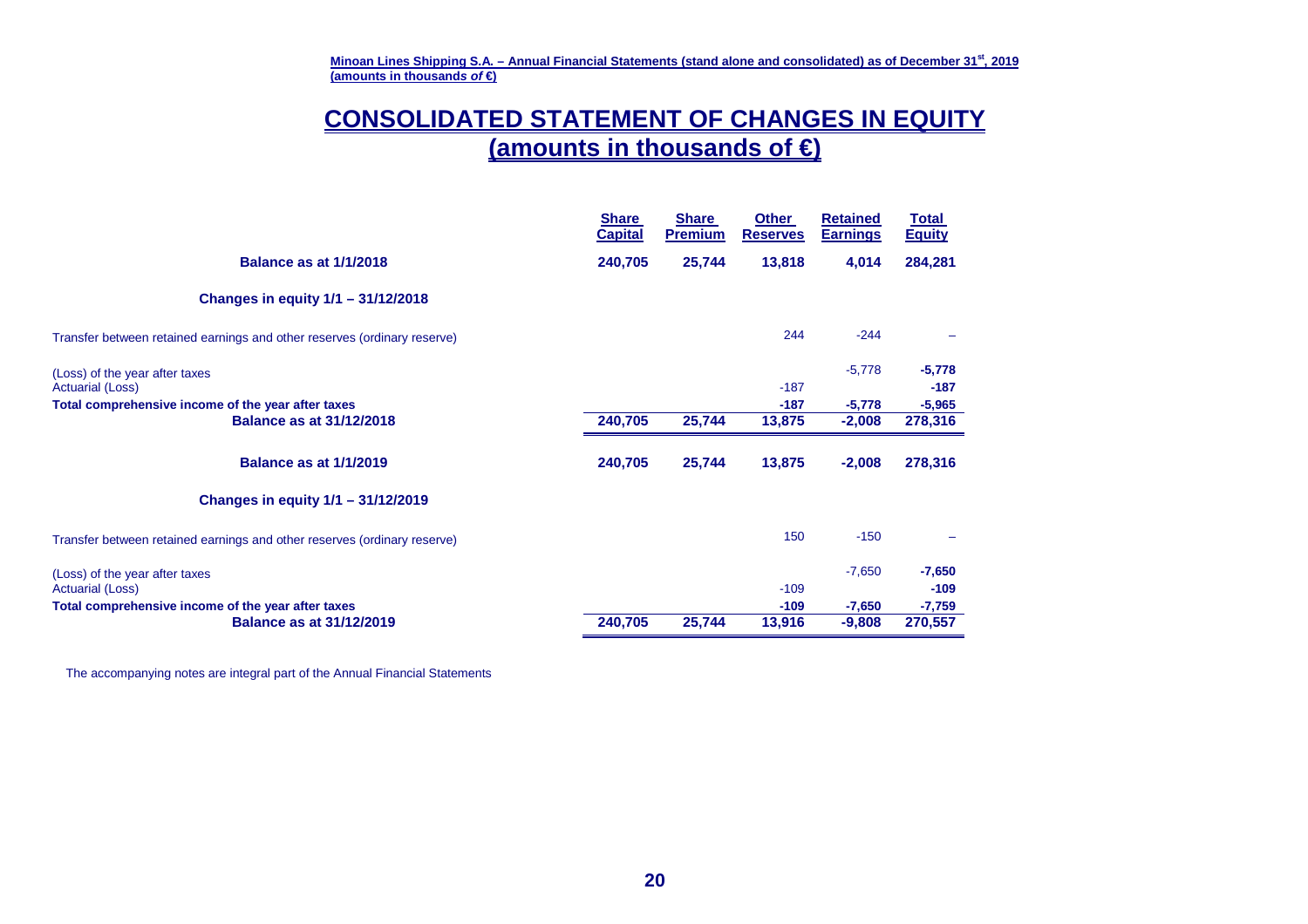# CONSOLIDATED STATEMENT OF CHANGES IN EQUITY

## (amounts in thousands of €)

| | Share Capital | Share Premium | Other Reserves | Retained Earnings | Total Equity |
|---|---|---|---|---|---|
| **Balance as at 1/1/2018** | **240,705** | **25,744** | **13,818** | **4,014** | **284,281** |
| **Changes in equity 1/1 – 31/12/2018** | | | | | |
| Transfer between retained earnings and other reserves (ordinary reserve) | | | 244 | -244 | – |
| (Loss) of the year after taxes | | | | -5,778 | **-5,778** |
| Actuarial (Loss) | | | -187 | | **-187** |
| **Total comprehensive income of the year after taxes** | | | **-187** | **-5,778** | **-5,965** |
| **Balance as at 31/12/2018** | **240,705** | **25,744** | **13,875** | **-2,008** | **278,316** |
| **Balance as at 1/1/2019** | **240,705** | **25,744** | **13,875** | **-2,008** | **278,316** |
| **Changes in equity 1/1 – 31/12/2019** | | | | | |
| Transfer between retained earnings and other reserves (ordinary reserve) | | | 150 | -150 | – |
| (Loss) of the year after taxes | | | | -7,650 | **-7,650** |
| Actuarial (Loss) | | | -109 | | **-109** |
| **Total comprehensive income of the year after taxes** | | | **-109** | **-7,650** | **-7,759** |
| **Balance as at 31/12/2019** | **240,705** | **25,744** | **13,916** | **-9,808** | **270,557** |

The accompanying notes are integral part of the Annual Financial Statements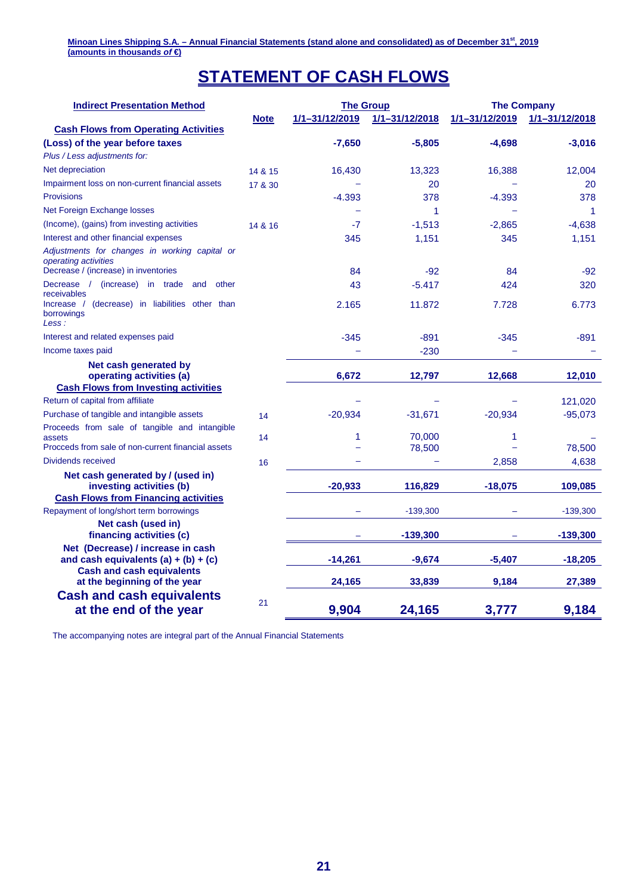# STATEMENT OF CASH FLOWS

| Indirect Presentation Method | Note | The Group | | The Company | |
|---|---|---|---|---|---|
| | | 1/1–31/12/2019 | 1/1–31/12/2018 | 1/1–31/12/2019 | 1/1–31/12/2018 |
| **Cash Flows from Operating Activities** | | | | | |
| **(Loss) of the year before taxes** | | **-7,650** | **-5,805** | **-4,698** | **-3,016** |
| *Plus / Less adjustments for:* | | | | | |
| Net depreciation | 14 & 15 | 16,430 | 13,323 | 16,388 | 12,004 |
| Impairment loss on non-current financial assets | 17 & 30 | – | 20 | – | 20 |
| Provisions | | -4.393 | 378 | -4.393 | 378 |
| Net Foreign Exchange losses | | – | 1 | – | 1 |
| (Income), (gains) from investing activities | 14 & 16 | -7 | -1,513 | -2,865 | -4,638 |
| Interest and other financial expenses | | 345 | 1,151 | 345 | 1,151 |
| *Adjustments for changes in working capital or operating activities* | | | | | |
| Decrease / (increase) in inventories | | 84 | -92 | 84 | -92 |
| Decrease / (increase) in trade and other receivables | | 43 | -5.417 | 424 | 320 |
| Increase / (decrease) in liabilities other than borrowings | | 2.165 | 11.872 | 7.728 | 6.773 |
| *Less :* | | | | | |
| Interest and related expenses paid | | -345 | -891 | -345 | -891 |
| Income taxes paid | | – | -230 | – | – |
| **Net cash generated by operating activities (a)** | | **6,672** | **12,797** | **12,668** | **12,010** |
| **Cash Flows from Investing activities** | | | | | |
| Return of capital from affiliate | | – | – | – | 121,020 |
| Purchase of tangible and intangible assets | 14 | -20,934 | -31,671 | -20,934 | -95,073 |
| Proceeds from sale of tangible and intangible assets | 14 | 1 | 70,000 | 1 | – |
| Procceds from sale of non-current financial assets | | – | 78,500 | – | 78,500 |
| Dividends received | 16 | – | – | 2,858 | 4,638 |
| **Net cash generated by / (used in) investing activities (b)** | | **-20,933** | **116,829** | **-18,075** | **109,085** |
| **Cash Flows from Financing activities** | | | | | |
| Repayment of long/short term borrowings | | – | -139,300 | – | -139,300 |
| **Net cash (used in) financing activities (c)** | | – | **-139,300** | – | **-139,300** |
| **Net (Decrease) / increase in cash and cash equivalents (a) + (b) + (c)** | | **-14,261** | **-9,674** | **-5,407** | **-18,205** |
| **Cash and cash equivalents at the beginning of the year** | | **24,165** | **33,839** | **9,184** | **27,389** |
| **Cash and cash equivalents at the end of the year** | 21 | **9,904** | **24,165** | **3,777** | **9,184** |

The accompanying notes are integral part of the Annual Financial Statements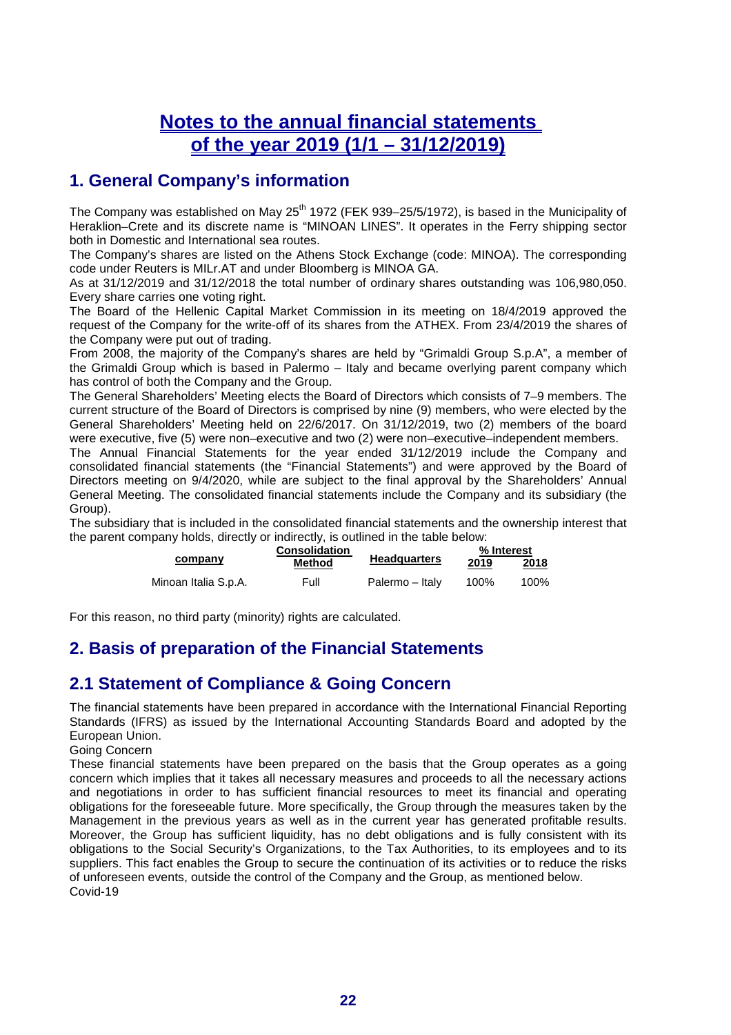# Notes to the annual financial statements of the year 2019 (1/1 – 31/12/2019)

## 1. General Company's information

The Company was established on May 25th 1972 (FEK 939–25/5/1972), is based in the Municipality of Heraklion–Crete and its discrete name is "MINOAN LINES". It operates in the Ferry shipping sector both in Domestic and International sea routes.

The Company's shares are listed on the Athens Stock Exchange (code: MINOA). The corresponding code under Reuters is MILr.AT and under Bloomberg is MINOA GA.

As at 31/12/2019 and 31/12/2018 the total number of ordinary shares outstanding was 106,980,050. Every share carries one voting right.

The Board of the Hellenic Capital Market Commission in its meeting on 18/4/2019 approved the request of the Company for the write-off of its shares from the ATHEX. From 23/4/2019 the shares of the Company were put out of trading.

From 2008, the majority of the Company's shares are held by "Grimaldi Group S.p.A", a member of the Grimaldi Group which is based in Palermo – Italy and became overlying parent company which has control of both the Company and the Group.

The General Shareholders' Meeting elects the Board of Directors which consists of 7–9 members. The current structure of the Board of Directors is comprised by nine (9) members, who were elected by the General Shareholders' Meeting held on 22/6/2017. On 31/12/2019, two (2) members of the board were executive, five (5) were non–executive and two (2) were non–executive–independent members.

The Annual Financial Statements for the year ended 31/12/2019 include the Company and consolidated financial statements (the "Financial Statements") and were approved by the Board of Directors meeting on 9/4/2020, while are subject to the final approval by the Shareholders' Annual General Meeting. The consolidated financial statements include the Company and its subsidiary (the Group).

The subsidiary that is included in the consolidated financial statements and the ownership interest that the parent company holds, directly or indirectly, is outlined in the table below:

| company | Consolidation Method | Headquarters | % Interest 2019 | % Interest 2018 |
|---|---|---|---|---|
| Minoan Italia S.p.A. | Full | Palermo – Italy | 100% | 100% |

For this reason, no third party (minority) rights are calculated.

## 2. Basis of preparation of the Financial Statements

## 2.1 Statement of Compliance & Going Concern

The financial statements have been prepared in accordance with the International Financial Reporting Standards (IFRS) as issued by the International Accounting Standards Board and adopted by the European Union.

Going Concern

These financial statements have been prepared on the basis that the Group operates as a going concern which implies that it takes all necessary measures and proceeds to all the necessary actions and negotiations in order to has sufficient financial resources to meet its financial and operating obligations for the foreseeable future. More specifically, the Group through the measures taken by the Management in the previous years as well as in the current year has generated profitable results. Moreover, the Group has sufficient liquidity, has no debt obligations and is fully consistent with its obligations to the Social Security's Organizations, to the Tax Authorities, to its employees and to its suppliers. This fact enables the Group to secure the continuation of its activities or to reduce the risks of unforeseen events, outside the control of the Company and the Group, as mentioned below.

Covid-19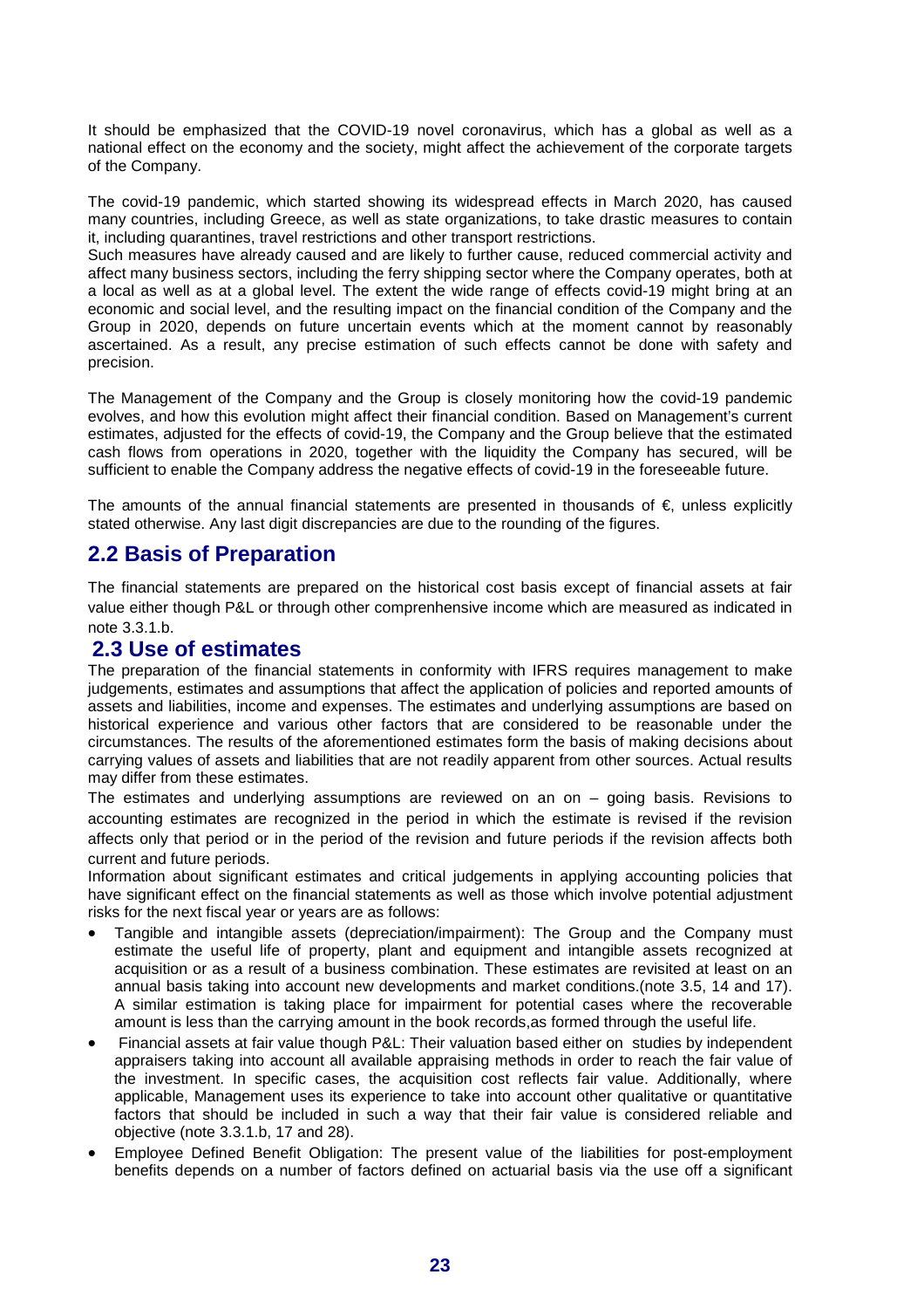It should be emphasized that the COVID-19 novel coronavirus, which has a global as well as a national effect on the economy and the society, might affect the achievement of the corporate targets of the Company.

The covid-19 pandemic, which started showing its widespread effects in March 2020, has caused many countries, including Greece, as well as state organizations, to take drastic measures to contain it, including quarantines, travel restrictions and other transport restrictions.
Such measures have already caused and are likely to further cause, reduced commercial activity and affect many business sectors, including the ferry shipping sector where the Company operates, both at a local as well as at a global level. The extent the wide range of effects covid-19 might bring at an economic and social level, and the resulting impact on the financial condition of the Company and the Group in 2020, depends on future uncertain events which at the moment cannot by reasonably ascertained. As a result, any precise estimation of such effects cannot be done with safety and precision.

The Management of the Company and the Group is closely monitoring how the covid-19 pandemic evolves, and how this evolution might affect their financial condition. Based on Management's current estimates, adjusted for the effects of covid-19, the Company and the Group believe that the estimated cash flows from operations in 2020, together with the liquidity the Company has secured, will be sufficient to enable the Company address the negative effects of covid-19 in the foreseeable future.

The amounts of the annual financial statements are presented in thousands of €, unless explicitly stated otherwise. Any last digit discrepancies are due to the rounding of the figures.

## 2.2 Basis of Preparation

The financial statements are prepared on the historical cost basis except of financial assets at fair value either though P&L or through other comprenhensive income which are measured as indicated in note 3.3.1.b.

## 2.3 Use of estimates

The preparation of the financial statements in conformity with IFRS requires management to make judgements, estimates and assumptions that affect the application of policies and reported amounts of assets and liabilities, income and expenses. The estimates and underlying assumptions are based on historical experience and various other factors that are considered to be reasonable under the circumstances. The results of the aforementioned estimates form the basis of making decisions about carrying values of assets and liabilities that are not readily apparent from other sources. Actual results may differ from these estimates.

The estimates and underlying assumptions are reviewed on an on – going basis. Revisions to accounting estimates are recognized in the period in which the estimate is revised if the revision affects only that period or in the period of the revision and future periods if the revision affects both current and future periods.

Information about significant estimates and critical judgements in applying accounting policies that have significant effect on the financial statements as well as those which involve potential adjustment risks for the next fiscal year or years are as follows:

- Tangible and intangible assets (depreciation/impairment): The Group and the Company must estimate the useful life of property, plant and equipment and intangible assets recognized at acquisition or as a result of a business combination. These estimates are revisited at least on an annual basis taking into account new developments and market conditions.(note 3.5, 14 and 17). A similar estimation is taking place for impairment for potential cases where the recoverable amount is less than the carrying amount in the book records,as formed through the useful life.
- Financial assets at fair value though P&L: Their valuation based either on studies by independent appraisers taking into account all available appraising methods in order to reach the fair value of the investment. In specific cases, the acquisition cost reflects fair value. Additionally, where applicable, Management uses its experience to take into account other qualitative or quantitative factors that should be included in such a way that their fair value is considered reliable and objective (note 3.3.1.b, 17 and 28).
- Employee Defined Benefit Obligation: The present value of the liabilities for post-employment benefits depends on a number of factors defined on actuarial basis via the use off a significant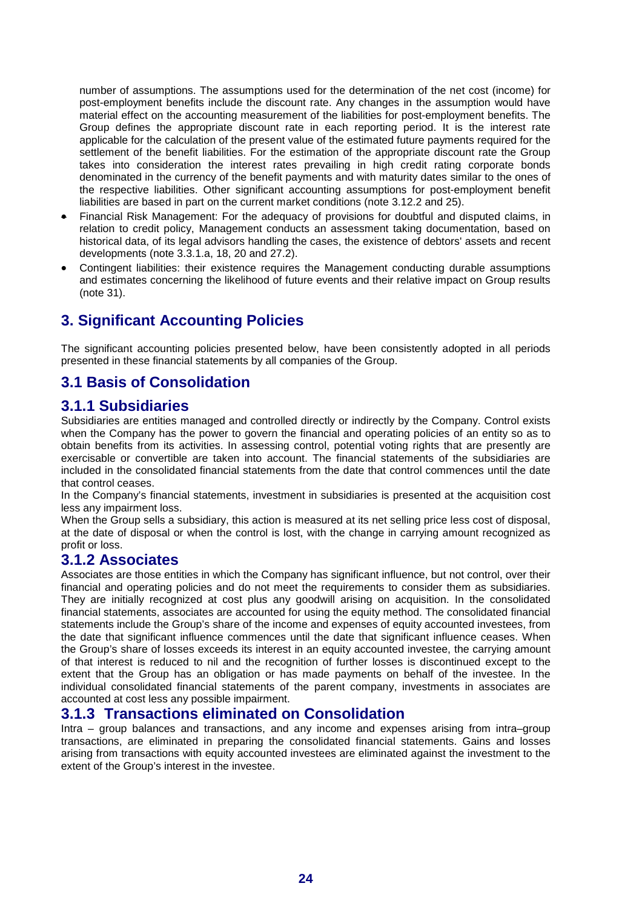number of assumptions. The assumptions used for the determination of the net cost (income) for post-employment benefits include the discount rate. Any changes in the assumption would have material effect on the accounting measurement of the liabilities for post-employment benefits. The Group defines the appropriate discount rate in each reporting period. It is the interest rate applicable for the calculation of the present value of the estimated future payments required for the settlement of the benefit liabilities. For the estimation of the appropriate discount rate the Group takes into consideration the interest rates prevailing in high credit rating corporate bonds denominated in the currency of the benefit payments and with maturity dates similar to the ones of the respective liabilities. Other significant accounting assumptions for post-employment benefit liabilities are based in part on the current market conditions (note 3.12.2 and 25).

- Financial Risk Management: For the adequacy of provisions for doubtful and disputed claims, in relation to credit policy, Management conducts an assessment taking documentation, based on historical data, of its legal advisors handling the cases, the existence of debtors' assets and recent developments (note 3.3.1.a, 18, 20 and 27.2).
- Contingent liabilities: their existence requires the Management conducting durable assumptions and estimates concerning the likelihood of future events and their relative impact on Group results (note 31).

# 3. Significant Accounting Policies

The significant accounting policies presented below, have been consistently adopted in all periods presented in these financial statements by all companies of the Group.

## 3.1 Basis of Consolidation

### 3.1.1 Subsidiaries

Subsidiaries are entities managed and controlled directly or indirectly by the Company. Control exists when the Company has the power to govern the financial and operating policies of an entity so as to obtain benefits from its activities. In assessing control, potential voting rights that are presently are exercisable or convertible are taken into account. The financial statements of the subsidiaries are included in the consolidated financial statements from the date that control commences until the date that control ceases.

In the Company's financial statements, investment in subsidiaries is presented at the acquisition cost less any impairment loss.

When the Group sells a subsidiary, this action is measured at its net selling price less cost of disposal, at the date of disposal or when the control is lost, with the change in carrying amount recognized as profit or loss.

### 3.1.2 Associates

Associates are those entities in which the Company has significant influence, but not control, over their financial and operating policies and do not meet the requirements to consider them as subsidiaries. They are initially recognized at cost plus any goodwill arising on acquisition. In the consolidated financial statements, associates are accounted for using the equity method. The consolidated financial statements include the Group's share of the income and expenses of equity accounted investees, from the date that significant influence commences until the date that significant influence ceases. When the Group's share of losses exceeds its interest in an equity accounted investee, the carrying amount of that interest is reduced to nil and the recognition of further losses is discontinued except to the extent that the Group has an obligation or has made payments on behalf of the investee. In the individual consolidated financial statements of the parent company, investments in associates are accounted at cost less any possible impairment.

### 3.1.3 Transactions eliminated on Consolidation

Intra – group balances and transactions, and any income and expenses arising from intra–group transactions, are eliminated in preparing the consolidated financial statements. Gains and losses arising from transactions with equity accounted investees are eliminated against the investment to the extent of the Group's interest in the investee.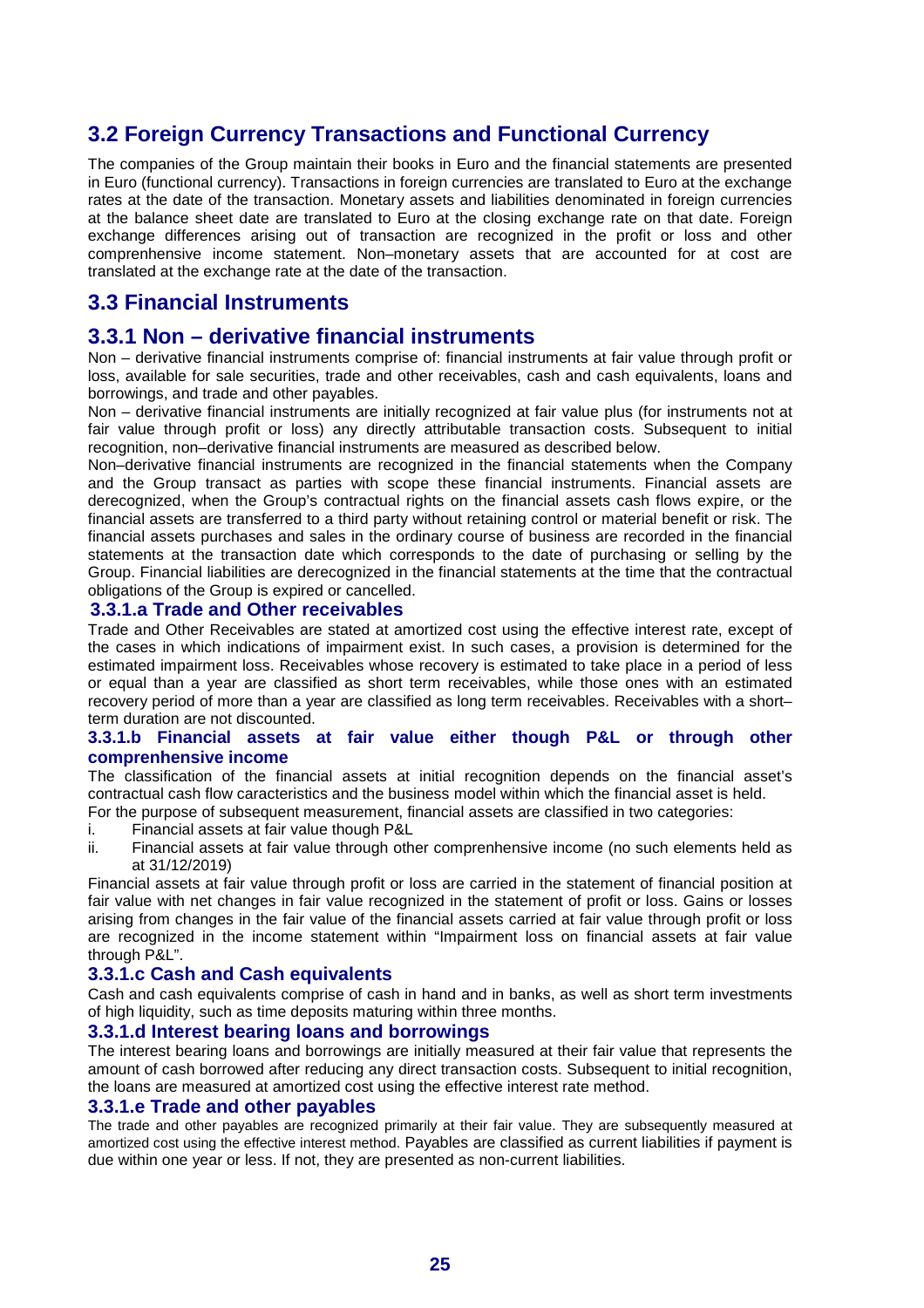## 3.2 Foreign Currency Transactions and Functional Currency

The companies of the Group maintain their books in Euro and the financial statements are presented in Euro (functional currency). Transactions in foreign currencies are translated to Euro at the exchange rates at the date of the transaction. Monetary assets and liabilities denominated in foreign currencies at the balance sheet date are translated to Euro at the closing exchange rate on that date. Foreign exchange differences arising out of transaction are recognized in the profit or loss and other comprenhensive income statement. Non–monetary assets that are accounted for at cost are translated at the exchange rate at the date of the transaction.

## 3.3 Financial Instruments

## 3.3.1 Non – derivative financial instruments

Non – derivative financial instruments comprise of: financial instruments at fair value through profit or loss, available for sale securities, trade and other receivables, cash and cash equivalents, loans and borrowings, and trade and other payables.

Non – derivative financial instruments are initially recognized at fair value plus (for instruments not at fair value through profit or loss) any directly attributable transaction costs. Subsequent to initial recognition, non–derivative financial instruments are measured as described below.

Non–derivative financial instruments are recognized in the financial statements when the Company and the Group transact as parties with scope these financial instruments. Financial assets are derecognized, when the Group's contractual rights on the financial assets cash flows expire, or the financial assets are transferred to a third party without retaining control or material benefit or risk. The financial assets purchases and sales in the ordinary course of business are recorded in the financial statements at the transaction date which corresponds to the date of purchasing or selling by the Group. Financial liabilities are derecognized in the financial statements at the time that the contractual obligations of the Group is expired or cancelled.

### 3.3.1.a Trade and Other receivables

Trade and Other Receivables are stated at amortized cost using the effective interest rate, except of the cases in which indications of impairment exist. In such cases, a provision is determined for the estimated impairment loss. Receivables whose recovery is estimated to take place in a period of less or equal than a year are classified as short term receivables, while those ones with an estimated recovery period of more than a year are classified as long term receivables. Receivables with a short–term duration are not discounted.

### 3.3.1.b Financial assets at fair value either though P&L or through other comprenhensive income

The classification of the financial assets at initial recognition depends on the financial asset's contractual cash flow caracteristics and the business model within which the financial asset is held.

For the purpose of subsequent measurement, financial assets are classified in two categories:

i. Financial assets at fair value though P&L
ii. Financial assets at fair value through other comprenhensive income (no such elements held as at 31/12/2019)

Financial assets at fair value through profit or loss are carried in the statement of financial position at fair value with net changes in fair value recognized in the statement of profit or loss. Gains or losses arising from changes in the fair value of the financial assets carried at fair value through profit or loss are recognized in the income statement within "Impairment loss on financial assets at fair value through P&L".

### 3.3.1.c Cash and Cash equivalents

Cash and cash equivalents comprise of cash in hand and in banks, as well as short term investments of high liquidity, such as time deposits maturing within three months.

### 3.3.1.d Interest bearing loans and borrowings

The interest bearing loans and borrowings are initially measured at their fair value that represents the amount of cash borrowed after reducing any direct transaction costs. Subsequent to initial recognition, the loans are measured at amortized cost using the effective interest rate method.

### 3.3.1.e Trade and other payables

The trade and other payables are recognized primarily at their fair value. They are subsequently measured at amortized cost using the effective interest method. Payables are classified as current liabilities if payment is due within one year or less. If not, they are presented as non-current liabilities.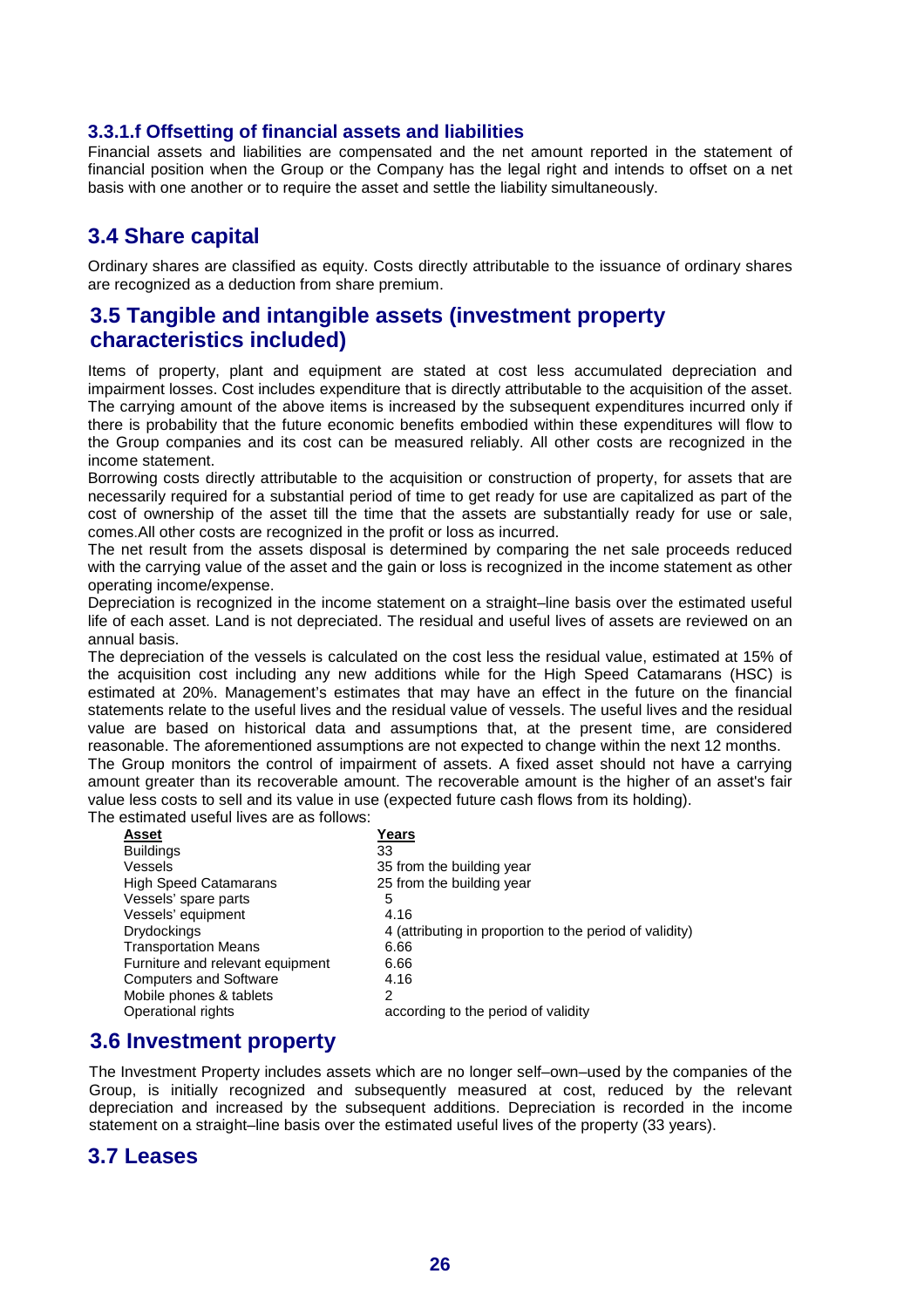### 3.3.1.f Offsetting of financial assets and liabilities

Financial assets and liabilities are compensated and the net amount reported in the statement of financial position when the Group or the Company has the legal right and intends to offset on a net basis with one another or to require the asset and settle the liability simultaneously.

## 3.4 Share capital

Ordinary shares are classified as equity. Costs directly attributable to the issuance of ordinary shares are recognized as a deduction from share premium.

## 3.5 Tangible and intangible assets (investment property characteristics included)

Items of property, plant and equipment are stated at cost less accumulated depreciation and impairment losses. Cost includes expenditure that is directly attributable to the acquisition of the asset. The carrying amount of the above items is increased by the subsequent expenditures incurred only if there is probability that the future economic benefits embodied within these expenditures will flow to the Group companies and its cost can be measured reliably. All other costs are recognized in the income statement.

Borrowing costs directly attributable to the acquisition or construction of property, for assets that are necessarily required for a substantial period of time to get ready for use are capitalized as part of the cost of ownership of the asset till the time that the assets are substantially ready for use or sale, comes.All other costs are recognized in the profit or loss as incurred.

The net result from the assets disposal is determined by comparing the net sale proceeds reduced with the carrying value of the asset and the gain or loss is recognized in the income statement as other operating income/expense.

Depreciation is recognized in the income statement on a straight–line basis over the estimated useful life of each asset. Land is not depreciated. The residual and useful lives of assets are reviewed on an annual basis.

The depreciation of the vessels is calculated on the cost less the residual value, estimated at 15% of the acquisition cost including any new additions while for the High Speed Catamarans (HSC) is estimated at 20%. Management's estimates that may have an effect in the future on the financial statements relate to the useful lives and the residual value of vessels. The useful lives and the residual value are based on historical data and assumptions that, at the present time, are considered reasonable. The aforementioned assumptions are not expected to change within the next 12 months.

The Group monitors the control of impairment of assets. A fixed asset should not have a carrying amount greater than its recoverable amount. The recoverable amount is the higher of an asset's fair value less costs to sell and its value in use (expected future cash flows from its holding).

The estimated useful lives are as follows:

| Asset | Years |
|---|---|
| Buildings | 33 |
| Vessels | 35 from the building year |
| High Speed Catamarans | 25 from the building year |
| Vessels' spare parts | 5 |
| Vessels' equipment | 4.16 |
| Drydockings | 4 (attributing in proportion to the period of validity) |
| Transportation Means | 6.66 |
| Furniture and relevant equipment | 6.66 |
| Computers and Software | 4.16 |
| Mobile phones & tablets | 2 |
| Operational rights | according to the period of validity |

## 3.6 Investment property

The Investment Property includes assets which are no longer self–own–used by the companies of the Group, is initially recognized and subsequently measured at cost, reduced by the relevant depreciation and increased by the subsequent additions. Depreciation is recorded in the income statement on a straight–line basis over the estimated useful lives of the property (33 years).

## 3.7 Leases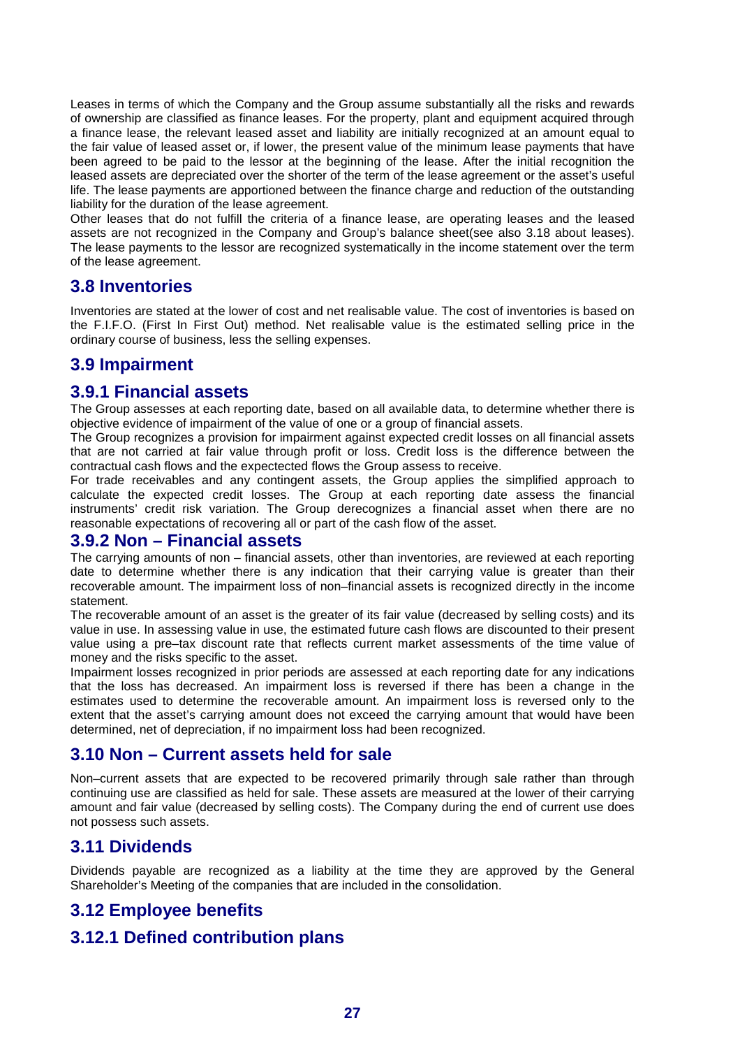Leases in terms of which the Company and the Group assume substantially all the risks and rewards of ownership are classified as finance leases. For the property, plant and equipment acquired through a finance lease, the relevant leased asset and liability are initially recognized at an amount equal to the fair value of leased asset or, if lower, the present value of the minimum lease payments that have been agreed to be paid to the lessor at the beginning of the lease. After the initial recognition the leased assets are depreciated over the shorter of the term of the lease agreement or the asset's useful life. The lease payments are apportioned between the finance charge and reduction of the outstanding liability for the duration of the lease agreement.

Other leases that do not fulfill the criteria of a finance lease, are operating leases and the leased assets are not recognized in the Company and Group's balance sheet(see also 3.18 about leases). The lease payments to the lessor are recognized systematically in the income statement over the term of the lease agreement.

## 3.8 Inventories

Inventories are stated at the lower of cost and net realisable value. The cost of inventories is based on the F.I.F.O. (First In First Out) method. Net realisable value is the estimated selling price in the ordinary course of business, less the selling expenses.

## 3.9 Impairment

### 3.9.1 Financial assets

The Group assesses at each reporting date, based on all available data, to determine whether there is objective evidence of impairment of the value of one or a group of financial assets.

The Group recognizes a provision for impairment against expected credit losses on all financial assets that are not carried at fair value through profit or loss. Credit loss is the difference between the contractual cash flows and the expectected flows the Group assess to receive.

For trade receivables and any contingent assets, the Group applies the simplified approach to calculate the expected credit losses. The Group at each reporting date assess the financial instruments' credit risk variation. The Group derecognizes a financial asset when there are no reasonable expectations of recovering all or part of the cash flow of the asset.

### 3.9.2 Non – Financial assets

The carrying amounts of non – financial assets, other than inventories, are reviewed at each reporting date to determine whether there is any indication that their carrying value is greater than their recoverable amount. The impairment loss of non–financial assets is recognized directly in the income statement.

The recoverable amount of an asset is the greater of its fair value (decreased by selling costs) and its value in use. In assessing value in use, the estimated future cash flows are discounted to their present value using a pre–tax discount rate that reflects current market assessments of the time value of money and the risks specific to the asset.

Impairment losses recognized in prior periods are assessed at each reporting date for any indications that the loss has decreased. An impairment loss is reversed if there has been a change in the estimates used to determine the recoverable amount. An impairment loss is reversed only to the extent that the asset's carrying amount does not exceed the carrying amount that would have been determined, net of depreciation, if no impairment loss had been recognized.

## 3.10 Non – Current assets held for sale

Non–current assets that are expected to be recovered primarily through sale rather than through continuing use are classified as held for sale. These assets are measured at the lower of their carrying amount and fair value (decreased by selling costs). The Company during the end of current use does not possess such assets.

## 3.11 Dividends

Dividends payable are recognized as a liability at the time they are approved by the General Shareholder's Meeting of the companies that are included in the consolidation.

## 3.12 Employee benefits

### 3.12.1 Defined contribution plans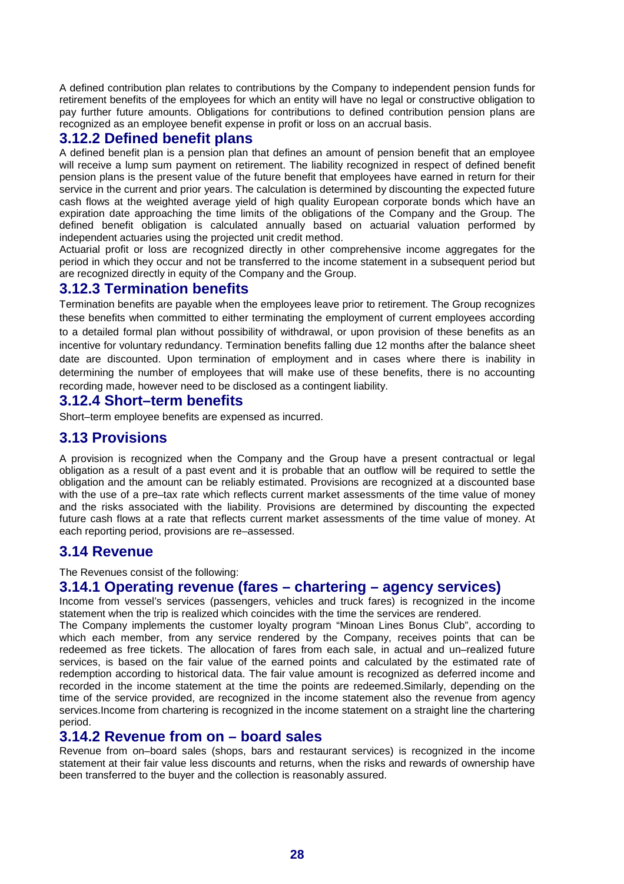A defined contribution plan relates to contributions by the Company to independent pension funds for retirement benefits of the employees for which an entity will have no legal or constructive obligation to pay further future amounts. Obligations for contributions to defined contribution pension plans are recognized as an employee benefit expense in profit or loss on an accrual basis.

### 3.12.2 Defined benefit plans

A defined benefit plan is a pension plan that defines an amount of pension benefit that an employee will receive a lump sum payment on retirement. The liability recognized in respect of defined benefit pension plans is the present value of the future benefit that employees have earned in return for their service in the current and prior years. The calculation is determined by discounting the expected future cash flows at the weighted average yield of high quality European corporate bonds which have an expiration date approaching the time limits of the obligations of the Company and the Group. The defined benefit obligation is calculated annually based on actuarial valuation performed by independent actuaries using the projected unit credit method.

Actuarial profit or loss are recognized directly in other comprehensive income aggregates for the period in which they occur and not be transferred to the income statement in a subsequent period but are recognized directly in equity of the Company and the Group.

### 3.12.3 Termination benefits

Termination benefits are payable when the employees leave prior to retirement. The Group recognizes these benefits when committed to either terminating the employment of current employees according to a detailed formal plan without possibility of withdrawal, or upon provision of these benefits as an incentive for voluntary redundancy. Termination benefits falling due 12 months after the balance sheet date are discounted. Upon termination of employment and in cases where there is inability in determining the number of employees that will make use of these benefits, there is no accounting recording made, however need to be disclosed as a contingent liability.

### 3.12.4 Short–term benefits

Short–term employee benefits are expensed as incurred.

## 3.13 Provisions

A provision is recognized when the Company and the Group have a present contractual or legal obligation as a result of a past event and it is probable that an outflow will be required to settle the obligation and the amount can be reliably estimated. Provisions are recognized at a discounted base with the use of a pre–tax rate which reflects current market assessments of the time value of money and the risks associated with the liability. Provisions are determined by discounting the expected future cash flows at a rate that reflects current market assessments of the time value of money. At each reporting period, provisions are re–assessed.

## 3.14 Revenue

The Revenues consist of the following:

### 3.14.1 Operating revenue (fares – chartering – agency services)

Income from vessel's services (passengers, vehicles and truck fares) is recognized in the income statement when the trip is realized which coincides with the time the services are rendered.

The Company implements the customer loyalty program "Minoan Lines Bonus Club", according to which each member, from any service rendered by the Company, receives points that can be redeemed as free tickets. The allocation of fares from each sale, in actual and un–realized future services, is based on the fair value of the earned points and calculated by the estimated rate of redemption according to historical data. The fair value amount is recognized as deferred income and recorded in the income statement at the time the points are redeemed.Similarly, depending on the time of the service provided, are recognized in the income statement also the revenue from agency services.Income from chartering is recognized in the income statement on a straight line the chartering period.

### 3.14.2 Revenue from on – board sales

Revenue from on–board sales (shops, bars and restaurant services) is recognized in the income statement at their fair value less discounts and returns, when the risks and rewards of ownership have been transferred to the buyer and the collection is reasonably assured.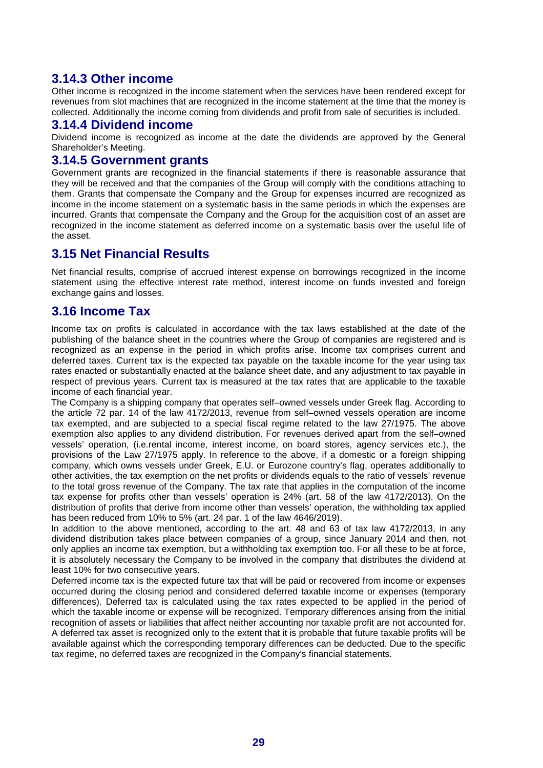### 3.14.3 Other income

Other income is recognized in the income statement when the services have been rendered except for revenues from slot machines that are recognized in the income statement at the time that the money is collected. Additionally the income coming from dividends and profit from sale of securities is included.

### 3.14.4 Dividend income

Dividend income is recognized as income at the date the dividends are approved by the General Shareholder's Meeting.

### 3.14.5 Government grants

Government grants are recognized in the financial statements if there is reasonable assurance that they will be received and that the companies of the Group will comply with the conditions attaching to them. Grants that compensate the Company and the Group for expenses incurred are recognized as income in the income statement on a systematic basis in the same periods in which the expenses are incurred. Grants that compensate the Company and the Group for the acquisition cost of an asset are recognized in the income statement as deferred income on a systematic basis over the useful life of the asset.

## 3.15 Net Financial Results

Net financial results, comprise of accrued interest expense on borrowings recognized in the income statement using the effective interest rate method, interest income on funds invested and foreign exchange gains and losses.

## 3.16 Income Tax

Income tax on profits is calculated in accordance with the tax laws established at the date of the publishing of the balance sheet in the countries where the Group of companies are registered and is recognized as an expense in the period in which profits arise. Income tax comprises current and deferred taxes. Current tax is the expected tax payable on the taxable income for the year using tax rates enacted or substantially enacted at the balance sheet date, and any adjustment to tax payable in respect of previous years. Current tax is measured at the tax rates that are applicable to the taxable income of each financial year.

The Company is a shipping company that operates self–owned vessels under Greek flag. According to the article 72 par. 14 of the law 4172/2013, revenue from self–owned vessels operation are income tax exempted, and are subjected to a special fiscal regime related to the law 27/1975. The above exemption also applies to any dividend distribution. For revenues derived apart from the self–owned vessels' operation, (i.e.rental income, interest income, on board stores, agency services etc.), the provisions of the Law 27/1975 apply. In reference to the above, if a domestic or a foreign shipping company, which owns vessels under Greek, E.U. or Eurozone country's flag, operates additionally to other activities, the tax exemption on the net profits or dividends equals to the ratio of vessels' revenue to the total gross revenue of the Company. The tax rate that applies in the computation of the income tax expense for profits other than vessels' operation is 24% (art. 58 of the law 4172/2013). On the distribution of profits that derive from income other than vessels' operation, the withholding tax applied has been reduced from 10% to 5% (art. 24 par. 1 of the law 4646/2019).

In addition to the above mentioned, according to the art. 48 and 63 of tax law 4172/2013, in any dividend distribution takes place between companies of a group, since January 2014 and then, not only applies an income tax exemption, but a withholding tax exemption too. For all these to be at force, it is absolutely necessary the Company to be involved in the company that distributes the dividend at least 10% for two consecutive years.

Deferred income tax is the expected future tax that will be paid or recovered from income or expenses occurred during the closing period and considered deferred taxable income or expenses (temporary differences). Deferred tax is calculated using the tax rates expected to be applied in the period of which the taxable income or expense will be recognized. Temporary differences arising from the initial recognition of assets or liabilities that affect neither accounting nor taxable profit are not accounted for. A deferred tax asset is recognized only to the extent that it is probable that future taxable profits will be available against which the corresponding temporary differences can be deducted. Due to the specific tax regime, no deferred taxes are recognized in the Company's financial statements.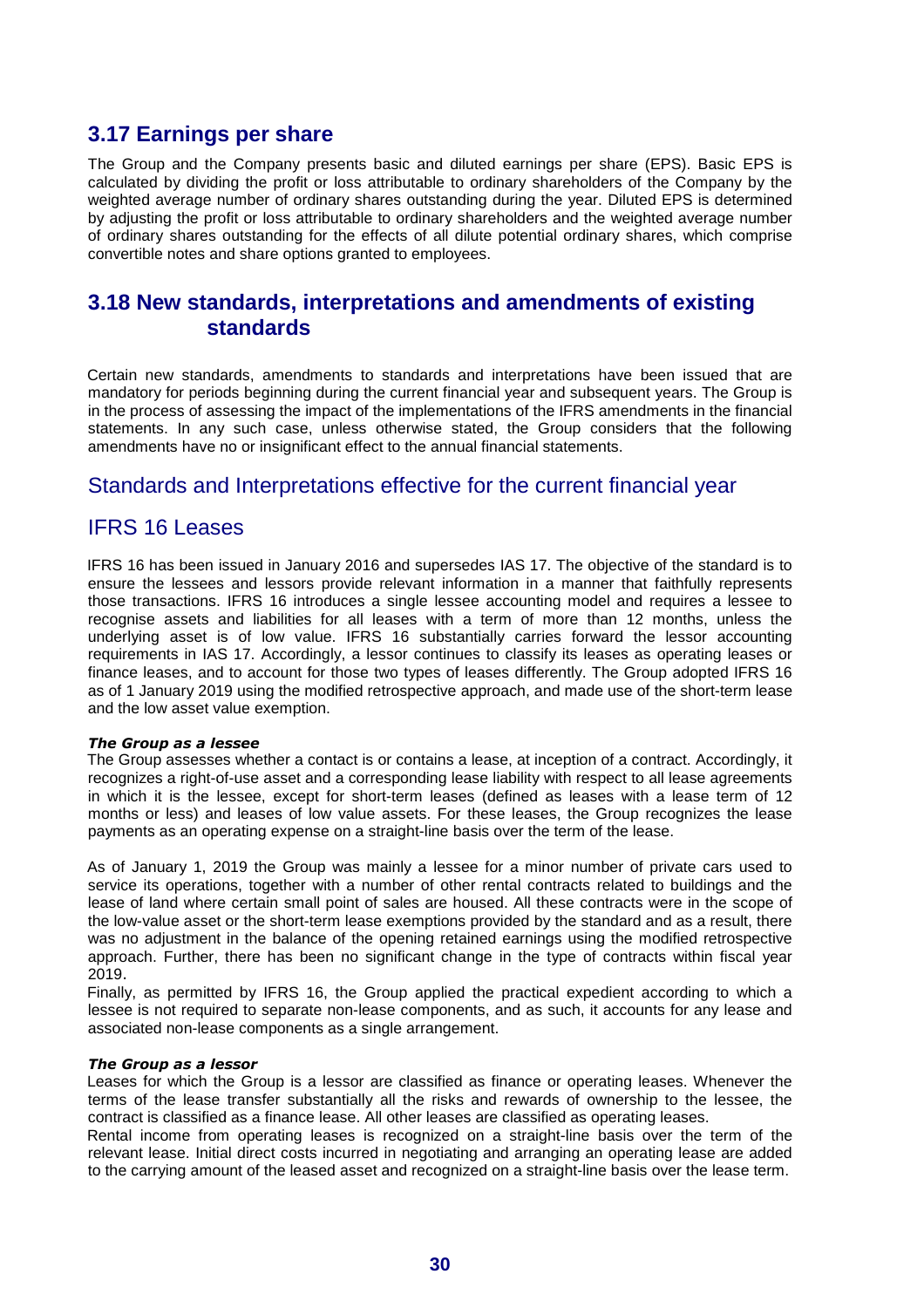## 3.17 Earnings per share

The Group and the Company presents basic and diluted earnings per share (EPS). Basic EPS is calculated by dividing the profit or loss attributable to ordinary shareholders of the Company by the weighted average number of ordinary shares outstanding during the year. Diluted EPS is determined by adjusting the profit or loss attributable to ordinary shareholders and the weighted average number of ordinary shares outstanding for the effects of all dilute potential ordinary shares, which comprise convertible notes and share options granted to employees.

## 3.18 New standards, interpretations and amendments of existing standards

Certain new standards, amendments to standards and interpretations have been issued that are mandatory for periods beginning during the current financial year and subsequent years. The Group is in the process of assessing the impact of the implementations of the IFRS amendments in the financial statements. In any such case, unless otherwise stated, the Group considers that the following amendments have no or insignificant effect to the annual financial statements.

### Standards and Interpretations effective for the current financial year

### IFRS 16 Leases

IFRS 16 has been issued in January 2016 and supersedes IAS 17. The objective of the standard is to ensure the lessees and lessors provide relevant information in a manner that faithfully represents those transactions. IFRS 16 introduces a single lessee accounting model and requires a lessee to recognise assets and liabilities for all leases with a term of more than 12 months, unless the underlying asset is of low value. IFRS 16 substantially carries forward the lessor accounting requirements in IAS 17. Accordingly, a lessor continues to classify its leases as operating leases or finance leases, and to account for those two types of leases differently. The Group adopted IFRS 16 as of 1 January 2019 using the modified retrospective approach, and made use of the short-term lease and the low asset value exemption.

***The Group as a lessee***

The Group assesses whether a contact is or contains a lease, at inception of a contract. Accordingly, it recognizes a right-of-use asset and a corresponding lease liability with respect to all lease agreements in which it is the lessee, except for short-term leases (defined as leases with a lease term of 12 months or less) and leases of low value assets. For these leases, the Group recognizes the lease payments as an operating expense on a straight-line basis over the term of the lease.

As of January 1, 2019 the Group was mainly a lessee for a minor number of private cars used to service its operations, together with a number of other rental contracts related to buildings and the lease of land where certain small point of sales are housed. All these contracts were in the scope of the low-value asset or the short-term lease exemptions provided by the standard and as a result, there was no adjustment in the balance of the opening retained earnings using the modified retrospective approach. Further, there has been no significant change in the type of contracts within fiscal year 2019.

Finally, as permitted by IFRS 16, the Group applied the practical expedient according to which a lessee is not required to separate non-lease components, and as such, it accounts for any lease and associated non-lease components as a single arrangement.

***The Group as a lessor***

Leases for which the Group is a lessor are classified as finance or operating leases. Whenever the terms of the lease transfer substantially all the risks and rewards of ownership to the lessee, the contract is classified as a finance lease. All other leases are classified as operating leases.

Rental income from operating leases is recognized on a straight-line basis over the term of the relevant lease. Initial direct costs incurred in negotiating and arranging an operating lease are added to the carrying amount of the leased asset and recognized on a straight-line basis over the lease term.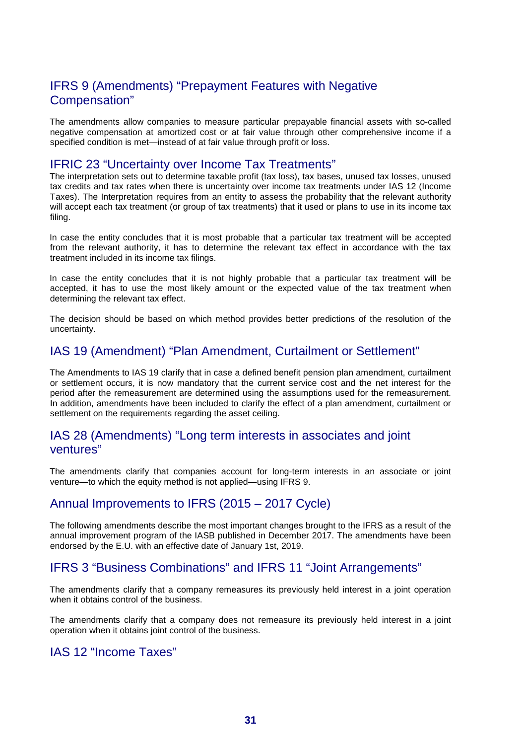## IFRS 9 (Amendments) “Prepayment Features with Negative Compensation”

The amendments allow companies to measure particular prepayable financial assets with so-called negative compensation at amortized cost or at fair value through other comprehensive income if a specified condition is met—instead of at fair value through profit or loss.

## IFRIC 23 “Uncertainty over Income Tax Treatments”

The interpretation sets out to determine taxable profit (tax loss), tax bases, unused tax losses, unused tax credits and tax rates when there is uncertainty over income tax treatments under IAS 12 (Income Taxes). The Interpretation requires from an entity to assess the probability that the relevant authority will accept each tax treatment (or group of tax treatments) that it used or plans to use in its income tax filing.

In case the entity concludes that it is most probable that a particular tax treatment will be accepted from the relevant authority, it has to determine the relevant tax effect in accordance with the tax treatment included in its income tax filings.

In case the entity concludes that it is not highly probable that a particular tax treatment will be accepted, it has to use the most likely amount or the expected value of the tax treatment when determining the relevant tax effect.

The decision should be based on which method provides better predictions of the resolution of the uncertainty.

## IAS 19 (Amendment) “Plan Amendment, Curtailment or Settlement”

The Amendments to IAS 19 clarify that in case a defined benefit pension plan amendment, curtailment or settlement occurs, it is now mandatory that the current service cost and the net interest for the period after the remeasurement are determined using the assumptions used for the remeasurement. In addition, amendments have been included to clarify the effect of a plan amendment, curtailment or settlement on the requirements regarding the asset ceiling.

## IAS 28 (Amendments) “Long term interests in associates and joint ventures”

The amendments clarify that companies account for long-term interests in an associate or joint venture—to which the equity method is not applied—using IFRS 9.

## Annual Improvements to IFRS (2015 – 2017 Cycle)

The following amendments describe the most important changes brought to the IFRS as a result of the annual improvement program of the IASB published in December 2017. The amendments have been endorsed by the E.U. with an effective date of January 1st, 2019.

## IFRS 3 “Business Combinations” and IFRS 11 “Joint Arrangements”

The amendments clarify that a company remeasures its previously held interest in a joint operation when it obtains control of the business.

The amendments clarify that a company does not remeasure its previously held interest in a joint operation when it obtains joint control of the business.

## IAS 12 “Income Taxes”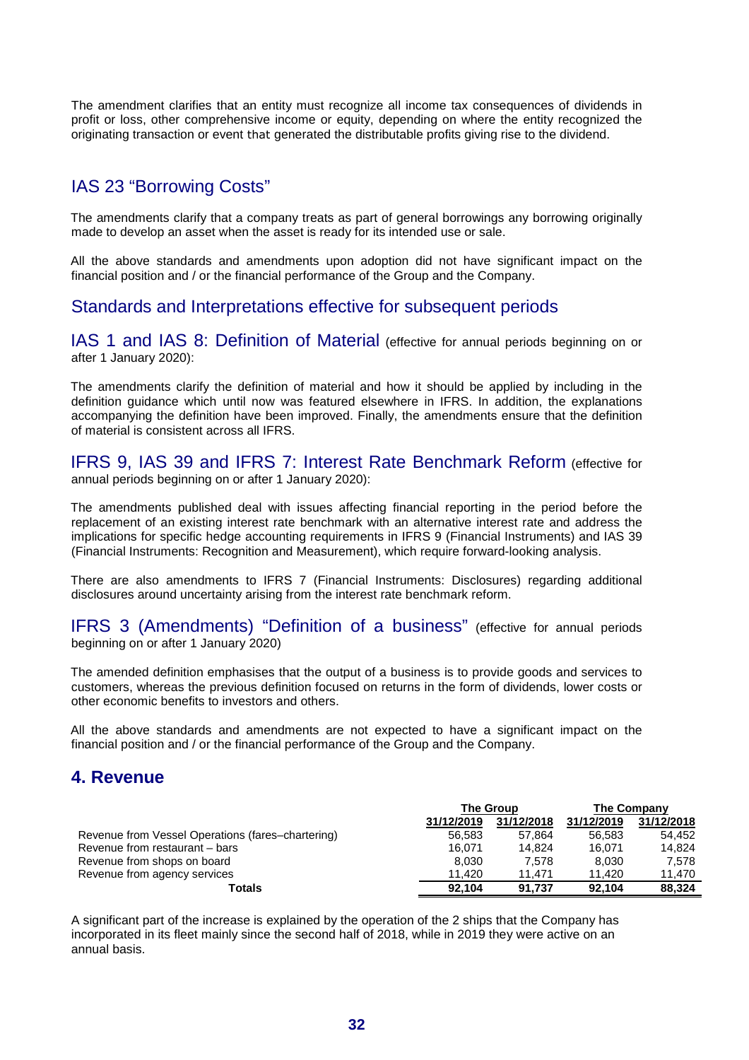The amendment clarifies that an entity must recognize all income tax consequences of dividends in profit or loss, other comprehensive income or equity, depending on where the entity recognized the originating transaction or event that generated the distributable profits giving rise to the dividend.

## IAS 23 "Borrowing Costs"

The amendments clarify that a company treats as part of general borrowings any borrowing originally made to develop an asset when the asset is ready for its intended use or sale.

All the above standards and amendments upon adoption did not have significant impact on the financial position and / or the financial performance of the Group and the Company.

## Standards and Interpretations effective for subsequent periods

### IAS 1 and IAS 8: Definition of Material (effective for annual periods beginning on or after 1 January 2020):

The amendments clarify the definition of material and how it should be applied by including in the definition guidance which until now was featured elsewhere in IFRS. In addition, the explanations accompanying the definition have been improved. Finally, the amendments ensure that the definition of material is consistent across all IFRS.

### IFRS 9, IAS 39 and IFRS 7: Interest Rate Benchmark Reform (effective for annual periods beginning on or after 1 January 2020):

The amendments published deal with issues affecting financial reporting in the period before the replacement of an existing interest rate benchmark with an alternative interest rate and address the implications for specific hedge accounting requirements in IFRS 9 (Financial Instruments) and IAS 39 (Financial Instruments: Recognition and Measurement), which require forward-looking analysis.

There are also amendments to IFRS 7 (Financial Instruments: Disclosures) regarding additional disclosures around uncertainty arising from the interest rate benchmark reform.

### IFRS 3 (Amendments) "Definition of a business" (effective for annual periods beginning on or after 1 January 2020)

The amended definition emphasises that the output of a business is to provide goods and services to customers, whereas the previous definition focused on returns in the form of dividends, lower costs or other economic benefits to investors and others.

All the above standards and amendments are not expected to have a significant impact on the financial position and / or the financial performance of the Group and the Company.

## 4. Revenue

| | The Group | | The Company | |
|---|---|---|---|---|
| | 31/12/2019 | 31/12/2018 | 31/12/2019 | 31/12/2018 |
| Revenue from Vessel Operations (fares–chartering) | 56,583 | 57,864 | 56,583 | 54,452 |
| Revenue from restaurant – bars | 16,071 | 14,824 | 16,071 | 14,824 |
| Revenue from shops on board | 8,030 | 7,578 | 8,030 | 7,578 |
| Revenue from agency services | 11,420 | 11,471 | 11,420 | 11,470 |
| **Totals** | **92,104** | **91,737** | **92,104** | **88,324** |

A significant part of the increase is explained by the operation of the 2 ships that the Company has incorporated in its fleet mainly since the second half of 2018, while in 2019 they were active on an annual basis.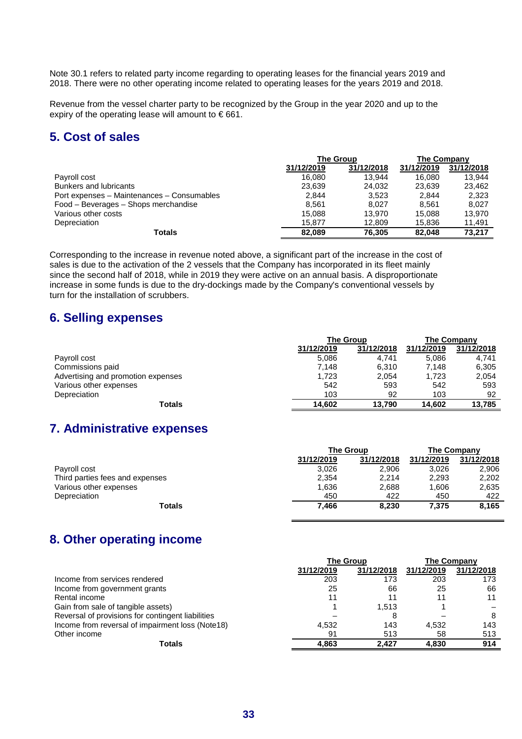Note 30.1 refers to related party income regarding to operating leases for the financial years 2019 and 2018. There were no other operating income related to operating leases for the years 2019 and 2018.

Revenue from the vessel charter party to be recognized by the Group in the year 2020 and up to the expiry of the operating lease will amount to € 661.

## 5. Cost of sales

| | The Group | | The Company | |
|---|---|---|---|---|
| | 31/12/2019 | 31/12/2018 | 31/12/2019 | 31/12/2018 |
| Payroll cost | 16,080 | 13,944 | 16,080 | 13,944 |
| Bunkers and lubricants | 23,639 | 24,032 | 23,639 | 23,462 |
| Port expenses – Maintenances – Consumables | 2,844 | 3,523 | 2,844 | 2,323 |
| Food – Beverages – Shops merchandise | 8,561 | 8,027 | 8,561 | 8,027 |
| Various other costs | 15,088 | 13,970 | 15,088 | 13,970 |
| Depreciation | 15,877 | 12,809 | 15,836 | 11,491 |
| **Totals** | **82,089** | **76,305** | **82,048** | **73,217** |

Corresponding to the increase in revenue noted above, a significant part of the increase in the cost of sales is due to the activation of the 2 vessels that the Company has incorporated in its fleet mainly since the second half of 2018, while in 2019 they were active on an annual basis. A disproportionate increase in some funds is due to the dry-dockings made by the Company's conventional vessels by turn for the installation of scrubbers.

## 6. Selling expenses

| | The Group | | The Company | |
|---|---|---|---|---|
| | 31/12/2019 | 31/12/2018 | 31/12/2019 | 31/12/2018 |
| Payroll cost | 5,086 | 4,741 | 5,086 | 4,741 |
| Commissions paid | 7,148 | 6,310 | 7,148 | 6,305 |
| Advertising and promotion expenses | 1,723 | 2,054 | 1,723 | 2,054 |
| Various other expenses | 542 | 593 | 542 | 593 |
| Depreciation | 103 | 92 | 103 | 92 |
| **Totals** | **14,602** | **13,790** | **14,602** | **13,785** |

## 7. Administrative expenses

| | The Group | | The Company | |
|---|---|---|---|---|
| | 31/12/2019 | 31/12/2018 | 31/12/2019 | 31/12/2018 |
| Payroll cost | 3,026 | 2,906 | 3,026 | 2,906 |
| Third parties fees and expenses | 2,354 | 2,214 | 2,293 | 2,202 |
| Various other expenses | 1,636 | 2,688 | 1,606 | 2,635 |
| Depreciation | 450 | 422 | 450 | 422 |
| **Totals** | **7,466** | **8,230** | **7,375** | **8,165** |

## 8. Other operating income

| | The Group | | The Company | |
|---|---|---|---|---|
| | 31/12/2019 | 31/12/2018 | 31/12/2019 | 31/12/2018 |
| Income from services rendered | 203 | 173 | 203 | 173 |
| Income from government grants | 25 | 66 | 25 | 66 |
| Rental income | 11 | 11 | 11 | 11 |
| Gain from sale of tangible assets) | 1 | 1,513 | 1 | – |
| Reversal of provisions for contingent liabilities | – | 8 | – | 8 |
| Income from reversal of impairment loss (Note18) | 4,532 | 143 | 4,532 | 143 |
| Other income | 91 | 513 | 58 | 513 |
| **Totals** | **4,863** | **2,427** | **4,830** | **914** |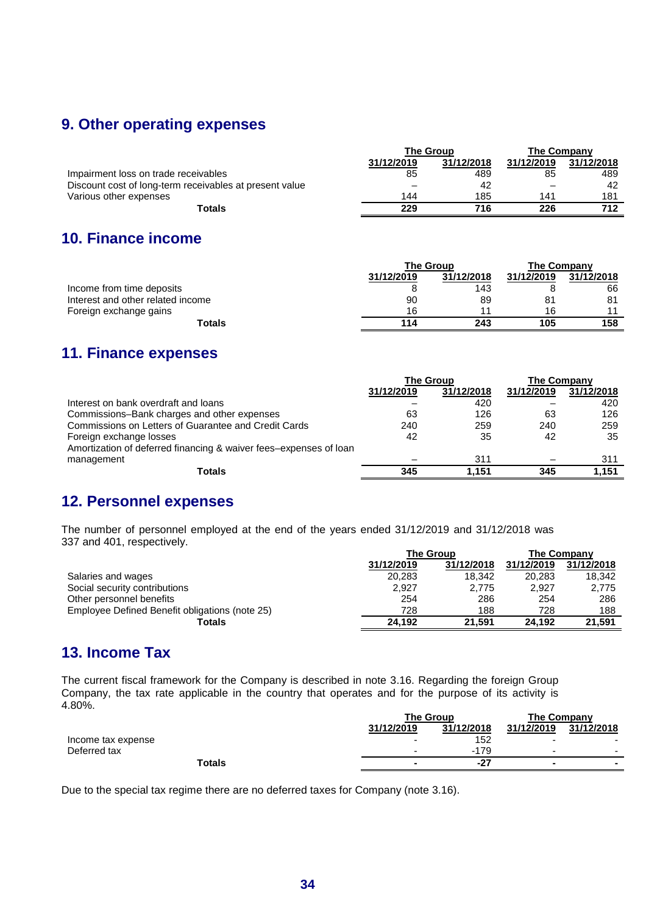## 9. Other operating expenses

| | The Group | | The Company | |
|---|---|---|---|---|
| | 31/12/2019 | 31/12/2018 | 31/12/2019 | 31/12/2018 |
| Impairment loss on trade receivables | 85 | 489 | 85 | 489 |
| Discount cost of long-term receivables at present value | – | 42 | – | 42 |
| Various other expenses | 144 | 185 | 141 | 181 |
| **Totals** | **229** | **716** | **226** | **712** |

## 10. Finance income

| | The Group | | The Company | |
|---|---|---|---|---|
| | 31/12/2019 | 31/12/2018 | 31/12/2019 | 31/12/2018 |
| Income from time deposits | 8 | 143 | 8 | 66 |
| Interest and other related income | 90 | 89 | 81 | 81 |
| Foreign exchange gains | 16 | 11 | 16 | 11 |
| **Totals** | **114** | **243** | **105** | **158** |

## 11. Finance expenses

| | The Group | | The Company | |
|---|---|---|---|---|
| | 31/12/2019 | 31/12/2018 | 31/12/2019 | 31/12/2018 |
| Interest on bank overdraft and loans | – | 420 | – | 420 |
| Commissions–Bank charges and other expenses | 63 | 126 | 63 | 126 |
| Commissions on Letters of Guarantee and Credit Cards | 240 | 259 | 240 | 259 |
| Foreign exchange losses | 42 | 35 | 42 | 35 |
| Amortization of deferred financing & waiver fees–expenses of loan management | – | 311 | – | 311 |
| **Totals** | **345** | **1,151** | **345** | **1,151** |

## 12. Personnel expenses

The number of personnel employed at the end of the years ended 31/12/2019 and 31/12/2018 was 337 and 401, respectively.

| | The Group | | The Company | |
|---|---|---|---|---|
| | 31/12/2019 | 31/12/2018 | 31/12/2019 | 31/12/2018 |
| Salaries and wages | 20,283 | 18,342 | 20,283 | 18,342 |
| Social security contributions | 2,927 | 2,775 | 2,927 | 2,775 |
| Other personnel benefits | 254 | 286 | 254 | 286 |
| Employee Defined Benefit obligations (note 25) | 728 | 188 | 728 | 188 |
| **Totals** | **24,192** | **21,591** | **24,192** | **21,591** |

## 13. Income Tax

The current fiscal framework for the Company is described in note 3.16. Regarding the foreign Group Company, the tax rate applicable in the country that operates and for the purpose of its activity is 4.80%.

| | The Group | | The Company | |
|---|---|---|---|---|
| | 31/12/2019 | 31/12/2018 | 31/12/2019 | 31/12/2018 |
| Income tax expense | - | 152 | - | - |
| Deferred tax | - | -179 | - | - |
| **Totals** | **-** | **-27** | **-** | **-** |

Due to the special tax regime there are no deferred taxes for Company (note 3.16).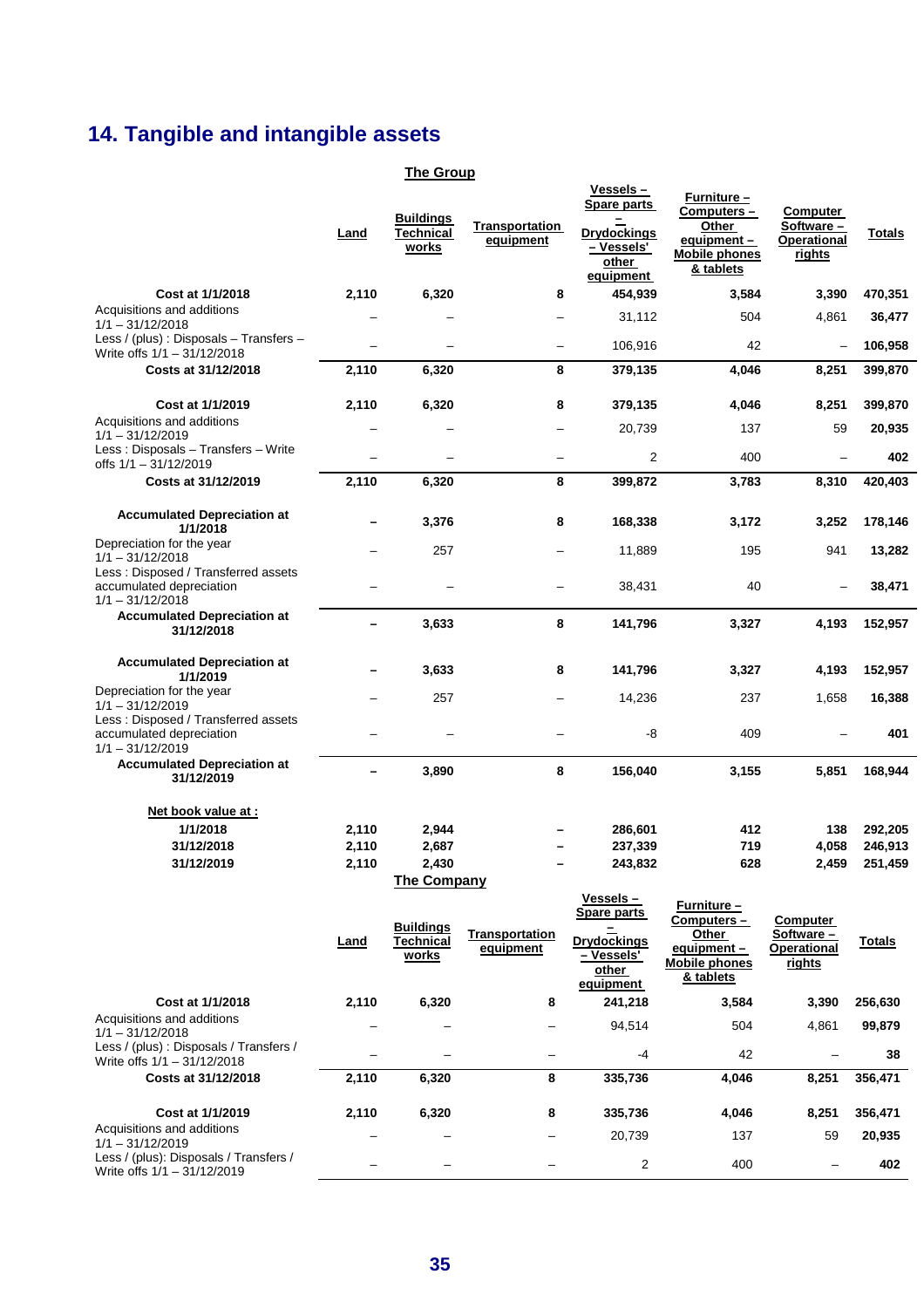# 14. Tangible and intangible assets

**The Group**

| | Land | Buildings Technical works | Transportation equipment | Vessels – Spare parts – Drydockings – Vessels' other equipment | Furniture – Computers – Other equipment – Mobile phones & tablets | Computer Software – Operational rights | Totals |
|---|---|---|---|---|---|---|---|
| **Cost at 1/1/2018** | **2,110** | **6,320** | **8** | **454,939** | **3,584** | **3,390** | **470,351** |
| Acquisitions and additions 1/1 – 31/12/2018 | – | – | – | 31,112 | 504 | 4,861 | **36,477** |
| Less / (plus) : Disposals – Transfers – Write offs 1/1 – 31/12/2018 | – | – | – | 106,916 | 42 | – | **106,958** |
| **Costs at 31/12/2018** | **2,110** | **6,320** | **8** | **379,135** | **4,046** | **8,251** | **399,870** |
| **Cost at 1/1/2019** | **2,110** | **6,320** | **8** | **379,135** | **4,046** | **8,251** | **399,870** |
| Acquisitions and additions 1/1 – 31/12/2019 | – | – | – | 20,739 | 137 | 59 | **20,935** |
| Less : Disposals – Transfers – Write offs 1/1 – 31/12/2019 | – | – | – | 2 | 400 | – | **402** |
| **Costs at 31/12/2019** | **2,110** | **6,320** | **8** | **399,872** | **3,783** | **8,310** | **420,403** |
| **Accumulated Depreciation at 1/1/2018** | **–** | **3,376** | **8** | **168,338** | **3,172** | **3,252** | **178,146** |
| Depreciation for the year 1/1 – 31/12/2018 | – | 257 | – | 11,889 | 195 | 941 | **13,282** |
| Less : Disposed / Transferred assets accumulated depreciation 1/1 – 31/12/2018 | – | – | – | 38,431 | 40 | – | **38,471** |
| **Accumulated Depreciation at 31/12/2018** | **–** | **3,633** | **8** | **141,796** | **3,327** | **4,193** | **152,957** |
| **Accumulated Depreciation at 1/1/2019** | **–** | **3,633** | **8** | **141,796** | **3,327** | **4,193** | **152,957** |
| Depreciation for the year 1/1 – 31/12/2019 | – | 257 | – | 14,236 | 237 | 1,658 | **16,388** |
| Less : Disposed / Transferred assets accumulated depreciation 1/1 – 31/12/2019 | – | – | – | -8 | 409 | – | **401** |
| **Accumulated Depreciation at 31/12/2019** | **–** | **3,890** | **8** | **156,040** | **3,155** | **5,851** | **168,944** |
| **Net book value at :** | | | | | | | |
| **1/1/2018** | **2,110** | **2,944** | **–** | **286,601** | **412** | **138** | **292,205** |
| **31/12/2018** | **2,110** | **2,687** | **–** | **237,339** | **719** | **4,058** | **246,913** |
| **31/12/2019** | **2,110** | **2,430** | **–** | **243,832** | **628** | **2,459** | **251,459** |

**The Company**

| | Land | Buildings Technical works | Transportation equipment | Vessels – Spare parts – Drydockings – Vessels' other equipment | Furniture – Computers – Other equipment – Mobile phones & tablets | Computer Software – Operational rights | Totals |
|---|---|---|---|---|---|---|---|
| **Cost at 1/1/2018** | **2,110** | **6,320** | **8** | **241,218** | **3,584** | **3,390** | **256,630** |
| Acquisitions and additions 1/1 – 31/12/2018 | – | – | – | 94,514 | 504 | 4,861 | **99,879** |
| Less / (plus) : Disposals / Transfers / Write offs 1/1 – 31/12/2018 | – | – | – | -4 | 42 | – | **38** |
| **Costs at 31/12/2018** | **2,110** | **6,320** | **8** | **335,736** | **4,046** | **8,251** | **356,471** |
| **Cost at 1/1/2019** | **2,110** | **6,320** | **8** | **335,736** | **4,046** | **8,251** | **356,471** |
| Acquisitions and additions 1/1 – 31/12/2019 | – | – | – | 20,739 | 137 | 59 | **20,935** |
| Less / (plus): Disposals / Transfers / Write offs 1/1 – 31/12/2019 | – | – | – | 2 | 400 | – | **402** |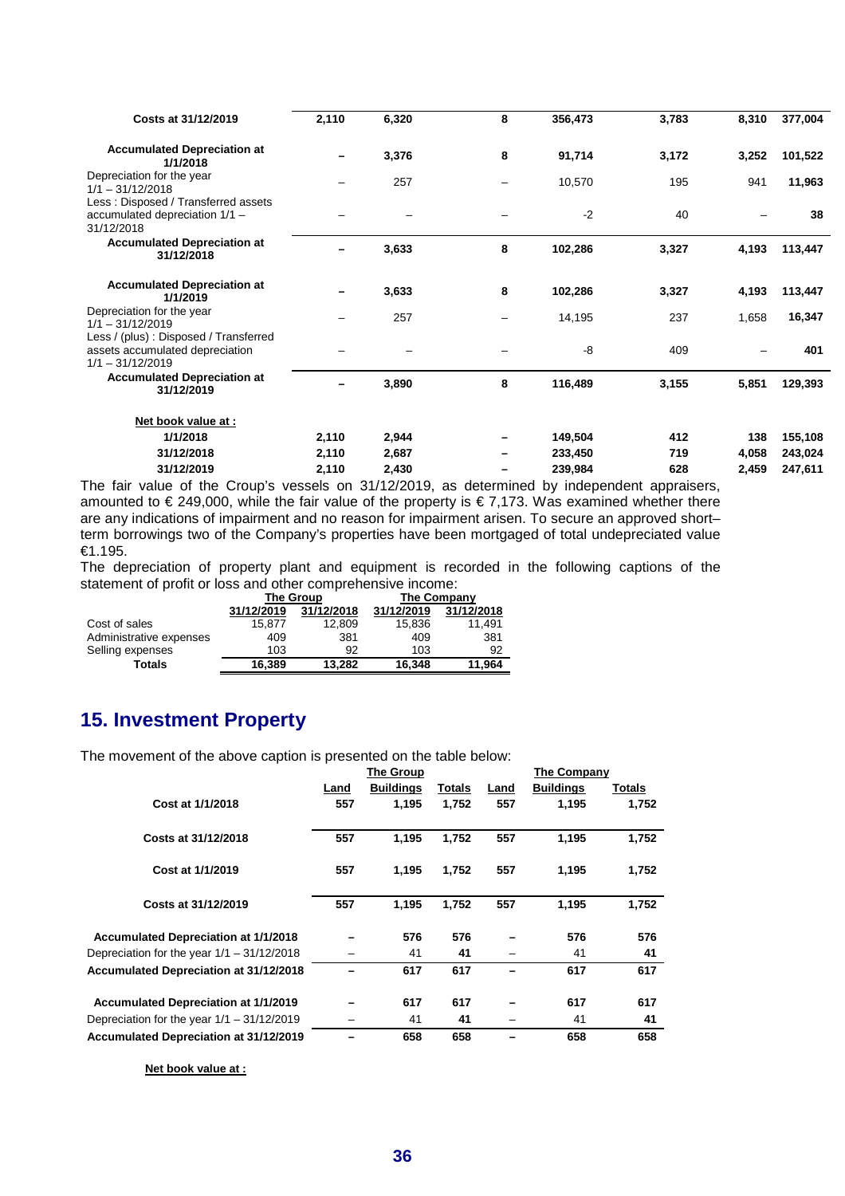| | | | | | | | |
|---|---|---|---|---|---|---|---|
| **Costs at 31/12/2019** | **2,110** | **6,320** | **8** | **356,473** | **3,783** | **8,310** | **377,004** |
| **Accumulated Depreciation at 1/1/2018** | **–** | **3,376** | **8** | **91,714** | **3,172** | **3,252** | **101,522** |
| Depreciation for the year 1/1 – 31/12/2018 | – | 257 | – | 10,570 | 195 | 941 | **11,963** |
| Less : Disposed / Transferred assets accumulated depreciation 1/1 – 31/12/2018 | – | – | – | -2 | 40 | – | **38** |
| **Accumulated Depreciation at 31/12/2018** | **–** | **3,633** | **8** | **102,286** | **3,327** | **4,193** | **113,447** |
| **Accumulated Depreciation at 1/1/2019** | **–** | **3,633** | **8** | **102,286** | **3,327** | **4,193** | **113,447** |
| Depreciation for the year 1/1 – 31/12/2019 | – | 257 | – | 14,195 | 237 | 1,658 | **16,347** |
| Less / (plus) : Disposed / Transferred assets accumulated depreciation 1/1 – 31/12/2019 | – | – | – | -8 | 409 | – | **401** |
| **Accumulated Depreciation at 31/12/2019** | **–** | **3,890** | **8** | **116,489** | **3,155** | **5,851** | **129,393** |
| **Net book value at :** | | | | | | | |
| **1/1/2018** | **2,110** | **2,944** | **–** | **149,504** | **412** | **138** | **155,108** |
| **31/12/2018** | **2,110** | **2,687** | **–** | **233,450** | **719** | **4,058** | **243,024** |
| **31/12/2019** | **2,110** | **2,430** | **–** | **239,984** | **628** | **2,459** | **247,611** |

The fair value of the Croup's vessels on 31/12/2019, as determined by independent appraisers, amounted to € 249,000, while the fair value of the property is € 7,173. Was examined whether there are any indications of impairment and no reason for impairment arisen. To secure an approved short–term borrowings two of the Company's properties have been mortgaged of total undepreciated value €1.195.

The depreciation of property plant and equipment is recorded in the following captions of the statement of profit or loss and other comprehensive income:

| | The Group | | The Company | |
|---|---|---|---|---|
| | 31/12/2019 | 31/12/2018 | 31/12/2019 | 31/12/2018 |
| Cost of sales | 15,877 | 12,809 | 15,836 | 11,491 |
| Administrative expenses | 409 | 381 | 409 | 381 |
| Selling expenses | 103 | 92 | 103 | 92 |
| **Totals** | **16,389** | **13,282** | **16,348** | **11,964** |

## 15. Investment Property

The movement of the above caption is presented on the table below:

| | The Group | | | The Company | | |
|---|---|---|---|---|---|---|
| | Land | Buildings | Totals | Land | Buildings | Totals |
| **Cost at 1/1/2018** | **557** | **1,195** | **1,752** | **557** | **1,195** | **1,752** |
| **Costs at 31/12/2018** | **557** | **1,195** | **1,752** | **557** | **1,195** | **1,752** |
| **Cost at 1/1/2019** | **557** | **1,195** | **1,752** | **557** | **1,195** | **1,752** |
| **Costs at 31/12/2019** | **557** | **1,195** | **1,752** | **557** | **1,195** | **1,752** |
| **Accumulated Depreciation at 1/1/2018** | **–** | **576** | **576** | **–** | **576** | **576** |
| Depreciation for the year 1/1 – 31/12/2018 | – | 41 | **41** | – | 41 | **41** |
| **Accumulated Depreciation at 31/12/2018** | **–** | **617** | **617** | **–** | **617** | **617** |
| **Accumulated Depreciation at 1/1/2019** | **–** | **617** | **617** | **–** | **617** | **617** |
| Depreciation for the year 1/1 – 31/12/2019 | – | 41 | **41** | – | 41 | **41** |
| **Accumulated Depreciation at 31/12/2019** | **–** | **658** | **658** | **–** | **658** | **658** |

**Net book value at :**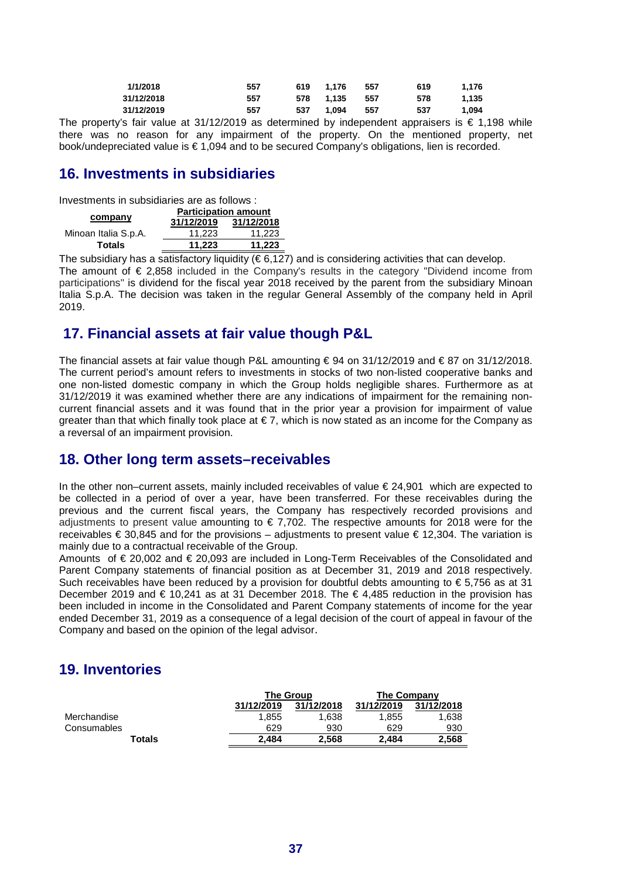| | | | | | | |
|---|---|---|---|---|---|---|
| **1/1/2018** | **557** | **619** | **1,176** | **557** | **619** | **1,176** |
| **31/12/2018** | **557** | **578** | **1,135** | **557** | **578** | **1,135** |
| **31/12/2019** | **557** | **537** | **1,094** | **557** | **537** | **1,094** |

The property's fair value at 31/12/2019 as determined by independent appraisers is € 1,198 while there was no reason for any impairment of the property. On the mentioned property, net book/undepreciated value is € 1,094 and to be secured Company's obligations, lien is recorded.

## 16. Investments in subsidiaries

Investments in subsidiaries are as follows :

| company | Participation amount | |
|---|---|---|
| | 31/12/2019 | 31/12/2018 |
| Minoan Italia S.p.A. | 11,223 | 11,223 |
| **Totals** | **11,223** | **11,223** |

The subsidiary has a satisfactory liquidity (€ 6,127) and is considering activities that can develop.
The amount of € 2,858 included in the Company's results in the category "Dividend income from participations" is dividend for the fiscal year 2018 received by the parent from the subsidiary Minoan Italia S.p.A. The decision was taken in the regular General Assembly of the company held in April 2019.

## 17. Financial assets at fair value though P&L

The financial assets at fair value though P&L amounting € 94 on 31/12/2019 and € 87 on 31/12/2018. The current period's amount refers to investments in stocks of two non-listed cooperative banks and one non-listed domestic company in which the Group holds negligible shares. Furthermore as at 31/12/2019 it was examined whether there are any indications of impairment for the remaining non-current financial assets and it was found that in the prior year a provision for impairment of value greater than that which finally took place at € 7, which is now stated as an income for the Company as a reversal of an impairment provision.

## 18. Other long term assets–receivables

In the other non–current assets, mainly included receivables of value € 24,901 which are expected to be collected in a period of over a year, have been transferred. For these receivables during the previous and the current fiscal years, the Company has respectively recorded provisions and adjustments to present value amounting to € 7,702. The respective amounts for 2018 were for the receivables € 30,845 and for the provisions – adjustments to present value € 12,304. The variation is mainly due to a contractual receivable of the Group.

Amounts of € 20,002 and € 20,093 are included in Long-Term Receivables of the Consolidated and Parent Company statements of financial position as at December 31, 2019 and 2018 respectively. Such receivables have been reduced by a provision for doubtful debts amounting to € 5,756 as at 31 December 2019 and € 10,241 as at 31 December 2018. The € 4,485 reduction in the provision has been included in income in the Consolidated and Parent Company statements of income for the year ended December 31, 2019 as a consequence of a legal decision of the court of appeal in favour of the Company and based on the opinion of the legal advisor.

## 19. Inventories

| | The Group | | The Company | |
|---|---|---|---|---|
| | 31/12/2019 | 31/12/2018 | 31/12/2019 | 31/12/2018 |
| Merchandise | 1,855 | 1,638 | 1,855 | 1,638 |
| Consumables | 629 | 930 | 629 | 930 |
| **Totals** | **2,484** | **2,568** | **2,484** | **2,568** |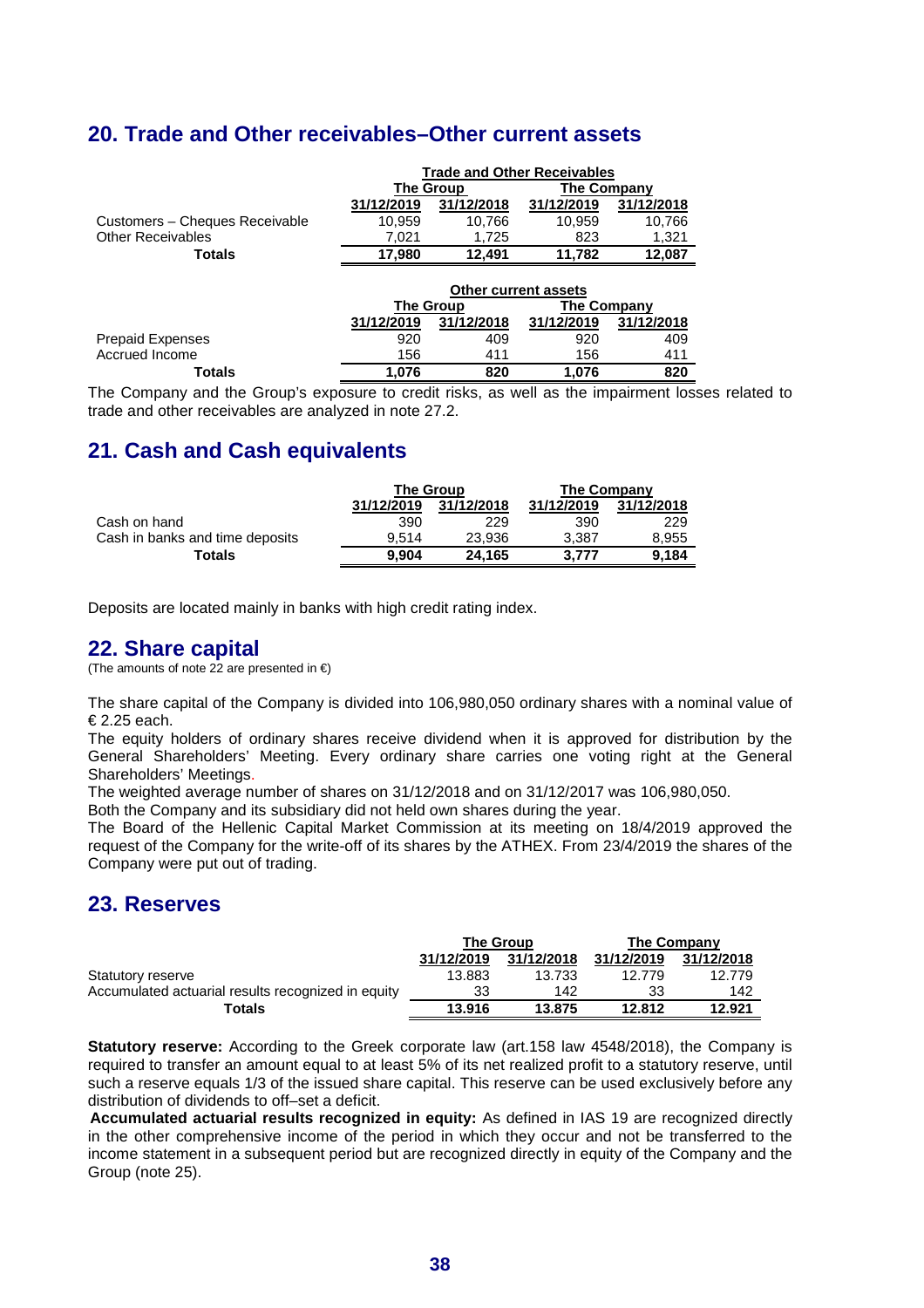## 20. Trade and Other receivables–Other current assets

| | Trade and Other Receivables | | | |
|---|---|---|---|---|
| | The Group | | The Company | |
| | 31/12/2019 | 31/12/2018 | 31/12/2019 | 31/12/2018 |
| Customers – Cheques Receivable | 10,959 | 10,766 | 10,959 | 10,766 |
| Other Receivables | 7,021 | 1,725 | 823 | 1,321 |
| **Totals** | **17,980** | **12,491** | **11,782** | **12,087** |

| | Other current assets | | | |
|---|---|---|---|---|
| | The Group | | The Company | |
| | 31/12/2019 | 31/12/2018 | 31/12/2019 | 31/12/2018 |
| Prepaid Expenses | 920 | 409 | 920 | 409 |
| Accrued Income | 156 | 411 | 156 | 411 |
| **Totals** | **1,076** | **820** | **1,076** | **820** |

The Company and the Group's exposure to credit risks, as well as the impairment losses related to trade and other receivables are analyzed in note 27.2.

## 21. Cash and Cash equivalents

| | The Group | | The Company | |
|---|---|---|---|---|
| | 31/12/2019 | 31/12/2018 | 31/12/2019 | 31/12/2018 |
| Cash on hand | 390 | 229 | 390 | 229 |
| Cash in banks and time deposits | 9,514 | 23,936 | 3,387 | 8,955 |
| **Totals** | **9,904** | **24,165** | **3,777** | **9,184** |

Deposits are located mainly in banks with high credit rating index.

## 22. Share capital

(The amounts of note 22 are presented in €)

The share capital of the Company is divided into 106,980,050 ordinary shares with a nominal value of € 2.25 each.

The equity holders of ordinary shares receive dividend when it is approved for distribution by the General Shareholders' Meeting. Every ordinary share carries one voting right at the General Shareholders' Meetings.

The weighted average number of shares on 31/12/2018 and on 31/12/2017 was 106,980,050.

Both the Company and its subsidiary did not held own shares during the year.

The Board of the Hellenic Capital Market Commission at its meeting on 18/4/2019 approved the request of the Company for the write-off of its shares by the ATHEX. From 23/4/2019 the shares of the Company were put out of trading.

## 23. Reserves

| | The Group | | The Company | |
|---|---|---|---|---|
| | 31/12/2019 | 31/12/2018 | 31/12/2019 | 31/12/2018 |
| Statutory reserve | 13.883 | 13.733 | 12.779 | 12.779 |
| Accumulated actuarial results recognized in equity | 33 | 142 | 33 | 142 |
| **Totals** | **13.916** | **13.875** | **12.812** | **12.921** |

**Statutory reserve:** According to the Greek corporate law (art.158 law 4548/2018), the Company is required to transfer an amount equal to at least 5% of its net realized profit to a statutory reserve, until such a reserve equals 1/3 of the issued share capital. This reserve can be used exclusively before any distribution of dividends to off–set a deficit.

**Accumulated actuarial results recognized in equity:** As defined in IAS 19 are recognized directly in the other comprehensive income of the period in which they occur and not be transferred to the income statement in a subsequent period but are recognized directly in equity of the Company and the Group (note 25).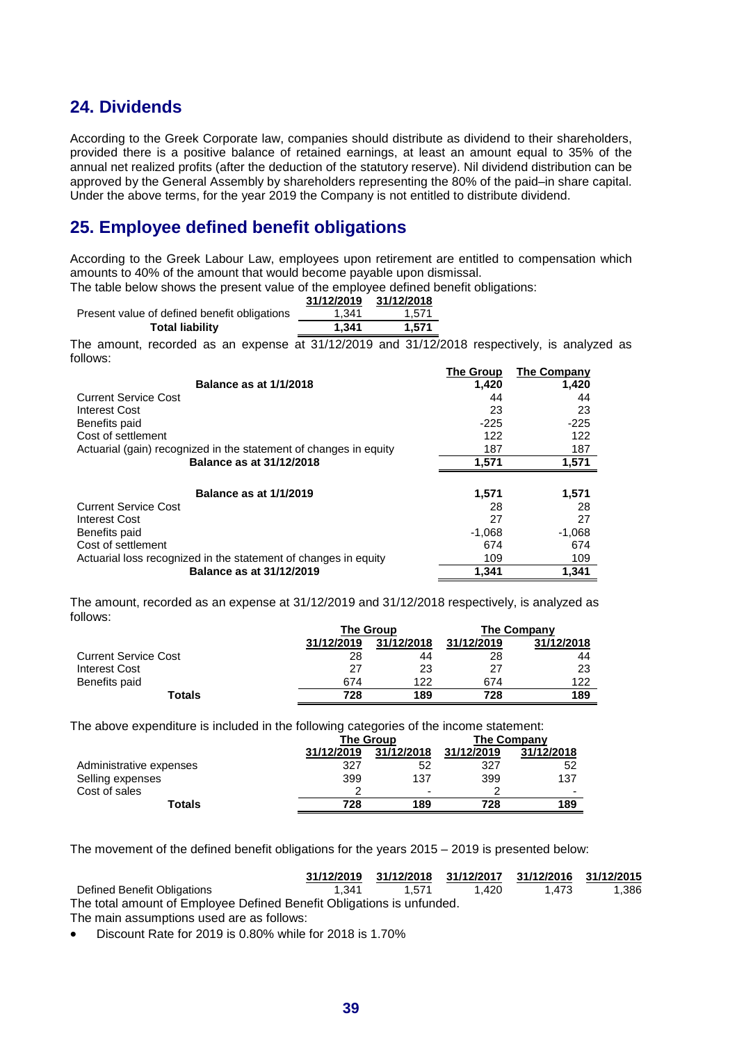## 24. Dividends

According to the Greek Corporate law, companies should distribute as dividend to their shareholders, provided there is a positive balance of retained earnings, at least an amount equal to 35% of the annual net realized profits (after the deduction of the statutory reserve). Nil dividend distribution can be approved by the General Assembly by shareholders representing the 80% of the paid–in share capital. Under the above terms, for the year 2019 the Company is not entitled to distribute dividend.

## 25. Employee defined benefit obligations

According to the Greek Labour Law, employees upon retirement are entitled to compensation which amounts to 40% of the amount that would become payable upon dismissal.

The table below shows the present value of the employee defined benefit obligations:

| | 31/12/2019 | 31/12/2018 |
|---|---|---|
| Present value of defined benefit obligations | 1,341 | 1,571 |
| **Total liability** | **1,341** | **1,571** |

The amount, recorded as an expense at 31/12/2019 and 31/12/2018 respectively, is analyzed as follows:

| | The Group | The Company |
|---|---|---|
| **Balance as at 1/1/2018** | **1,420** | **1,420** |
| Current Service Cost | 44 | 44 |
| Interest Cost | 23 | 23 |
| Benefits paid | -225 | -225 |
| Cost of settlement | 122 | 122 |
| Actuarial (gain) recognized in the statement of changes in equity | 187 | 187 |
| **Balance as at 31/12/2018** | **1,571** | **1,571** |
| | | |
| **Balance as at 1/1/2019** | **1,571** | **1,571** |
| Current Service Cost | 28 | 28 |
| Interest Cost | 27 | 27 |
| Benefits paid | -1,068 | -1,068 |
| Cost of settlement | 674 | 674 |
| Actuarial loss recognized in the statement of changes in equity | 109 | 109 |
| **Balance as at 31/12/2019** | **1,341** | **1,341** |

The amount, recorded as an expense at 31/12/2019 and 31/12/2018 respectively, is analyzed as follows:

| | The Group | | The Company | |
|---|---|---|---|---|
| | 31/12/2019 | 31/12/2018 | 31/12/2019 | 31/12/2018 |
| Current Service Cost | 28 | 44 | 28 | 44 |
| Interest Cost | 27 | 23 | 27 | 23 |
| Benefits paid | 674 | 122 | 674 | 122 |
| **Totals** | **728** | **189** | **728** | **189** |

The above expenditure is included in the following categories of the income statement:

| | The Group | | The Company | |
|---|---|---|---|---|
| | 31/12/2019 | 31/12/2018 | 31/12/2019 | 31/12/2018 |
| Administrative expenses | 327 | 52 | 327 | 52 |
| Selling expenses | 399 | 137 | 399 | 137 |
| Cost of sales | 2 | - | 2 | - |
| **Totals** | **728** | **189** | **728** | **189** |

The movement of the defined benefit obligations for the years 2015 – 2019 is presented below:

| | 31/12/2019 | 31/12/2018 | 31/12/2017 | 31/12/2016 | 31/12/2015 |
|---|---|---|---|---|---|
| Defined Benefit Obligations | 1,341 | 1,571 | 1,420 | 1,473 | 1,386 |

The total amount of Employee Defined Benefit Obligations is unfunded.

The main assumptions used are as follows:

- Discount Rate for 2019 is 0.80% while for 2018 is 1.70%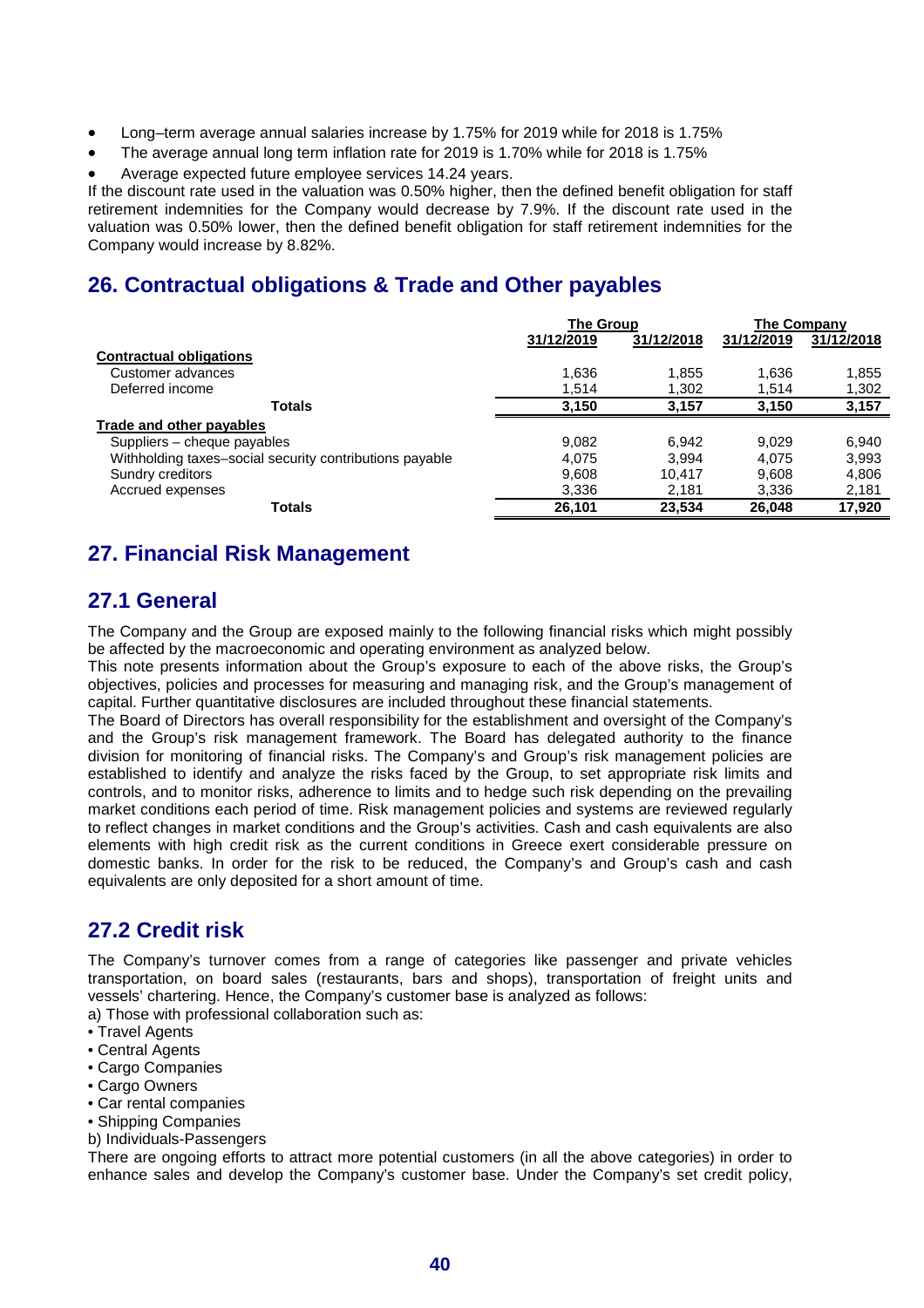- Long–term average annual salaries increase by 1.75% for 2019 while for 2018 is 1.75%
- The average annual long term inflation rate for 2019 is 1.70% while for 2018 is 1.75%
- Average expected future employee services 14.24 years.

If the discount rate used in the valuation was 0.50% higher, then the defined benefit obligation for staff retirement indemnities for the Company would decrease by 7.9%. If the discount rate used in the valuation was 0.50% lower, then the defined benefit obligation for staff retirement indemnities for the Company would increase by 8.82%.

## 26. Contractual obligations & Trade and Other payables

| | The Group | | The Company | |
|---|---|---|---|---|
| | 31/12/2019 | 31/12/2018 | 31/12/2019 | 31/12/2018 |
| **Contractual obligations** | | | | |
| Customer advances | 1,636 | 1,855 | 1,636 | 1,855 |
| Deferred income | 1,514 | 1,302 | 1,514 | 1,302 |
| **Totals** | **3,150** | **3,157** | **3,150** | **3,157** |
| **Trade and other payables** | | | | |
| Suppliers – cheque payables | 9,082 | 6,942 | 9,029 | 6,940 |
| Withholding taxes–social security contributions payable | 4,075 | 3,994 | 4,075 | 3,993 |
| Sundry creditors | 9,608 | 10,417 | 9,608 | 4,806 |
| Accrued expenses | 3,336 | 2,181 | 3,336 | 2,181 |
| **Totals** | **26,101** | **23,534** | **26,048** | **17,920** |

## 27. Financial Risk Management

## 27.1 General

The Company and the Group are exposed mainly to the following financial risks which might possibly be affected by the macroeconomic and operating environment as analyzed below.
This note presents information about the Group's exposure to each of the above risks, the Group's objectives, policies and processes for measuring and managing risk, and the Group's management of capital. Further quantitative disclosures are included throughout these financial statements.
The Board of Directors has overall responsibility for the establishment and oversight of the Company's and the Group's risk management framework. The Board has delegated authority to the finance division for monitoring of financial risks. The Company's and Group's risk management policies are established to identify and analyze the risks faced by the Group, to set appropriate risk limits and controls, and to monitor risks, adherence to limits and to hedge such risk depending on the prevailing market conditions each period of time. Risk management policies and systems are reviewed regularly to reflect changes in market conditions and the Group's activities. Cash and cash equivalents are also elements with high credit risk as the current conditions in Greece exert considerable pressure on domestic banks. In order for the risk to be reduced, the Company's and Group's cash and cash equivalents are only deposited for a short amount of time.

## 27.2 Credit risk

The Company's turnover comes from a range of categories like passenger and private vehicles transportation, on board sales (restaurants, bars and shops), transportation of freight units and vessels' chartering. Hence, the Company's customer base is analyzed as follows:
a) Those with professional collaboration such as:
- Travel Agents
- Central Agents
- Cargo Companies
- Cargo Owners
- Car rental companies
- Shipping Companies

b) Individuals-Passengers
There are ongoing efforts to attract more potential customers (in all the above categories) in order to enhance sales and develop the Company's customer base. Under the Company's set credit policy,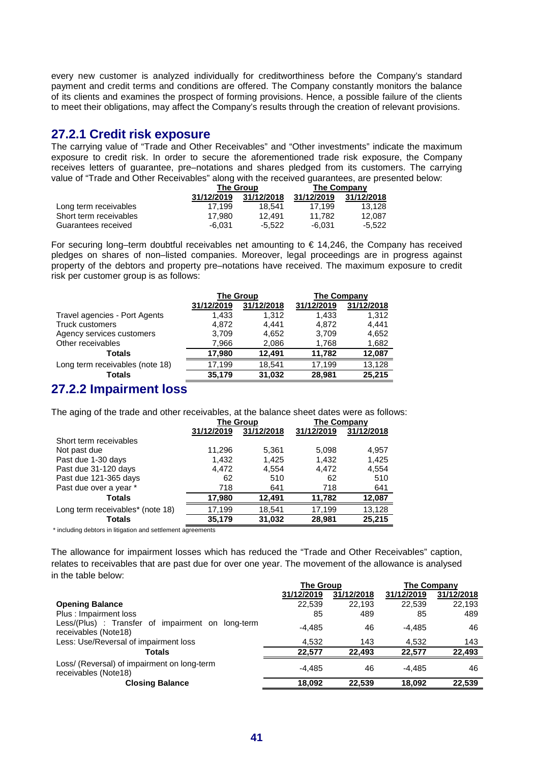every new customer is analyzed individually for creditworthiness before the Company's standard payment and credit terms and conditions are offered. The Company constantly monitors the balance of its clients and examines the prospect of forming provisions. Hence, a possible failure of the clients to meet their obligations, may affect the Company's results through the creation of relevant provisions.

## 27.2.1 Credit risk exposure

The carrying value of "Trade and Other Receivables" and "Other investments" indicate the maximum exposure to credit risk. In order to secure the aforementioned trade risk exposure, the Company receives letters of guarantee, pre–notations and shares pledged from its customers. The carrying value of "Trade and Other Receivables" along with the received guarantees, are presented below:

| | The Group | | The Company | |
|---|---|---|---|---|
| | 31/12/2019 | 31/12/2018 | 31/12/2019 | 31/12/2018 |
| Long term receivables | 17.199 | 18.541 | 17.199 | 13.128 |
| Short term receivables | 17.980 | 12.491 | 11.782 | 12.087 |
| Guarantees received | -6.031 | -5.522 | -6.031 | -5.522 |

For securing long–term doubtful receivables net amounting to € 14,246, the Company has received pledges on shares of non–listed companies. Moreover, legal proceedings are in progress against property of the debtors and property pre–notations have received. The maximum exposure to credit risk per customer group is as follows:

| | The Group | | The Company | |
|---|---|---|---|---|
| | 31/12/2019 | 31/12/2018 | 31/12/2019 | 31/12/2018 |
| Travel agencies - Port Agents | 1,433 | 1,312 | 1,433 | 1,312 |
| Truck customers | 4,872 | 4,441 | 4,872 | 4,441 |
| Agency services customers | 3,709 | 4,652 | 3,709 | 4,652 |
| Other receivables | 7,966 | 2,086 | 1,768 | 1,682 |
| **Totals** | **17,980** | **12,491** | **11,782** | **12,087** |
| Long term receivables (note 18) | 17,199 | 18,541 | 17,199 | 13,128 |
| **Totals** | **35,179** | **31,032** | **28,981** | **25,215** |

## 27.2.2 Impairment loss

The aging of the trade and other receivables, at the balance sheet dates were as follows:

| | The Group | | The Company | |
|---|---|---|---|---|
| | 31/12/2019 | 31/12/2018 | 31/12/2019 | 31/12/2018 |
| Short term receivables | | | | |
| Not past due | 11,296 | 5,361 | 5,098 | 4,957 |
| Past due 1-30 days | 1,432 | 1,425 | 1,432 | 1,425 |
| Past due 31-120 days | 4,472 | 4,554 | 4,472 | 4,554 |
| Past due 121-365 days | 62 | 510 | 62 | 510 |
| Past due over a year * | 718 | 641 | 718 | 641 |
| **Totals** | **17,980** | **12,491** | **11,782** | **12,087** |
| Long term receivables* (note 18) | 17,199 | 18,541 | 17,199 | 13,128 |
| **Totals** | **35,179** | **31,032** | **28,981** | **25,215** |

\* including debtors in litigation and settlement agreements

The allowance for impairment losses which has reduced the "Trade and Other Receivables" caption, relates to receivables that are past due for over one year. The movement of the allowance is analysed in the table below:

| | The Group | | The Company | |
|---|---|---|---|---|
| | 31/12/2019 | 31/12/2018 | 31/12/2019 | 31/12/2018 |
| **Opening Balance** | 22,539 | 22,193 | 22,539 | 22,193 |
| Plus : Impairment loss | 85 | 489 | 85 | 489 |
| Less/(Plus) : Transfer of impairment on long-term receivables (Note18) | -4,485 | 46 | -4,485 | 46 |
| Less: Use/Reversal of impairment loss | 4,532 | 143 | 4,532 | 143 |
| **Totals** | **22,577** | **22,493** | **22,577** | **22,493** |
| Loss/ (Reversal) of impairment on long-term receivables (Note18) | -4,485 | 46 | -4,485 | 46 |
| **Closing Balance** | **18,092** | **22,539** | **18,092** | **22,539** |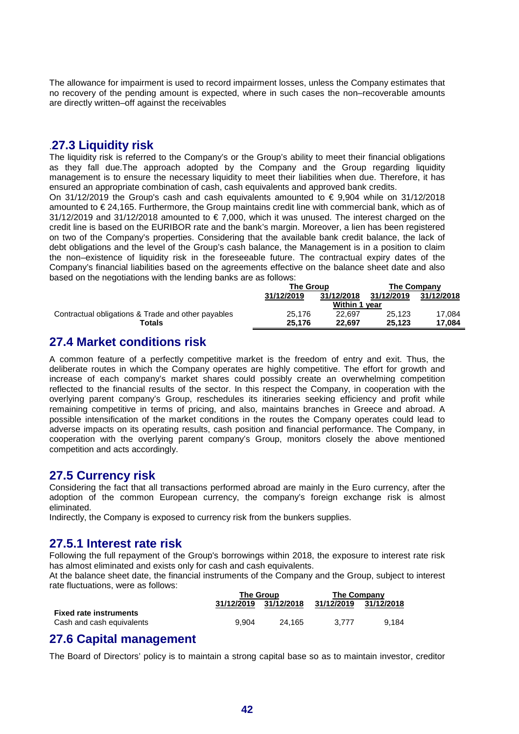The allowance for impairment is used to record impairment losses, unless the Company estimates that no recovery of the pending amount is expected, where in such cases the non–recoverable amounts are directly written–off against the receivables

## .27.3 Liquidity risk

The liquidity risk is referred to the Company's or the Group's ability to meet their financial obligations as they fall due.The approach adopted by the Company and the Group regarding liquidity management is to ensure the necessary liquidity to meet their liabilities when due. Therefore, it has ensured an appropriate combination of cash, cash equivalents and approved bank credits.

On 31/12/2019 the Group's cash and cash equivalents amounted to € 9,904 while on 31/12/2018 amounted to € 24,165. Furthermore, the Group maintains credit line with commercial bank, which as of 31/12/2019 and 31/12/2018 amounted to € 7,000, which it was unused. The interest charged on the credit line is based on the EURIBOR rate and the bank's margin. Moreover, a lien has been registered on two of the Company's properties. Considering that the available bank credit balance, the lack of debt obligations and the level of the Group's cash balance, the Management is in a position to claim the non–existence of liquidity risk in the foreseeable future. The contractual expiry dates of the Company's financial liabilities based on the agreements effective on the balance sheet date and also based on the negotiations with the lending banks are as follows:

| | The Group | | The Company | |
|---|---|---|---|---|
| | 31/12/2019 | 31/12/2018 | 31/12/2019 | 31/12/2018 |
| | Within 1 year | | | |
| Contractual obligations & Trade and other payables | 25,176 | 22,697 | 25,123 | 17,084 |
| **Totals** | **25,176** | **22,697** | **25,123** | **17,084** |

## 27.4 Market conditions risk

A common feature of a perfectly competitive market is the freedom of entry and exit. Thus, the deliberate routes in which the Company operates are highly competitive. The effort for growth and increase of each company's market shares could possibly create an overwhelming competition reflected to the financial results of the sector. In this respect the Company, in cooperation with the overlying parent company's Group, reschedules its itineraries seeking efficiency and profit while remaining competitive in terms of pricing, and also, maintains branches in Greece and abroad. A possible intensification of the market conditions in the routes the Company operates could lead to adverse impacts on its operating results, cash position and financial performance. The Company, in cooperation with the overlying parent company's Group, monitors closely the above mentioned competition and acts accordingly.

## 27.5 Currency risk

Considering the fact that all transactions performed abroad are mainly in the Euro currency, after the adoption of the common European currency, the company's foreign exchange risk is almost eliminated.

Indirectly, the Company is exposed to currency risk from the bunkers supplies.

### 27.5.1 Interest rate risk

Following the full repayment of the Group's borrowings within 2018, the exposure to interest rate risk has almost eliminated and exists only for cash and cash equivalents.

At the balance sheet date, the financial instruments of the Company and the Group, subject to interest rate fluctuations, were as follows:

| | The Group | | The Company | |
|---|---|---|---|---|
| | 31/12/2019 | 31/12/2018 | 31/12/2019 | 31/12/2018 |
| **Fixed rate instruments** | | | | |
| Cash and cash equivalents | 9,904 | 24,165 | 3,777 | 9,184 |

## 27.6 Capital management

The Board of Directors' policy is to maintain a strong capital base so as to maintain investor, creditor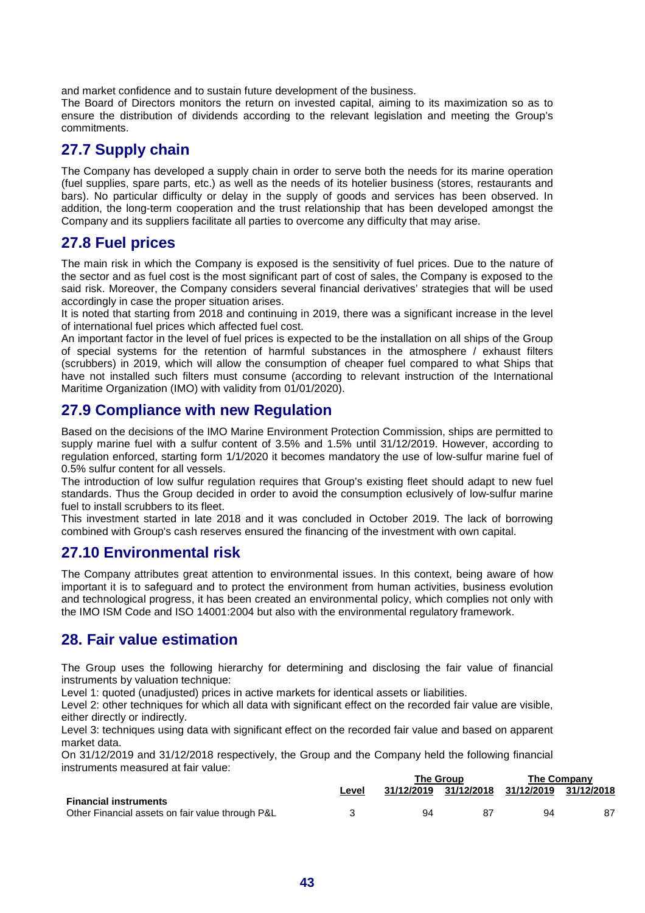and market confidence and to sustain future development of the business.

The Board of Directors monitors the return on invested capital, aiming to its maximization so as to ensure the distribution of dividends according to the relevant legislation and meeting the Group's commitments.

## 27.7 Supply chain

The Company has developed a supply chain in order to serve both the needs for its marine operation (fuel supplies, spare parts, etc.) as well as the needs of its hotelier business (stores, restaurants and bars). No particular difficulty or delay in the supply of goods and services has been observed. In addition, the long-term cooperation and the trust relationship that has been developed amongst the Company and its suppliers facilitate all parties to overcome any difficulty that may arise.

## 27.8 Fuel prices

The main risk in which the Company is exposed is the sensitivity of fuel prices. Due to the nature of the sector and as fuel cost is the most significant part of cost of sales, the Company is exposed to the said risk. Moreover, the Company considers several financial derivatives' strategies that will be used accordingly in case the proper situation arises.

It is noted that starting from 2018 and continuing in 2019, there was a significant increase in the level of international fuel prices which affected fuel cost.

An important factor in the level of fuel prices is expected to be the installation on all ships of the Group of special systems for the retention of harmful substances in the atmosphere / exhaust filters (scrubbers) in 2019, which will allow the consumption of cheaper fuel compared to what Ships that have not installed such filters must consume (according to relevant instruction of the International Maritime Organization (IMO) with validity from 01/01/2020).

## 27.9 Compliance with new Regulation

Based on the decisions of the IMO Marine Environment Protection Commission, ships are permitted to supply marine fuel with a sulfur content of 3.5% and 1.5% until 31/12/2019. However, according to regulation enforced, starting form 1/1/2020 it becomes mandatory the use of low-sulfur marine fuel of 0.5% sulfur content for all vessels.

The introduction of low sulfur regulation requires that Group's existing fleet should adapt to new fuel standards. Thus the Group decided in order to avoid the consumption eclusively of low-sulfur marine fuel to install scrubbers to its fleet.

This investment started in late 2018 and it was concluded in October 2019. The lack of borrowing combined with Group's cash reserves ensured the financing of the investment with own capital.

## 27.10 Environmental risk

The Company attributes great attention to environmental issues. In this context, being aware of how important it is to safeguard and to protect the environment from human activities, business evolution and technological progress, it has been created an environmental policy, which complies not only with the IMO ISM Code and ISO 14001:2004 but also with the environmental regulatory framework.

## 28. Fair value estimation

The Group uses the following hierarchy for determining and disclosing the fair value of financial instruments by valuation technique:

Level 1: quoted (unadjusted) prices in active markets for identical assets or liabilities.

Level 2: other techniques for which all data with significant effect on the recorded fair value are visible, either directly or indirectly.

Level 3: techniques using data with significant effect on the recorded fair value and based on apparent market data.

On 31/12/2019 and 31/12/2018 respectively, the Group and the Company held the following financial instruments measured at fair value:

| | | The Group | | The Company | |
|---|---|---|---|---|---|
| | Level | 31/12/2019 | 31/12/2018 | 31/12/2019 | 31/12/2018 |
| **Financial instruments** | | | | | |
| Other Financial assets on fair value through P&L | 3 | 94 | 87 | 94 | 87 |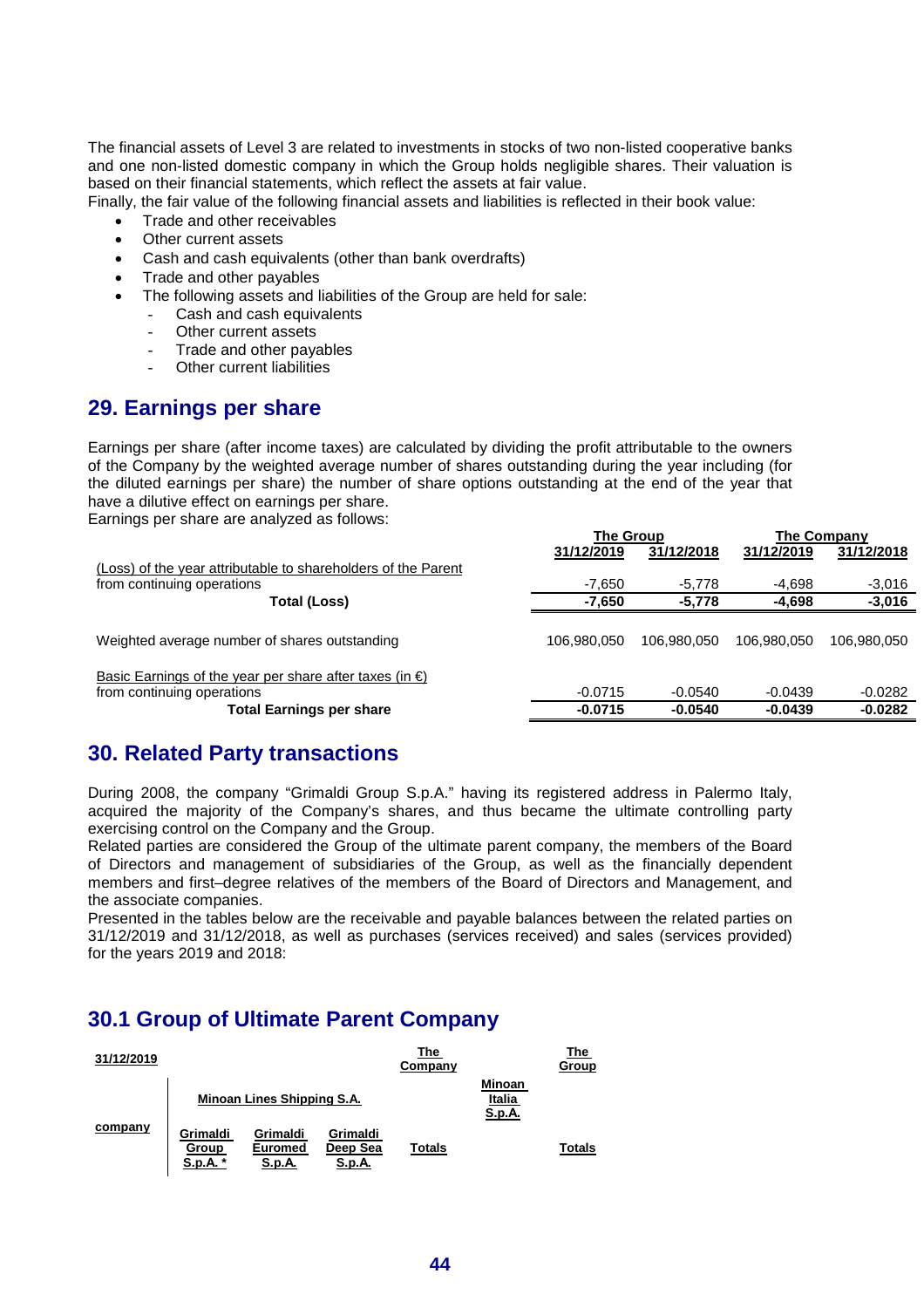The financial assets of Level 3 are related to investments in stocks of two non-listed cooperative banks and one non-listed domestic company in which the Group holds negligible shares. Their valuation is based on their financial statements, which reflect the assets at fair value.

Finally, the fair value of the following financial assets and liabilities is reflected in their book value:

- Trade and other receivables
- Other current assets
- Cash and cash equivalents (other than bank overdrafts)
- Trade and other payables
- The following assets and liabilities of the Group are held for sale:
  - Cash and cash equivalents
  - Other current assets
  - Trade and other payables
  - Other current liabilities

## 29. Earnings per share

Earnings per share (after income taxes) are calculated by dividing the profit attributable to the owners of the Company by the weighted average number of shares outstanding during the year including (for the diluted earnings per share) the number of share options outstanding at the end of the year that have a dilutive effect on earnings per share.

Earnings per share are analyzed as follows:

| | The Group | | The Company | |
|---|---|---|---|---|
| | 31/12/2019 | 31/12/2018 | 31/12/2019 | 31/12/2018 |
| (Loss) of the year attributable to shareholders of the Parent | | | | |
| from continuing operations | -7,650 | -5,778 | -4,698 | -3,016 |
| **Total (Loss)** | **-7,650** | **-5,778** | **-4,698** | **-3,016** |
| Weighted average number of shares outstanding | 106,980,050 | 106,980,050 | 106,980,050 | 106,980,050 |
| Basic Earnings of the year per share after taxes (in €) | | | | |
| from continuing operations | -0.0715 | -0.0540 | -0.0439 | -0.0282 |
| **Total Earnings per share** | **-0.0715** | **-0.0540** | **-0.0439** | **-0.0282** |

## 30. Related Party transactions

During 2008, the company "Grimaldi Group S.p.A." having its registered address in Palermo Italy, acquired the majority of the Company's shares, and thus became the ultimate controlling party exercising control on the Company and the Group.

Related parties are considered the Group of the ultimate parent company, the members of the Board of Directors and management of subsidiaries of the Group, as well as the financially dependent members and first–degree relatives of the members of the Board of Directors and Management, and the associate companies.

Presented in the tables below are the receivable and payable balances between the related parties on 31/12/2019 and 31/12/2018, as well as purchases (services received) and sales (services provided) for the years 2019 and 2018:

## 30.1 Group of Ultimate Parent Company

| 31/12/2019 | | | | The Company | | The Group |
|---|---|---|---|---|---|---|
| | Minoan Lines Shipping S.A. | | | | Minoan Italia S.p.A. | |
| company | Grimaldi Group S.p.A. * | Grimaldi Euromed S.p.A. | Grimaldi Deep Sea S.p.A. | Totals | | Totals |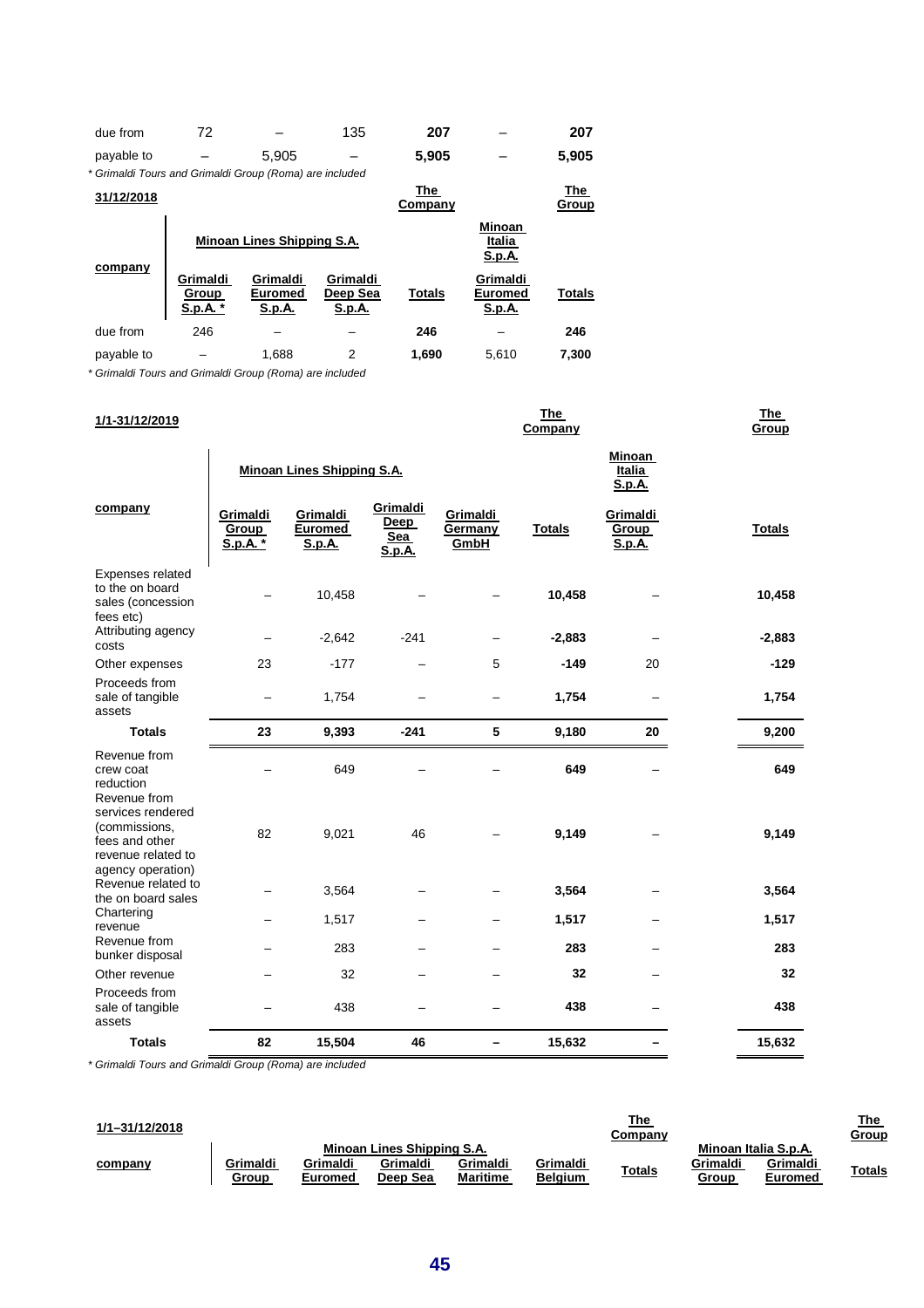| | | | | | | |
|---|---|---|---|---|---|---|
| due from | 72 | – | 135 | **207** | – | **207** |
| payable to | – | 5,905 | – | **5,905** | – | **5,905** |

*\* Grimaldi Tours and Grimaldi Group (Roma) are included*

| 31/12/2018 | | | | The Company | | The Group |
|---|---|---|---|---|---|---|
| company | Minoan Lines Shipping S.A. | | | | Minoan Italia S.p.A. | |
| | Grimaldi Group S.p.A. * | Grimaldi Euromed S.p.A. | Grimaldi Deep Sea S.p.A. | Totals | Grimaldi Euromed S.p.A. | Totals |
| due from | 246 | – | – | **246** | – | **246** |
| payable to | – | 1,688 | 2 | **1,690** | 5,610 | **7,300** |

*\* Grimaldi Tours and Grimaldi Group (Roma) are included*

| 1/1-31/12/2019 | | | | | The Company | | The Group |
|---|---|---|---|---|---|---|---|
| company | Minoan Lines Shipping S.A. | | | | | Minoan Italia S.p.A. | |
| | Grimaldi Group S.p.A. * | Grimaldi Euromed S.p.A. | Grimaldi Deep Sea S.p.A. | Grimaldi Germany GmbH | Totals | Grimaldi Group S.p.A. | Totals |
| Expenses related to the on board sales (concession fees etc) | – | 10,458 | – | – | **10,458** | – | **10,458** |
| Attributing agency costs | – | -2,642 | -241 | – | **-2,883** | – | **-2,883** |
| Other expenses | 23 | -177 | – | 5 | **-149** | 20 | **-129** |
| Proceeds from sale of tangible assets | – | 1,754 | – | – | **1,754** | – | **1,754** |
| **Totals** | **23** | **9,393** | **-241** | **5** | **9,180** | **20** | **9,200** |
| Revenue from crew coat reduction | – | 649 | – | – | **649** | – | **649** |
| Revenue from services rendered (commissions, fees and other revenue related to agency operation) | 82 | 9,021 | 46 | – | **9,149** | – | **9,149** |
| Revenue related to the on board sales | – | 3,564 | – | – | **3,564** | – | **3,564** |
| Chartering revenue | – | 1,517 | – | – | **1,517** | – | **1,517** |
| Revenue from bunker disposal | – | 283 | – | – | **283** | – | **283** |
| Other revenue | – | 32 | – | – | **32** | – | **32** |
| Proceeds from sale of tangible assets | – | 438 | – | – | **438** | – | **438** |
| **Totals** | **82** | **15,504** | **46** | **–** | **15,632** | **–** | **15,632** |

*\* Grimaldi Tours and Grimaldi Group (Roma) are included*

| 1/1–31/12/2018 | | | | | | The Company | | | The Group |
|---|---|---|---|---|---|---|---|---|---|
| company | Minoan Lines Shipping S.A. | | | | | | Minoan Italia S.p.A. | | |
| | Grimaldi Group | Grimaldi Euromed | Grimaldi Deep Sea | Grimaldi Maritime | Grimaldi Belgium | Totals | Grimaldi Group | Grimaldi Euromed | Totals |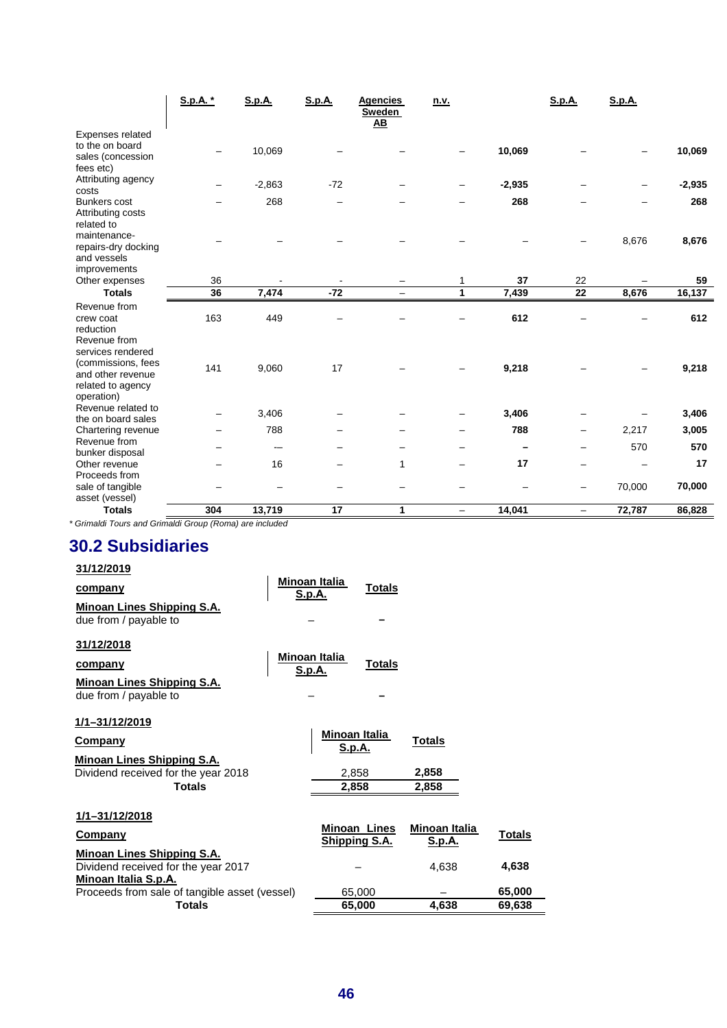| | S.p.A. * | S.p.A. | S.p.A. | Agencies Sweden AB | n.v. | | S.p.A. | S.p.A. | |
|---|---|---|---|---|---|---|---|---|---|
| Expenses related to the on board sales (concession fees etc) | – | 10,069 | – | – | – | **10,069** | – | – | **10,069** |
| Attributing agency costs | – | -2,863 | -72 | – | – | **-2,935** | – | – | **-2,935** |
| Bunkers cost | – | 268 | – | – | – | **268** | – | – | **268** |
| Attributing costs related to maintenance-repairs-dry docking and vessels improvements | – | – | – | – | – | – | – | 8,676 | **8,676** |
| Other expenses | 36 | - | - | – | 1 | **37** | 22 | – | **59** |
| **Totals** | **36** | **7,474** | **-72** | **–** | **1** | **7,439** | **22** | **8,676** | **16,137** |
| Revenue from crew coat reduction | 163 | 449 | – | – | – | **612** | – | – | **612** |
| Revenue from services rendered (commissions, fees and other revenue related to agency operation) | 141 | 9,060 | 17 | – | – | **9,218** | – | – | **9,218** |
| Revenue related to the on board sales | – | 3,406 | – | – | – | **3,406** | – | – | **3,406** |
| Chartering revenue | – | 788 | – | – | – | **788** | – | 2,217 | **3,005** |
| Revenue from bunker disposal | – | -– | – | – | – | **–** | – | 570 | **570** |
| Other revenue | – | 16 | – | 1 | – | **17** | – | – | **17** |
| Proceeds from sale of tangible asset (vessel) | – | – | – | – | – | – | – | 70,000 | **70,000** |
| **Totals** | **304** | **13,719** | **17** | **1** | **–** | **14,041** | **–** | **72,787** | **86,828** |

*\* Grimaldi Tours and Grimaldi Group (Roma) are included*

## 30.2 Subsidiaries

**31/12/2019**

| company | Minoan Italia S.p.A. | Totals |
|---|---|---|
| **Minoan Lines Shipping S.A.** | | |
| due from / payable to | – | **–** |

**31/12/2018**

| company | Minoan Italia S.p.A. | Totals |
|---|---|---|
| **Minoan Lines Shipping S.A.** | | |
| due from / payable to | – | **–** |

**1/1–31/12/2019**

| Company | Minoan Italia S.p.A. | Totals |
|---|---|---|
| **Minoan Lines Shipping S.A.** | | |
| Dividend received for the year 2018 | 2,858 | **2,858** |
| **Totals** | **2,858** | **2,858** |

**1/1–31/12/2018**

| Company | Minoan Lines Shipping S.A. | Minoan Italia S.p.A. | Totals |
|---|---|---|---|
| **Minoan Lines Shipping S.A.** | | | |
| Dividend received for the year 2017 | – | 4,638 | **4,638** |
| **Minoan Italia S.p.A.** | | | |
| Proceeds from sale of tangible asset (vessel) | 65,000 | – | **65,000** |
| **Totals** | **65,000** | **4,638** | **69,638** |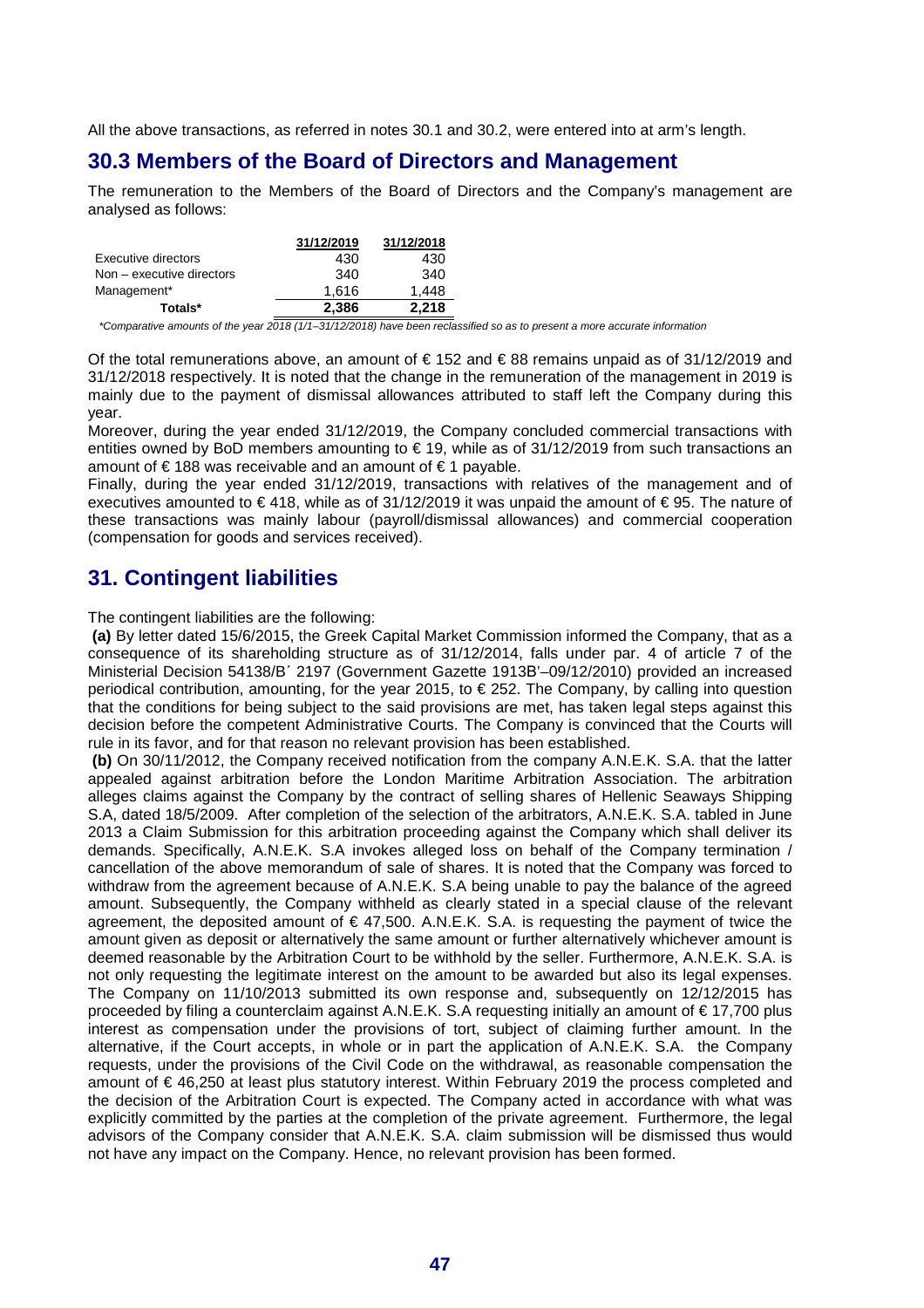All the above transactions, as referred in notes 30.1 and 30.2, were entered into at arm's length.

## 30.3 Members of the Board of Directors and Management

The remuneration to the Members of the Board of Directors and the Company's management are analysed as follows:

| | 31/12/2019 | 31/12/2018 |
|---|---|---|
| Executive directors | 430 | 430 |
| Non – executive directors | 340 | 340 |
| Management* | 1,616 | 1,448 |
| **Totals*** | **2,386** | **2,218** |

*\*Comparative amounts of the year 2018 (1/1–31/12/2018) have been reclassified so as to present a more accurate information*

Of the total remunerations above, an amount of € 152 and € 88 remains unpaid as of 31/12/2019 and 31/12/2018 respectively. It is noted that the change in the remuneration of the management in 2019 is mainly due to the payment of dismissal allowances attributed to staff left the Company during this year.

Moreover, during the year ended 31/12/2019, the Company concluded commercial transactions with entities owned by BoD members amounting to € 19, while as of 31/12/2019 from such transactions an amount of € 188 was receivable and an amount of € 1 payable.

Finally, during the year ended 31/12/2019, transactions with relatives of the management and of executives amounted to € 418, while as of 31/12/2019 it was unpaid the amount of € 95. The nature of these transactions was mainly labour (payroll/dismissal allowances) and commercial cooperation (compensation for goods and services received).

# 31. Contingent liabilities

The contingent liabilities are the following:

**(a)** By letter dated 15/6/2015, the Greek Capital Market Commission informed the Company, that as a consequence of its shareholding structure as of 31/12/2014, falls under par. 4 of article 7 of the Ministerial Decision 54138/B΄ 2197 (Government Gazette 1913B'–09/12/2010) provided an increased periodical contribution, amounting, for the year 2015, to € 252. The Company, by calling into question that the conditions for being subject to the said provisions are met, has taken legal steps against this decision before the competent Administrative Courts. The Company is convinced that the Courts will rule in its favor, and for that reason no relevant provision has been established.

**(b)** On 30/11/2012, the Company received notification from the company A.N.E.K. S.A. that the latter appealed against arbitration before the London Maritime Arbitration Association. The arbitration alleges claims against the Company by the contract of selling shares of Hellenic Seaways Shipping S.A, dated 18/5/2009. After completion of the selection of the arbitrators, A.N.E.K. S.A. tabled in June 2013 a Claim Submission for this arbitration proceeding against the Company which shall deliver its demands. Specifically, A.N.E.K. S.A invokes alleged loss on behalf of the Company termination / cancellation of the above memorandum of sale of shares. It is noted that the Company was forced to withdraw from the agreement because of A.N.E.K. S.A being unable to pay the balance of the agreed amount. Subsequently, the Company withheld as clearly stated in a special clause of the relevant agreement, the deposited amount of € 47,500. A.N.E.K. S.A. is requesting the payment of twice the amount given as deposit or alternatively the same amount or further alternatively whichever amount is deemed reasonable by the Arbitration Court to be withhold by the seller. Furthermore, A.N.E.K. S.A. is not only requesting the legitimate interest on the amount to be awarded but also its legal expenses. The Company on 11/10/2013 submitted its own response and, subsequently on 12/12/2015 has proceeded by filing a counterclaim against A.N.E.K. S.A requesting initially an amount of € 17,700 plus interest as compensation under the provisions of tort, subject of claiming further amount. In the alternative, if the Court accepts, in whole or in part the application of A.N.E.K. S.A. the Company requests, under the provisions of the Civil Code on the withdrawal, as reasonable compensation the amount of € 46,250 at least plus statutory interest. Within February 2019 the process completed and the decision of the Arbitration Court is expected. The Company acted in accordance with what was explicitly committed by the parties at the completion of the private agreement. Furthermore, the legal advisors of the Company consider that A.N.E.K. S.A. claim submission will be dismissed thus would not have any impact on the Company. Hence, no relevant provision has been formed.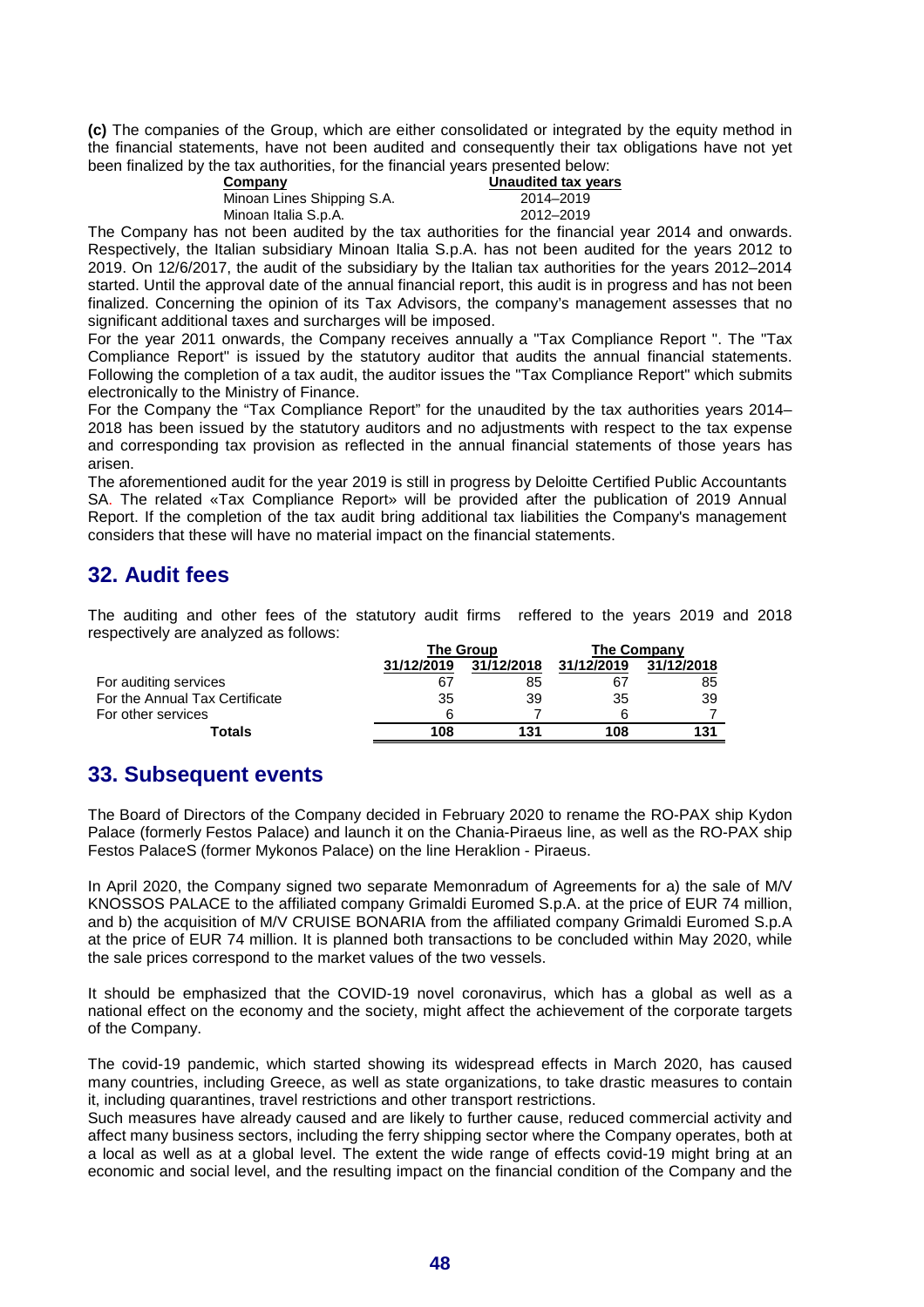**(c)** The companies of the Group, which are either consolidated or integrated by the equity method in the financial statements, have not been audited and consequently their tax obligations have not yet been finalized by the tax authorities, for the financial years presented below:

| Company | Unaudited tax years |
|---|---|
| Minoan Lines Shipping S.A. | 2014–2019 |
| Minoan Italia S.p.A. | 2012–2019 |

The Company has not been audited by the tax authorities for the financial year 2014 and onwards. Respectively, the Italian subsidiary Minoan Italia S.p.A. has not been audited for the years 2012 to 2019. On 12/6/2017, the audit of the subsidiary by the Italian tax authorities for the years 2012–2014 started. Until the approval date of the annual financial report, this audit is in progress and has not been finalized. Concerning the opinion of its Tax Advisors, the company's management assesses that no significant additional taxes and surcharges will be imposed.

For the year 2011 onwards, the Company receives annually a "Tax Compliance Report ". The "Tax Compliance Report" is issued by the statutory auditor that audits the annual financial statements. Following the completion of a tax audit, the auditor issues the "Tax Compliance Report" which submits electronically to the Ministry of Finance.

For the Company the "Tax Compliance Report" for the unaudited by the tax authorities years 2014–2018 has been issued by the statutory auditors and no adjustments with respect to the tax expense and corresponding tax provision as reflected in the annual financial statements of those years has arisen.

The aforementioned audit for the year 2019 is still in progress by Deloitte Certified Public Accountants SA. The related «Tax Compliance Report» will be provided after the publication of 2019 Annual Report. If the completion of the tax audit bring additional tax liabilities the Company's management considers that these will have no material impact on the financial statements.

## 32. Audit fees

The auditing and other fees of the statutory audit firms reffered to the years 2019 and 2018 respectively are analyzed as follows:

| | The Group | | The Company | |
|---|---|---|---|---|
| | 31/12/2019 | 31/12/2018 | 31/12/2019 | 31/12/2018 |
| For auditing services | 67 | 85 | 67 | 85 |
| For the Annual Tax Certificate | 35 | 39 | 35 | 39 |
| For other services | 6 | 7 | 6 | 7 |
| **Totals** | **108** | **131** | **108** | **131** |

## 33. Subsequent events

The Board of Directors of the Company decided in February 2020 to rename the RO-PAX ship Kydon Palace (formerly Festos Palace) and launch it on the Chania-Piraeus line, as well as the RO-PAX ship Festos PalaceS (former Mykonos Palace) on the line Heraklion - Piraeus.

In April 2020, the Company signed two separate Memonradum of Agreements for a) the sale of M/V KNOSSOS PALACE to the affiliated company Grimaldi Euromed S.p.A. at the price of EUR 74 million, and b) the acquisition of M/V CRUISE BONARIA from the affiliated company Grimaldi Euromed S.p.A at the price of EUR 74 million. It is planned both transactions to be concluded within May 2020, while the sale prices correspond to the market values of the two vessels.

It should be emphasized that the COVID-19 novel coronavirus, which has a global as well as a national effect on the economy and the society, might affect the achievement of the corporate targets of the Company.

The covid-19 pandemic, which started showing its widespread effects in March 2020, has caused many countries, including Greece, as well as state organizations, to take drastic measures to contain it, including quarantines, travel restrictions and other transport restrictions.

Such measures have already caused and are likely to further cause, reduced commercial activity and affect many business sectors, including the ferry shipping sector where the Company operates, both at a local as well as at a global level. The extent the wide range of effects covid-19 might bring at an economic and social level, and the resulting impact on the financial condition of the Company and the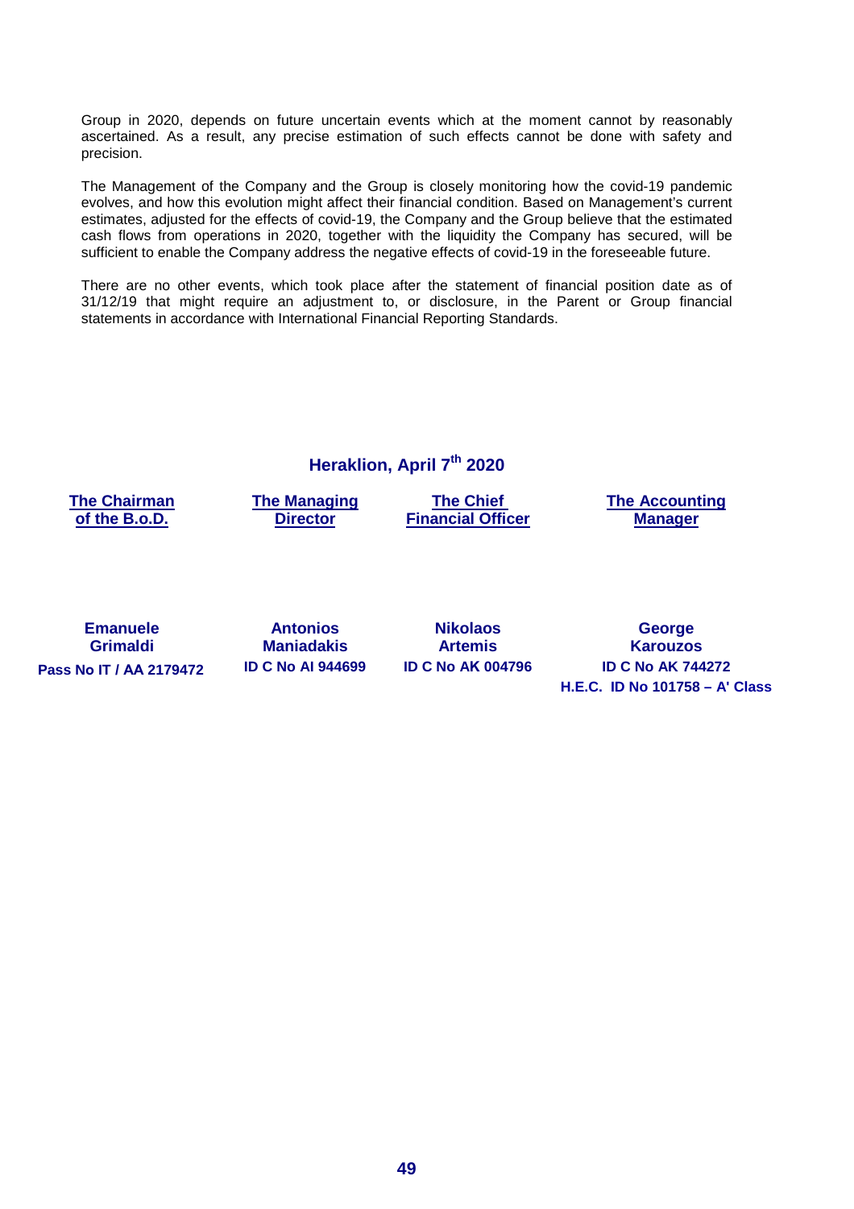Group in 2020, depends on future uncertain events which at the moment cannot by reasonably ascertained. As a result, any precise estimation of such effects cannot be done with safety and precision.

The Management of the Company and the Group is closely monitoring how the covid-19 pandemic evolves, and how this evolution might affect their financial condition. Based on Management's current estimates, adjusted for the effects of covid-19, the Company and the Group believe that the estimated cash flows from operations in 2020, together with the liquidity the Company has secured, will be sufficient to enable the Company address the negative effects of covid-19 in the foreseeable future.

There are no other events, which took place after the statement of financial position date as of 31/12/19 that might require an adjustment to, or disclosure, in the Parent or Group financial statements in accordance with International Financial Reporting Standards.

**Heraklion, April 7th 2020**

| The Chairman of the B.o.D. | The Managing Director | The Chief Financial Officer | The Accounting Manager |
|---|---|---|---|
| **Emanuele Grimaldi** | **Antonios Maniadakis** | **Nikolaos Artemis** | **George Karouzos** |
| **Pass No IT / AA 2179472** | **ID C No AI 944699** | **ID C No AK 004796** | **ID C No AK 744272** |
| | | | **H.E.C. ID No 101758 – A' Class** |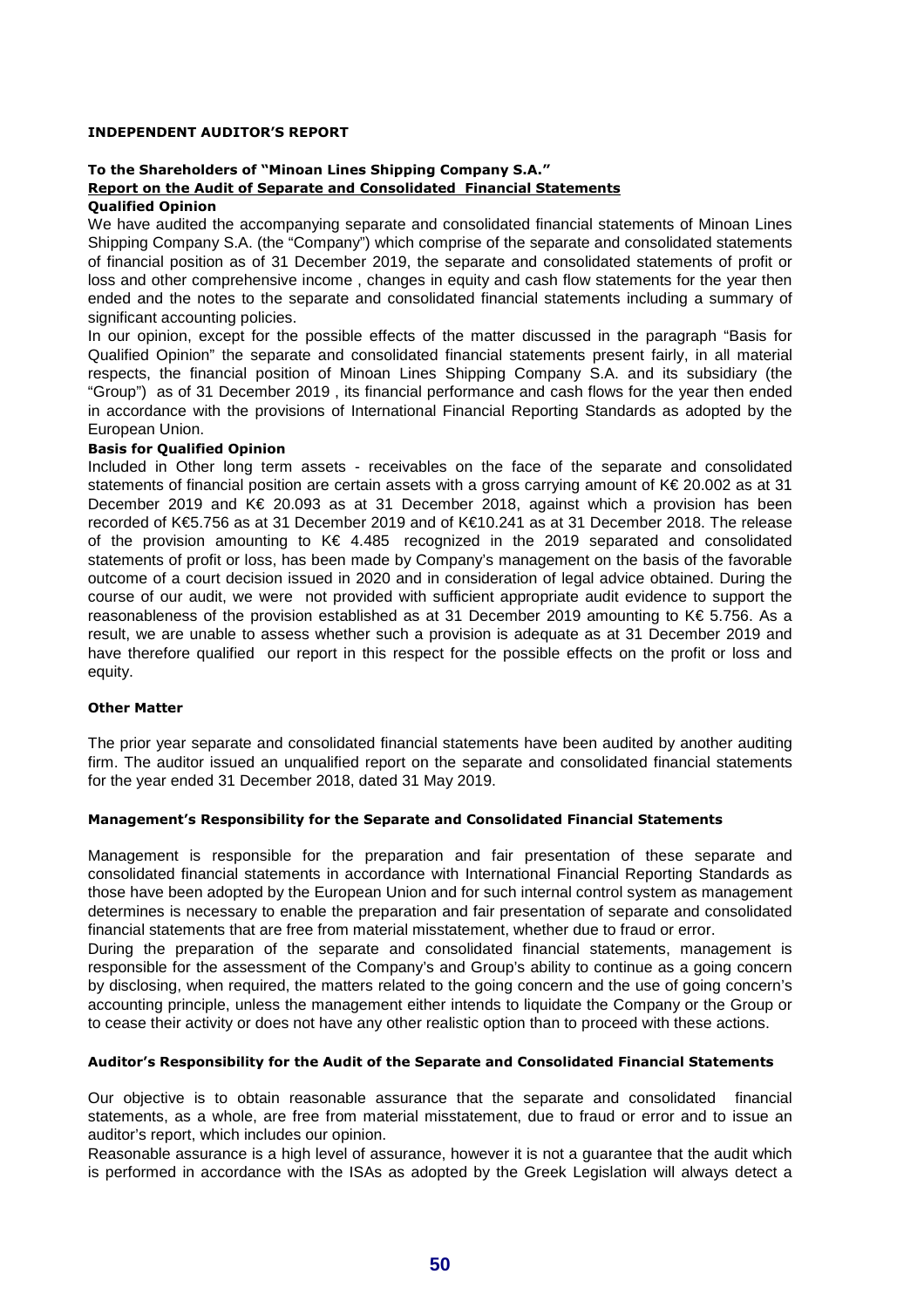**INDEPENDENT AUDITOR'S REPORT**

**To the Shareholders of "Minoan Lines Shipping Company S.A."**

**Report on the Audit of Separate and Consolidated Financial Statements**

**Qualified Opinion**

We have audited the accompanying separate and consolidated financial statements of Minoan Lines Shipping Company S.A. (the "Company") which comprise of the separate and consolidated statements of financial position as of 31 December 2019, the separate and consolidated statements of profit or loss and other comprehensive income , changes in equity and cash flow statements for the year then ended and the notes to the separate and consolidated financial statements including a summary of significant accounting policies.

In our opinion, except for the possible effects of the matter discussed in the paragraph "Basis for Qualified Opinion" the separate and consolidated financial statements present fairly, in all material respects, the financial position of Minoan Lines Shipping Company S.A. and its subsidiary (the "Group") as of 31 December 2019 , its financial performance and cash flows for the year then ended in accordance with the provisions of International Financial Reporting Standards as adopted by the European Union.

**Basis for Qualified Opinion**

Included in Other long term assets - receivables on the face of the separate and consolidated statements of financial position are certain assets with a gross carrying amount of K€ 20.002 as at 31 December 2019 and K€ 20.093 as at 31 December 2018, against which a provision has been recorded of K€5.756 as at 31 December 2019 and of K€10.241 as at 31 December 2018. The release of the provision amounting to K€ 4.485 recognized in the 2019 separated and consolidated statements of profit or loss, has been made by Company's management on the basis of the favorable outcome of a court decision issued in 2020 and in consideration of legal advice obtained. During the course of our audit, we were not provided with sufficient appropriate audit evidence to support the reasonableness of the provision established as at 31 December 2019 amounting to K€ 5.756. As a result, we are unable to assess whether such a provision is adequate as at 31 December 2019 and have therefore qualified our report in this respect for the possible effects on the profit or loss and equity.

**Other Matter**

The prior year separate and consolidated financial statements have been audited by another auditing firm. The auditor issued an unqualified report on the separate and consolidated financial statements for the year ended 31 December 2018, dated 31 May 2019.

**Management's Responsibility for the Separate and Consolidated Financial Statements**

Management is responsible for the preparation and fair presentation of these separate and consolidated financial statements in accordance with International Financial Reporting Standards as those have been adopted by the European Union and for such internal control system as management determines is necessary to enable the preparation and fair presentation of separate and consolidated financial statements that are free from material misstatement, whether due to fraud or error.

During the preparation of the separate and consolidated financial statements, management is responsible for the assessment of the Company's and Group's ability to continue as a going concern by disclosing, when required, the matters related to the going concern and the use of going concern's accounting principle, unless the management either intends to liquidate the Company or the Group or to cease their activity or does not have any other realistic option than to proceed with these actions.

**Auditor's Responsibility for the Audit of the Separate and Consolidated Financial Statements**

Our objective is to obtain reasonable assurance that the separate and consolidated financial statements, as a whole, are free from material misstatement, due to fraud or error and to issue an auditor's report, which includes our opinion.

Reasonable assurance is a high level of assurance, however it is not a guarantee that the audit which is performed in accordance with the ISAs as adopted by the Greek Legislation will always detect a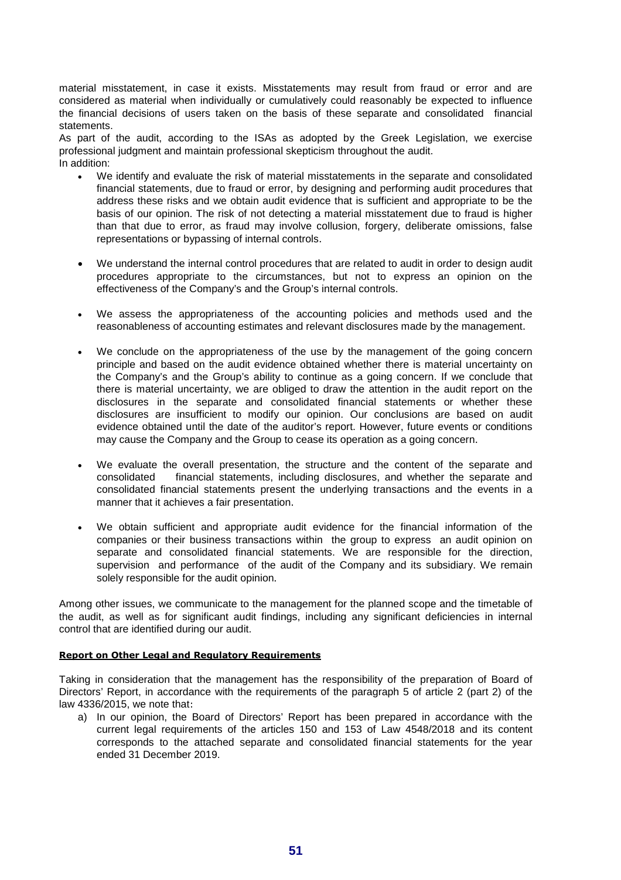material misstatement, in case it exists. Misstatements may result from fraud or error and are considered as material when individually or cumulatively could reasonably be expected to influence the financial decisions of users taken on the basis of these separate and consolidated financial statements.

As part of the audit, according to the ISAs as adopted by the Greek Legislation, we exercise professional judgment and maintain professional skepticism throughout the audit.

In addition:

- We identify and evaluate the risk of material misstatements in the separate and consolidated financial statements, due to fraud or error, by designing and performing audit procedures that address these risks and we obtain audit evidence that is sufficient and appropriate to be the basis of our opinion. The risk of not detecting a material misstatement due to fraud is higher than that due to error, as fraud may involve collusion, forgery, deliberate omissions, false representations or bypassing of internal controls.

- We understand the internal control procedures that are related to audit in order to design audit procedures appropriate to the circumstances, but not to express an opinion on the effectiveness of the Company's and the Group's internal controls.

- We assess the appropriateness of the accounting policies and methods used and the reasonableness of accounting estimates and relevant disclosures made by the management.

- We conclude on the appropriateness of the use by the management of the going concern principle and based on the audit evidence obtained whether there is material uncertainty on the Company's and the Group's ability to continue as a going concern. If we conclude that there is material uncertainty, we are obliged to draw the attention in the audit report on the disclosures in the separate and consolidated financial statements or whether these disclosures are insufficient to modify our opinion. Our conclusions are based on audit evidence obtained until the date of the auditor's report. However, future events or conditions may cause the Company and the Group to cease its operation as a going concern.

- We evaluate the overall presentation, the structure and the content of the separate and consolidated financial statements, including disclosures, and whether the separate and consolidated financial statements present the underlying transactions and the events in a manner that it achieves a fair presentation.

- We obtain sufficient and appropriate audit evidence for the financial information of the companies or their business transactions within the group to express an audit opinion on separate and consolidated financial statements. We are responsible for the direction, supervision and performance of the audit of the Company and its subsidiary. We remain solely responsible for the audit opinion.

Among other issues, we communicate to the management for the planned scope and the timetable of the audit, as well as for significant audit findings, including any significant deficiencies in internal control that are identified during our audit.

**Report on Other Legal and Regulatory Requirements**

Taking in consideration that the management has the responsibility of the preparation of Board of Directors' Report, in accordance with the requirements of the paragraph 5 of article 2 (part 2) of the law 4336/2015, we note that:

a) In our opinion, the Board of Directors' Report has been prepared in accordance with the current legal requirements of the articles 150 and 153 of Law 4548/2018 and its content corresponds to the attached separate and consolidated financial statements for the year ended 31 December 2019.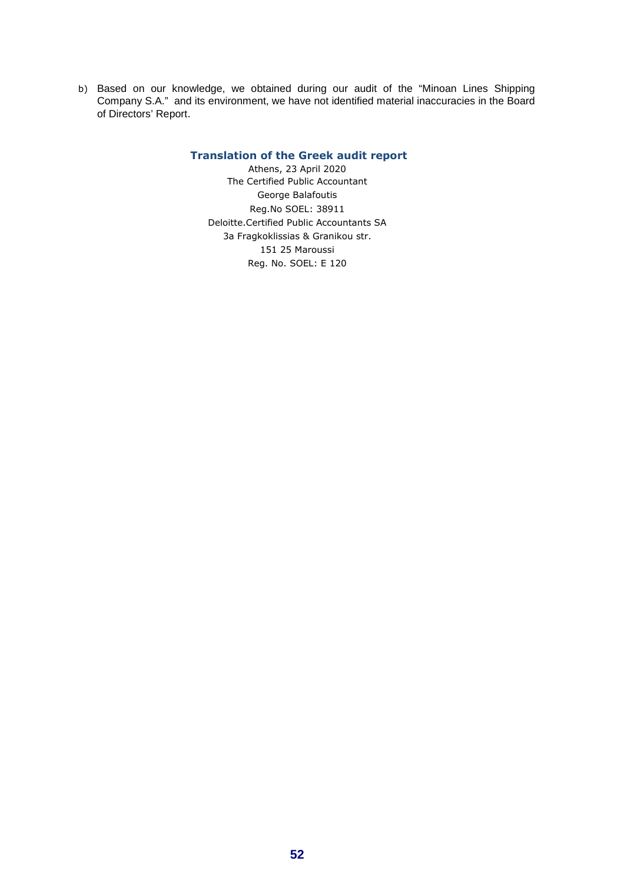b) Based on our knowledge, we obtained during our audit of the "Minoan Lines Shipping Company S.A." and its environment, we have not identified material inaccuracies in the Board of Directors' Report.

**Translation of the Greek audit report**

Athens, 23 April 2020
The Certified Public Accountant
George Balafoutis
Reg.No SOEL: 38911
Deloitte.Certified Public Accountants SA
3a Fragkoklissias & Granikou str.
151 25 Maroussi
Reg. No. SOEL: E 120